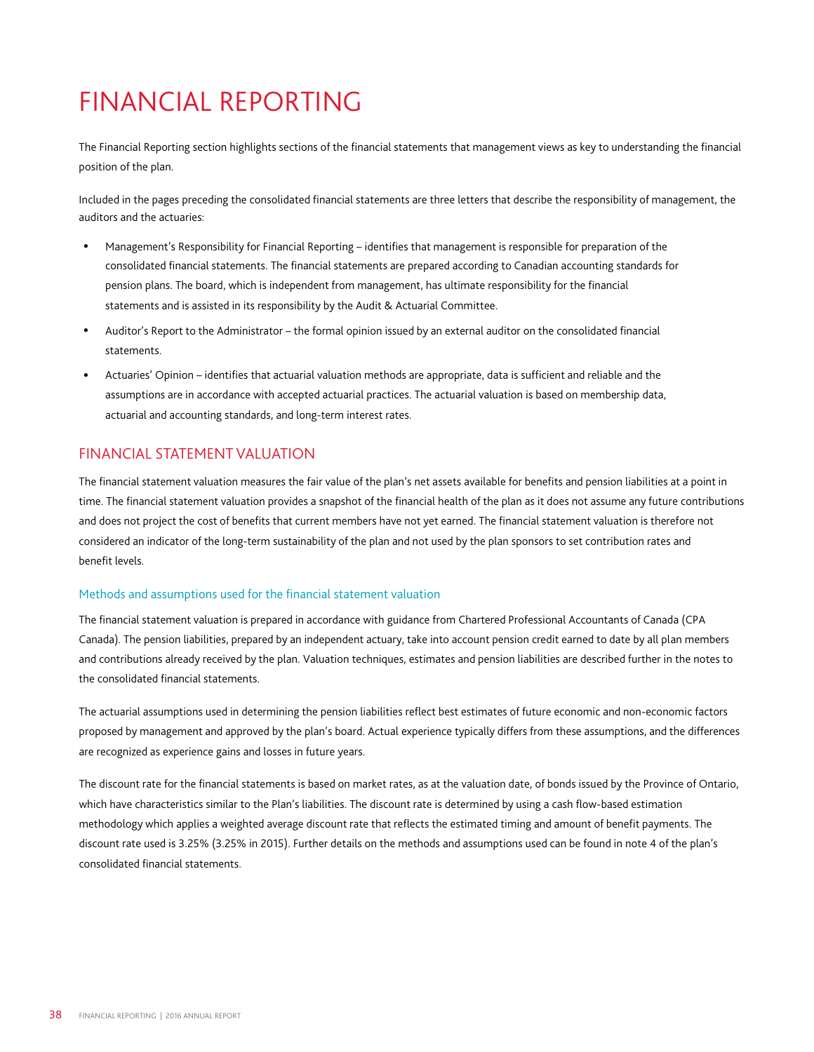# FINANCIAL REPORTING

The Financial Reporting section highlights sections of the financial statements that management views as key to understanding the financial position of the plan.

Included in the pages preceding the consolidated financial statements are three letters that describe the responsibility of management, the auditors and the actuaries:

- Management's Responsibility for Financial Reporting – identifies that management is responsible for preparation of the consolidated financial statements. The financial statements are prepared according to Canadian accounting standards for pension plans. The board, which is independent from management, has ultimate responsibility for the financial statements and is assisted in its responsibility by the Audit & Actuarial Committee.
- Auditor's Report to the Administrator – the formal opinion issued by an external auditor on the consolidated financial statements.
- Actuaries' Opinion – identifies that actuarial valuation methods are appropriate, data is sufficient and reliable and the assumptions are in accordance with accepted actuarial practices. The actuarial valuation is based on membership data, actuarial and accounting standards, and long-term interest rates.

## FINANCIAL STATEMENT VALUATION

The financial statement valuation measures the fair value of the plan's net assets available for benefits and pension liabilities at a point in time. The financial statement valuation provides a snapshot of the financial health of the plan as it does not assume any future contributions and does not project the cost of benefits that current members have not yet earned. The financial statement valuation is therefore not considered an indicator of the long-term sustainability of the plan and not used by the plan sponsors to set contribution rates and benefit levels.

### Methods and assumptions used for the financial statement valuation

The financial statement valuation is prepared in accordance with guidance from Chartered Professional Accountants of Canada (CPA Canada). The pension liabilities, prepared by an independent actuary, take into account pension credit earned to date by all plan members and contributions already received by the plan. Valuation techniques, estimates and pension liabilities are described further in the notes to the consolidated financial statements.

The actuarial assumptions used in determining the pension liabilities reflect best estimates of future economic and non-economic factors proposed by management and approved by the plan's board. Actual experience typically differs from these assumptions, and the differences are recognized as experience gains and losses in future years.

The discount rate for the financial statements is based on market rates, as at the valuation date, of bonds issued by the Province of Ontario, which have characteristics similar to the Plan's liabilities. The discount rate is determined by using a cash flow-based estimation methodology which applies a weighted average discount rate that reflects the estimated timing and amount of benefit payments. The discount rate used is 3.25% (3.25% in 2015). Further details on the methods and assumptions used can be found in note 4 of the plan's consolidated financial statements.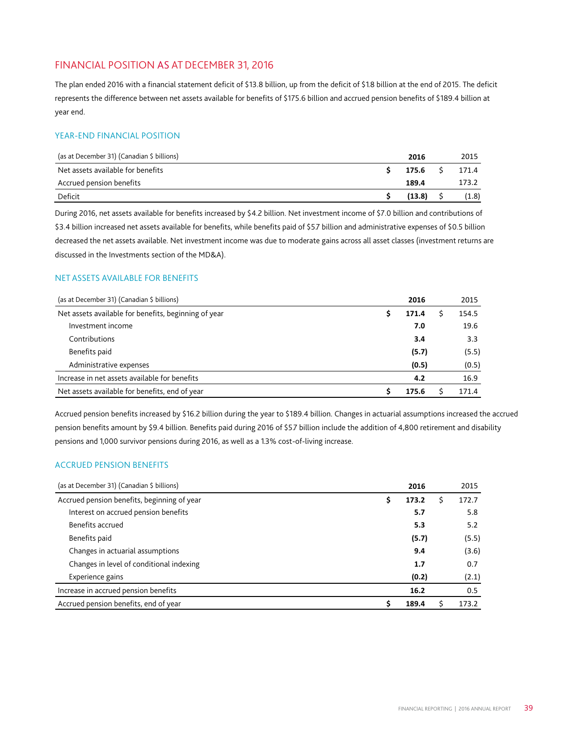## FINANCIAL POSITION AS AT DECEMBER 31, 2016

The plan ended 2016 with a financial statement deficit of $13.8 billion, up from the deficit of $1.8 billion at the end of 2015. The deficit represents the difference between net assets available for benefits of $175.6 billion and accrued pension benefits of $189.4 billion at year end.

### YEAR-END FINANCIAL POSITION

| (as at December 31) (Canadian $ billions) | 2016 | 2015 |
|---|---|---|
| Net assets available for benefits | $ 175.6 | $ 171.4 |
| Accrued pension benefits | 189.4 | 173.2 |
| Deficit | $ (13.8) | $ (1.8) |

During 2016, net assets available for benefits increased by $4.2 billion. Net investment income of $7.0 billion and contributions of $3.4 billion increased net assets available for benefits, while benefits paid of $5.7 billion and administrative expenses of $0.5 billion decreased the net assets available. Net investment income was due to moderate gains across all asset classes (investment returns are discussed in the Investments section of the MD&A).

### NET ASSETS AVAILABLE FOR BENEFITS

| (as at December 31) (Canadian $ billions) | 2016 | 2015 |
|---|---|---|
| Net assets available for benefits, beginning of year | $ 171.4 | $ 154.5 |
| Investment income | 7.0 | 19.6 |
| Contributions | 3.4 | 3.3 |
| Benefits paid | (5.7) | (5.5) |
| Administrative expenses | (0.5) | (0.5) |
| Increase in net assets available for benefits | 4.2 | 16.9 |
| Net assets available for benefits, end of year | $ 175.6 | $ 171.4 |

Accrued pension benefits increased by $16.2 billion during the year to $189.4 billion. Changes in actuarial assumptions increased the accrued pension benefits amount by $9.4 billion. Benefits paid during 2016 of $5.7 billion include the addition of 4,800 retirement and disability pensions and 1,000 survivor pensions during 2016, as well as a 1.3% cost-of-living increase.

### ACCRUED PENSION BENEFITS

| (as at December 31) (Canadian $ billions) | 2016 | 2015 |
|---|---|---|
| Accrued pension benefits, beginning of year | $ 173.2 | $ 172.7 |
| Interest on accrued pension benefits | 5.7 | 5.8 |
| Benefits accrued | 5.3 | 5.2 |
| Benefits paid | (5.7) | (5.5) |
| Changes in actuarial assumptions | 9.4 | (3.6) |
| Changes in level of conditional indexing | 1.7 | 0.7 |
| Experience gains | (0.2) | (2.1) |
| Increase in accrued pension benefits | 16.2 | 0.5 |
| Accrued pension benefits, end of year | $ 189.4 | $ 173.2 |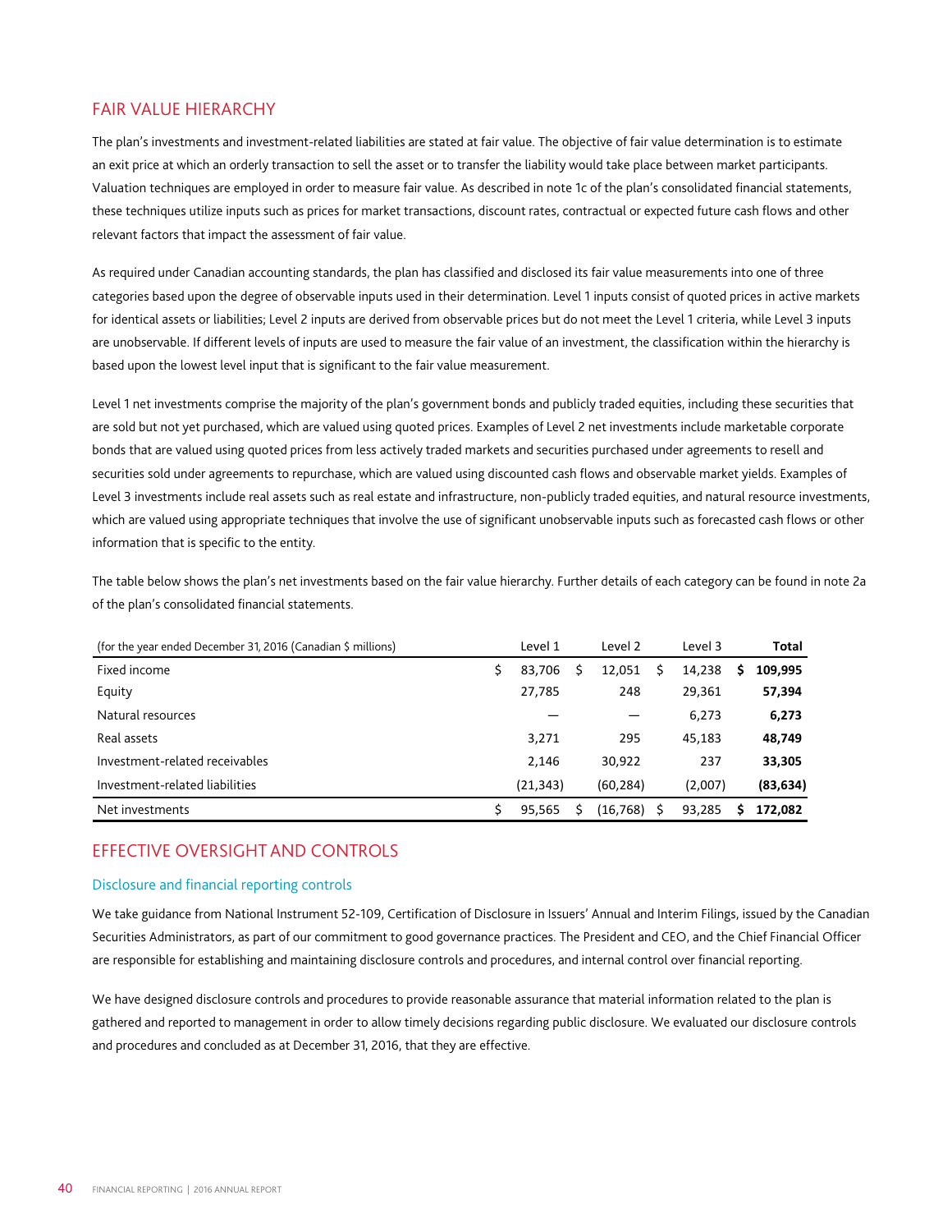## FAIR VALUE HIERARCHY

The plan's investments and investment-related liabilities are stated at fair value. The objective of fair value determination is to estimate an exit price at which an orderly transaction to sell the asset or to transfer the liability would take place between market participants. Valuation techniques are employed in order to measure fair value. As described in note 1c of the plan's consolidated financial statements, these techniques utilize inputs such as prices for market transactions, discount rates, contractual or expected future cash flows and other relevant factors that impact the assessment of fair value.

As required under Canadian accounting standards, the plan has classified and disclosed its fair value measurements into one of three categories based upon the degree of observable inputs used in their determination. Level 1 inputs consist of quoted prices in active markets for identical assets or liabilities; Level 2 inputs are derived from observable prices but do not meet the Level 1 criteria, while Level 3 inputs are unobservable. If different levels of inputs are used to measure the fair value of an investment, the classification within the hierarchy is based upon the lowest level input that is significant to the fair value measurement.

Level 1 net investments comprise the majority of the plan's government bonds and publicly traded equities, including these securities that are sold but not yet purchased, which are valued using quoted prices. Examples of Level 2 net investments include marketable corporate bonds that are valued using quoted prices from less actively traded markets and securities purchased under agreements to resell and securities sold under agreements to repurchase, which are valued using discounted cash flows and observable market yields. Examples of Level 3 investments include real assets such as real estate and infrastructure, non-publicly traded equities, and natural resource investments, which are valued using appropriate techniques that involve the use of significant unobservable inputs such as forecasted cash flows or other information that is specific to the entity.

The table below shows the plan's net investments based on the fair value hierarchy. Further details of each category can be found in note 2a of the plan's consolidated financial statements.

| (for the year ended December 31, 2016 (Canadian $ millions) | Level 1 | Level 2 | Level 3 | Total |
|---|---|---|---|---|
| Fixed income | $ 83,706 | $ 12,051 | $ 14,238 | **$ 109,995** |
| Equity | 27,785 | 248 | 29,361 | **57,394** |
| Natural resources | — | — | 6,273 | **6,273** |
| Real assets | 3,271 | 295 | 45,183 | **48,749** |
| Investment-related receivables | 2,146 | 30,922 | 237 | **33,305** |
| Investment-related liabilities | (21,343) | (60,284) | (2,007) | **(83,634)** |
| Net investments | $ 95,565 | $ (16,768) | $ 93,285 | **$ 172,082** |

## EFFECTIVE OVERSIGHT AND CONTROLS

### Disclosure and financial reporting controls

We take guidance from National Instrument 52-109, Certification of Disclosure in Issuers' Annual and Interim Filings, issued by the Canadian Securities Administrators, as part of our commitment to good governance practices. The President and CEO, and the Chief Financial Officer are responsible for establishing and maintaining disclosure controls and procedures, and internal control over financial reporting.

We have designed disclosure controls and procedures to provide reasonable assurance that material information related to the plan is gathered and reported to management in order to allow timely decisions regarding public disclosure. We evaluated our disclosure controls and procedures and concluded as at December 31, 2016, that they are effective.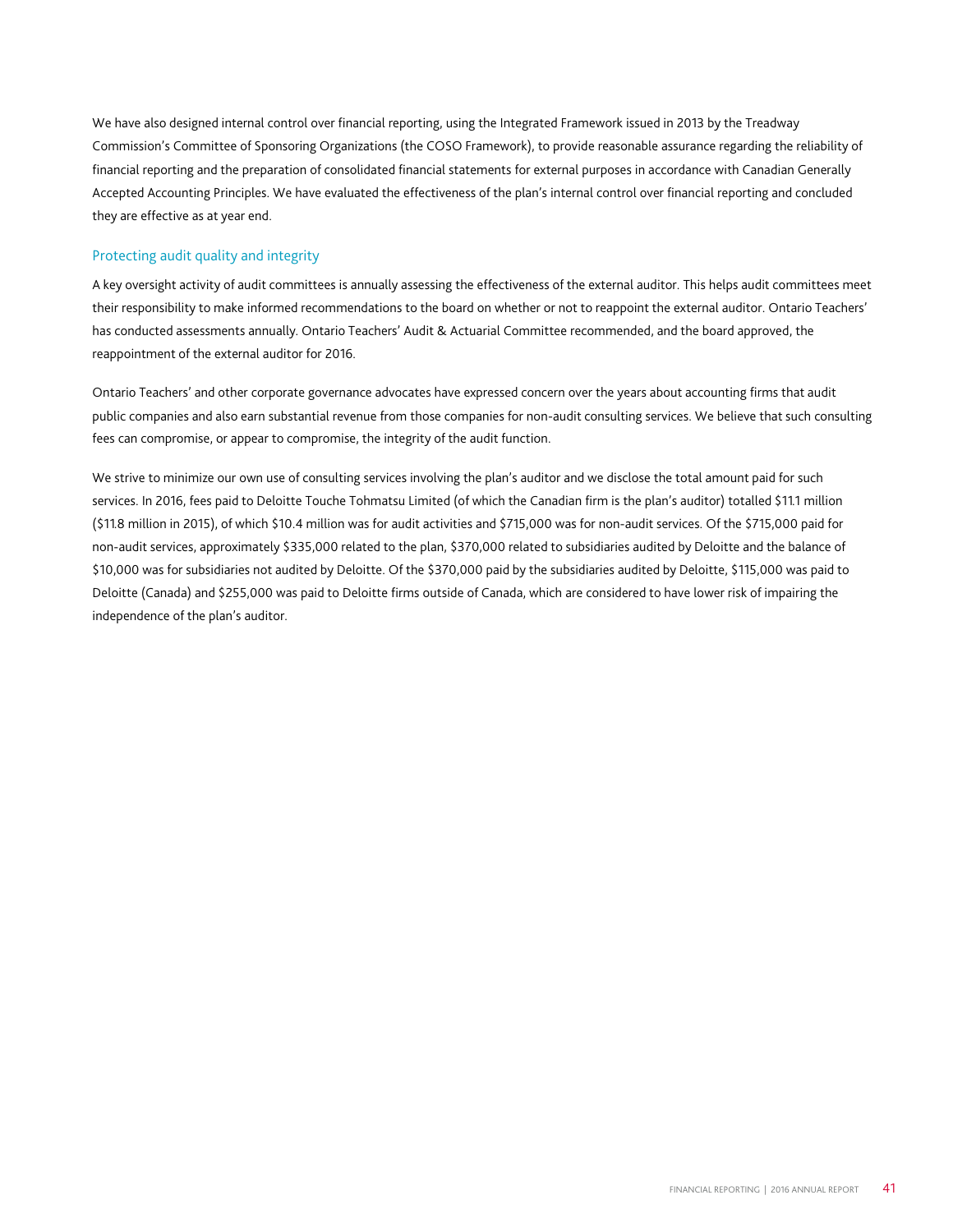We have also designed internal control over financial reporting, using the Integrated Framework issued in 2013 by the Treadway Commission's Committee of Sponsoring Organizations (the COSO Framework), to provide reasonable assurance regarding the reliability of financial reporting and the preparation of consolidated financial statements for external purposes in accordance with Canadian Generally Accepted Accounting Principles. We have evaluated the effectiveness of the plan's internal control over financial reporting and concluded they are effective as at year end.

## Protecting audit quality and integrity

A key oversight activity of audit committees is annually assessing the effectiveness of the external auditor. This helps audit committees meet their responsibility to make informed recommendations to the board on whether or not to reappoint the external auditor. Ontario Teachers' has conducted assessments annually. Ontario Teachers' Audit & Actuarial Committee recommended, and the board approved, the reappointment of the external auditor for 2016.

Ontario Teachers' and other corporate governance advocates have expressed concern over the years about accounting firms that audit public companies and also earn substantial revenue from those companies for non-audit consulting services. We believe that such consulting fees can compromise, or appear to compromise, the integrity of the audit function.

We strive to minimize our own use of consulting services involving the plan's auditor and we disclose the total amount paid for such services. In 2016, fees paid to Deloitte Touche Tohmatsu Limited (of which the Canadian firm is the plan's auditor) totalled $11.1 million ($11.8 million in 2015), of which $10.4 million was for audit activities and $715,000 was for non-audit services. Of the $715,000 paid for non-audit services, approximately $335,000 related to the plan, $370,000 related to subsidiaries audited by Deloitte and the balance of $10,000 was for subsidiaries not audited by Deloitte. Of the $370,000 paid by the subsidiaries audited by Deloitte, $115,000 was paid to Deloitte (Canada) and $255,000 was paid to Deloitte firms outside of Canada, which are considered to have lower risk of impairing the independence of the plan's auditor.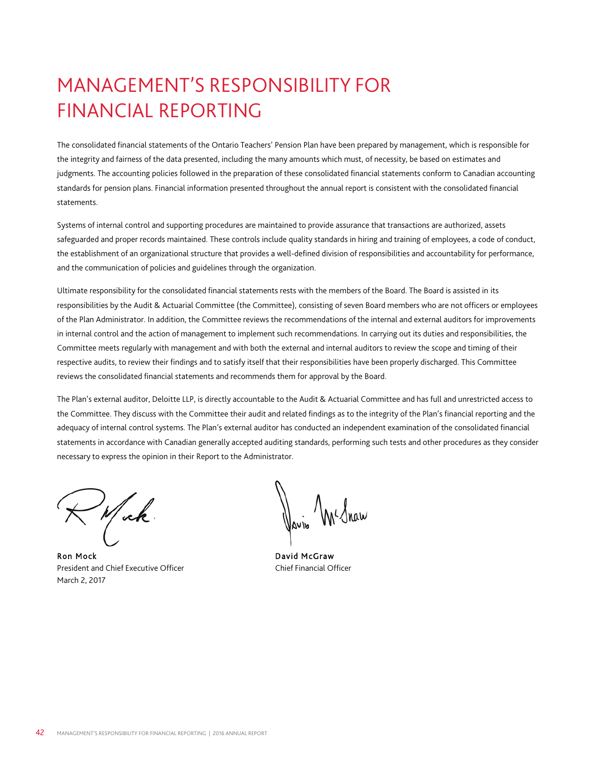# MANAGEMENT'S RESPONSIBILITY FOR FINANCIAL REPORTING

The consolidated financial statements of the Ontario Teachers' Pension Plan have been prepared by management, which is responsible for the integrity and fairness of the data presented, including the many amounts which must, of necessity, be based on estimates and judgments. The accounting policies followed in the preparation of these consolidated financial statements conform to Canadian accounting standards for pension plans. Financial information presented throughout the annual report is consistent with the consolidated financial statements.

Systems of internal control and supporting procedures are maintained to provide assurance that transactions are authorized, assets safeguarded and proper records maintained. These controls include quality standards in hiring and training of employees, a code of conduct, the establishment of an organizational structure that provides a well-defined division of responsibilities and accountability for performance, and the communication of policies and guidelines through the organization.

Ultimate responsibility for the consolidated financial statements rests with the members of the Board. The Board is assisted in its responsibilities by the Audit & Actuarial Committee (the Committee), consisting of seven Board members who are not officers or employees of the Plan Administrator. In addition, the Committee reviews the recommendations of the internal and external auditors for improvements in internal control and the action of management to implement such recommendations. In carrying out its duties and responsibilities, the Committee meets regularly with management and with both the external and internal auditors to review the scope and timing of their respective audits, to review their findings and to satisfy itself that their responsibilities have been properly discharged. This Committee reviews the consolidated financial statements and recommends them for approval by the Board.

The Plan's external auditor, Deloitte LLP, is directly accountable to the Audit & Actuarial Committee and has full and unrestricted access to the Committee. They discuss with the Committee their audit and related findings as to the integrity of the Plan's financial reporting and the adequacy of internal control systems. The Plan's external auditor has conducted an independent examination of the consolidated financial statements in accordance with Canadian generally accepted auditing standards, performing such tests and other procedures as they consider necessary to express the opinion in their Report to the Administrator.

**Ron Mock**
President and Chief Executive Officer
March 2, 2017

**David McGraw**
Chief Financial Officer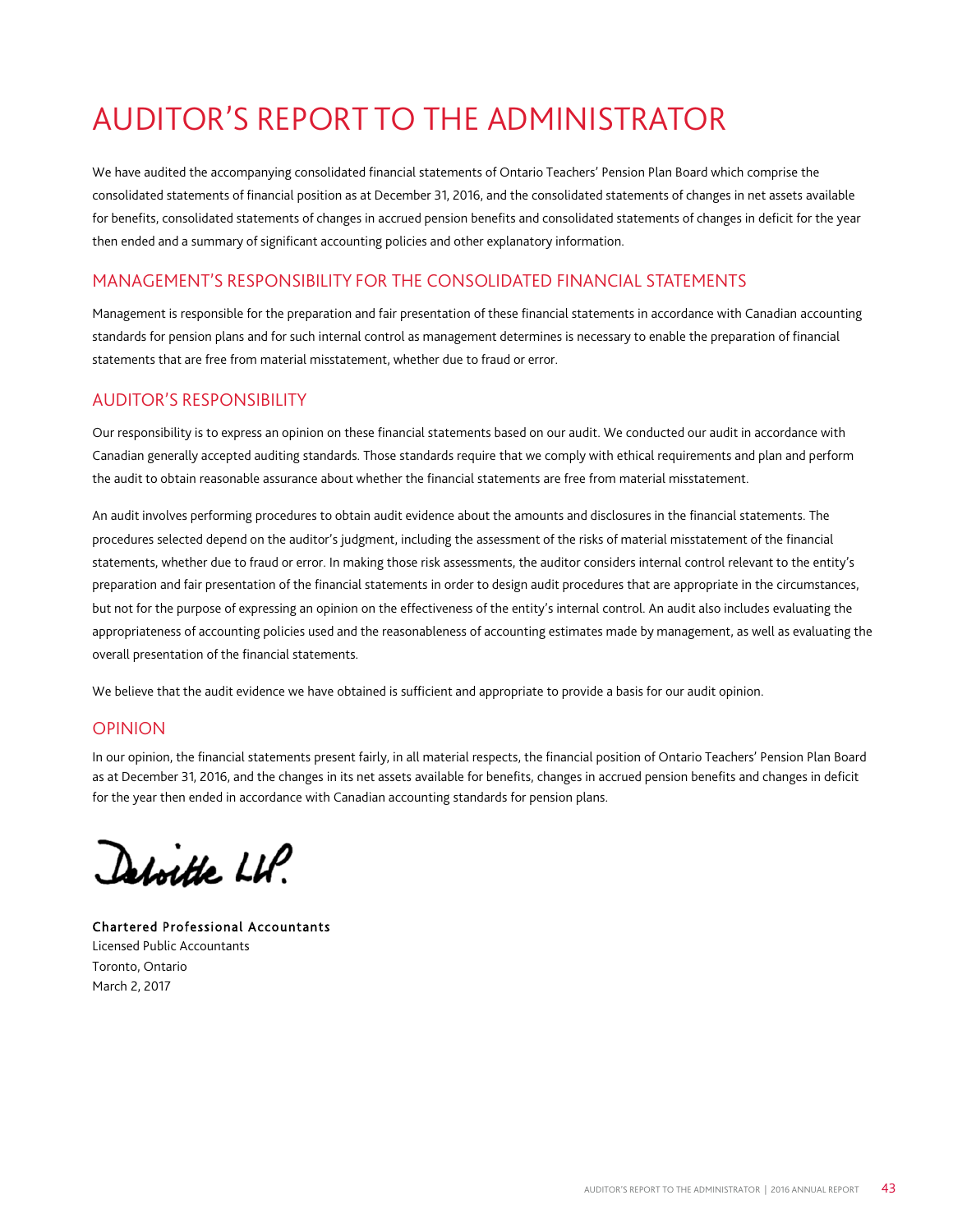# AUDITOR'S REPORT TO THE ADMINISTRATOR

We have audited the accompanying consolidated financial statements of Ontario Teachers' Pension Plan Board which comprise the consolidated statements of financial position as at December 31, 2016, and the consolidated statements of changes in net assets available for benefits, consolidated statements of changes in accrued pension benefits and consolidated statements of changes in deficit for the year then ended and a summary of significant accounting policies and other explanatory information.

## MANAGEMENT'S RESPONSIBILITY FOR THE CONSOLIDATED FINANCIAL STATEMENTS

Management is responsible for the preparation and fair presentation of these financial statements in accordance with Canadian accounting standards for pension plans and for such internal control as management determines is necessary to enable the preparation of financial statements that are free from material misstatement, whether due to fraud or error.

## AUDITOR'S RESPONSIBILITY

Our responsibility is to express an opinion on these financial statements based on our audit. We conducted our audit in accordance with Canadian generally accepted auditing standards. Those standards require that we comply with ethical requirements and plan and perform the audit to obtain reasonable assurance about whether the financial statements are free from material misstatement.

An audit involves performing procedures to obtain audit evidence about the amounts and disclosures in the financial statements. The procedures selected depend on the auditor's judgment, including the assessment of the risks of material misstatement of the financial statements, whether due to fraud or error. In making those risk assessments, the auditor considers internal control relevant to the entity's preparation and fair presentation of the financial statements in order to design audit procedures that are appropriate in the circumstances, but not for the purpose of expressing an opinion on the effectiveness of the entity's internal control. An audit also includes evaluating the appropriateness of accounting policies used and the reasonableness of accounting estimates made by management, as well as evaluating the overall presentation of the financial statements.

We believe that the audit evidence we have obtained is sufficient and appropriate to provide a basis for our audit opinion.

## OPINION

In our opinion, the financial statements present fairly, in all material respects, the financial position of Ontario Teachers' Pension Plan Board as at December 31, 2016, and the changes in its net assets available for benefits, changes in accrued pension benefits and changes in deficit for the year then ended in accordance with Canadian accounting standards for pension plans.

Deloitte LLP

**Chartered Professional Accountants**
Licensed Public Accountants
Toronto, Ontario
March 2, 2017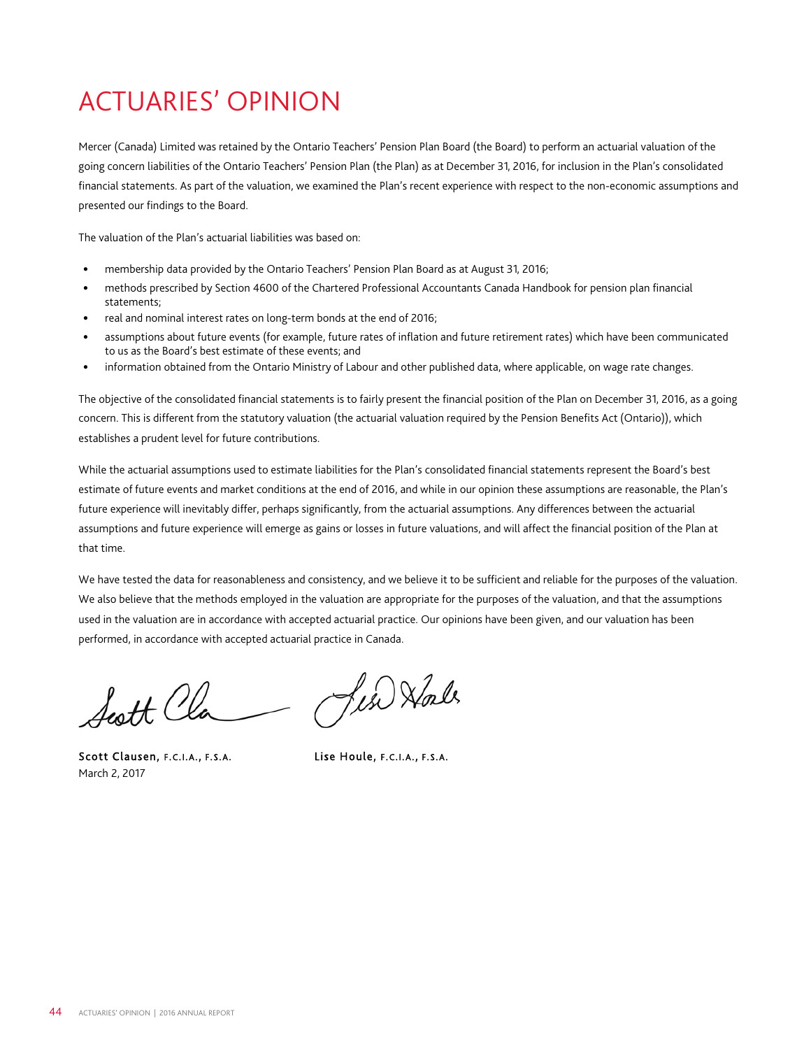# ACTUARIES' OPINION

Mercer (Canada) Limited was retained by the Ontario Teachers' Pension Plan Board (the Board) to perform an actuarial valuation of the going concern liabilities of the Ontario Teachers' Pension Plan (the Plan) as at December 31, 2016, for inclusion in the Plan's consolidated financial statements. As part of the valuation, we examined the Plan's recent experience with respect to the non-economic assumptions and presented our findings to the Board.

The valuation of the Plan's actuarial liabilities was based on:

- membership data provided by the Ontario Teachers' Pension Plan Board as at August 31, 2016;
- methods prescribed by Section 4600 of the Chartered Professional Accountants Canada Handbook for pension plan financial statements;
- real and nominal interest rates on long-term bonds at the end of 2016;
- assumptions about future events (for example, future rates of inflation and future retirement rates) which have been communicated to us as the Board's best estimate of these events; and
- information obtained from the Ontario Ministry of Labour and other published data, where applicable, on wage rate changes.

The objective of the consolidated financial statements is to fairly present the financial position of the Plan on December 31, 2016, as a going concern. This is different from the statutory valuation (the actuarial valuation required by the Pension Benefits Act (Ontario)), which establishes a prudent level for future contributions.

While the actuarial assumptions used to estimate liabilities for the Plan's consolidated financial statements represent the Board's best estimate of future events and market conditions at the end of 2016, and while in our opinion these assumptions are reasonable, the Plan's future experience will inevitably differ, perhaps significantly, from the actuarial assumptions. Any differences between the actuarial assumptions and future experience will emerge as gains or losses in future valuations, and will affect the financial position of the Plan at that time.

We have tested the data for reasonableness and consistency, and we believe it to be sufficient and reliable for the purposes of the valuation. We also believe that the methods employed in the valuation are appropriate for the purposes of the valuation, and that the assumptions used in the valuation are in accordance with accepted actuarial practice. Our opinions have been given, and our valuation has been performed, in accordance with accepted actuarial practice in Canada.

**Scott Clausen**, F.C.I.A., F.S.A.
March 2, 2017

**Lise Houle**, F.C.I.A., F.S.A.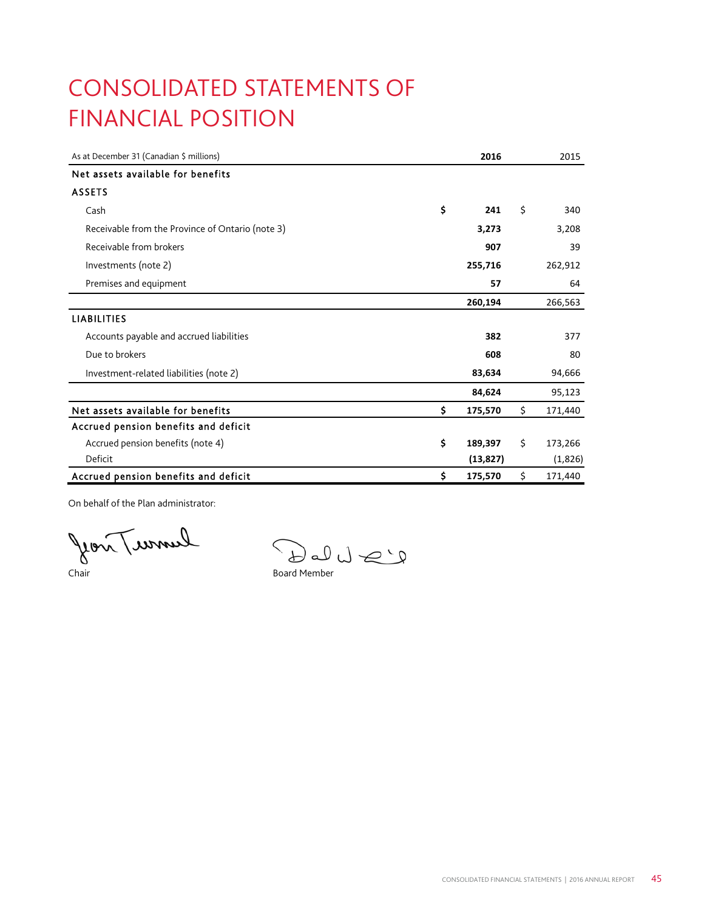# CONSOLIDATED STATEMENTS OF FINANCIAL POSITION

| As at December 31 (Canadian $ millions) | 2016 | 2015 |
|---|---|---|
| **Net assets available for benefits** | | |
| **ASSETS** | | |
| Cash | $ 241 | $ 340 |
| Receivable from the Province of Ontario (note 3) | 3,273 | 3,208 |
| Receivable from brokers | 907 | 39 |
| Investments (note 2) | 255,716 | 262,912 |
| Premises and equipment | 57 | 64 |
| | 260,194 | 266,563 |
| **LIABILITIES** | | |
| Accounts payable and accrued liabilities | 382 | 377 |
| Due to brokers | 608 | 80 |
| Investment-related liabilities (note 2) | 83,634 | 94,666 |
| | 84,624 | 95,123 |
| **Net assets available for benefits** | $ 175,570 | $ 171,440 |
| **Accrued pension benefits and deficit** | | |
| Accrued pension benefits (note 4) | $ 189,397 | $ 173,266 |
| Deficit | (13,827) | (1,826) |
| **Accrued pension benefits and deficit** | $ 175,570 | $ 171,440 |

On behalf of the Plan administrator:

Chair

Board Member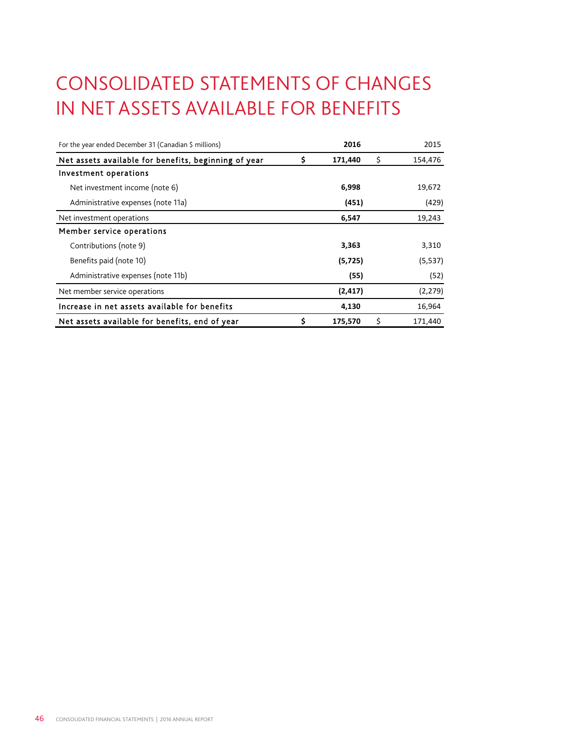# CONSOLIDATED STATEMENTS OF CHANGES IN NET ASSETS AVAILABLE FOR BENEFITS

| For the year ended December 31 (Canadian $ millions) | 2016 | 2015 |
|---|---|---|
| **Net assets available for benefits, beginning of year** | **$ 171,440** | $ 154,476 |
| **Investment operations** | | |
| Net investment income (note 6) | **6,998** | 19,672 |
| Administrative expenses (note 11a) | **(451)** | (429) |
| Net investment operations | **6,547** | 19,243 |
| **Member service operations** | | |
| Contributions (note 9) | **3,363** | 3,310 |
| Benefits paid (note 10) | **(5,725)** | (5,537) |
| Administrative expenses (note 11b) | **(55)** | (52) |
| Net member service operations | **(2,417)** | (2,279) |
| **Increase in net assets available for benefits** | **4,130** | 16,964 |
| **Net assets available for benefits, end of year** | **$ 175,570** | $ 171,440 |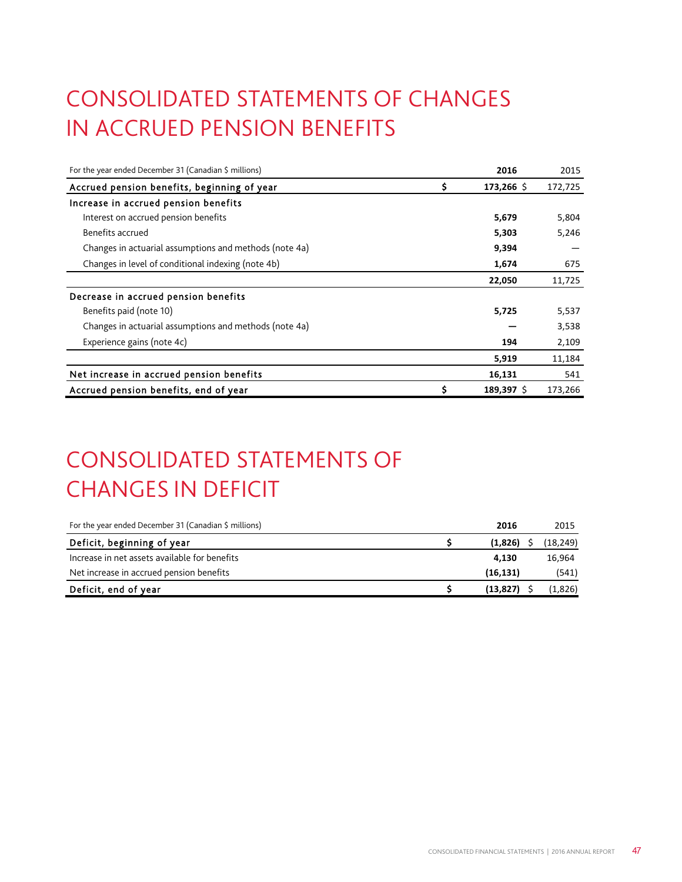# CONSOLIDATED STATEMENTS OF CHANGES IN ACCRUED PENSION BENEFITS

| For the year ended December 31 (Canadian $ millions) | 2016 | 2015 |
|---|---|---|
| **Accrued pension benefits, beginning of year** | $ **173,266** | $ 172,725 |
| **Increase in accrued pension benefits** | | |
| Interest on accrued pension benefits | **5,679** | 5,804 |
| Benefits accrued | **5,303** | 5,246 |
| Changes in actuarial assumptions and methods (note 4a) | **9,394** | — |
| Changes in level of conditional indexing (note 4b) | **1,674** | 675 |
| | **22,050** | 11,725 |
| **Decrease in accrued pension benefits** | | |
| Benefits paid (note 10) | **5,725** | 5,537 |
| Changes in actuarial assumptions and methods (note 4a) | **—** | 3,538 |
| Experience gains (note 4c) | **194** | 2,109 |
| | **5,919** | 11,184 |
| **Net increase in accrued pension benefits** | **16,131** | 541 |
| **Accrued pension benefits, end of year** | $ **189,397** | $ 173,266 |

# CONSOLIDATED STATEMENTS OF CHANGES IN DEFICIT

| For the year ended December 31 (Canadian $ millions) | 2016 | 2015 |
|---|---|---|
| **Deficit, beginning of year** | $ **(1,826)** | $ (18,249) |
| Increase in net assets available for benefits | **4,130** | 16,964 |
| Net increase in accrued pension benefits | **(16,131)** | (541) |
| **Deficit, end of year** | $ **(13,827)** | $ (1,826) |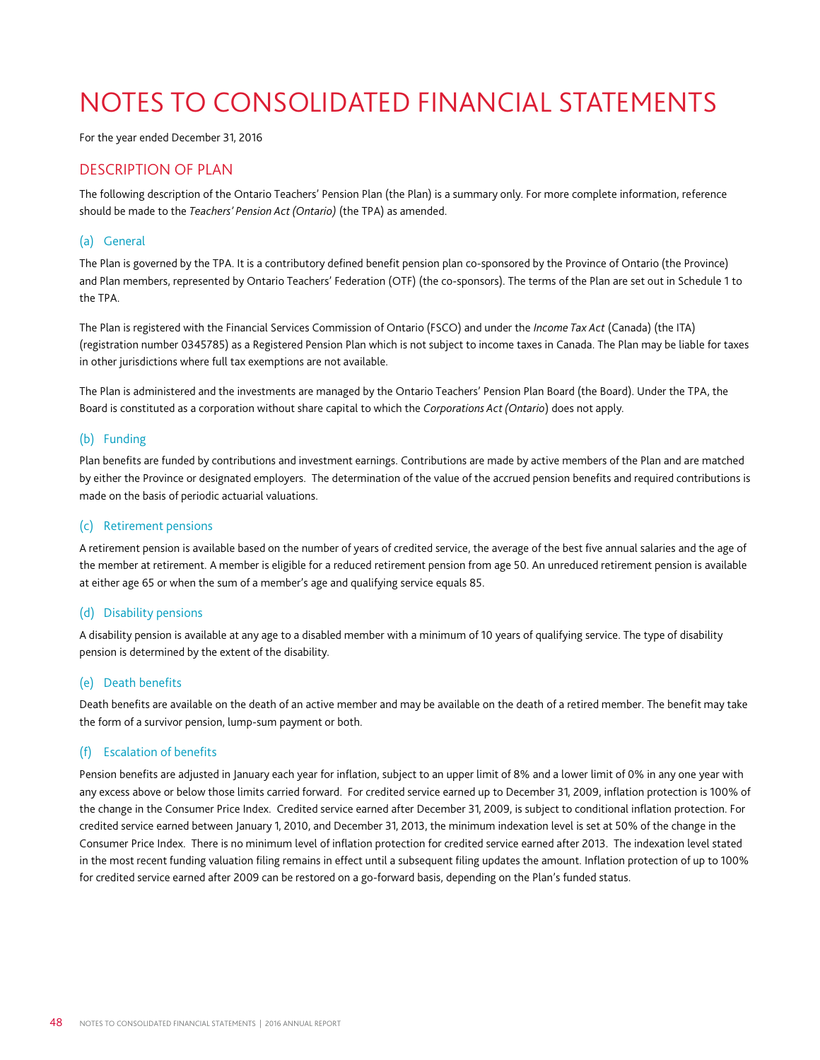# NOTES TO CONSOLIDATED FINANCIAL STATEMENTS

For the year ended December 31, 2016

## DESCRIPTION OF PLAN

The following description of the Ontario Teachers' Pension Plan (the Plan) is a summary only. For more complete information, reference should be made to the *Teachers' Pension Act (Ontario)* (the TPA) as amended.

### (a) General

The Plan is governed by the TPA. It is a contributory defined benefit pension plan co-sponsored by the Province of Ontario (the Province) and Plan members, represented by Ontario Teachers' Federation (OTF) (the co-sponsors). The terms of the Plan are set out in Schedule 1 to the TPA.

The Plan is registered with the Financial Services Commission of Ontario (FSCO) and under the *Income Tax Act* (Canada) (the ITA) (registration number 0345785) as a Registered Pension Plan which is not subject to income taxes in Canada. The Plan may be liable for taxes in other jurisdictions where full tax exemptions are not available.

The Plan is administered and the investments are managed by the Ontario Teachers' Pension Plan Board (the Board). Under the TPA, the Board is constituted as a corporation without share capital to which the *Corporations Act (Ontario*) does not apply.

### (b) Funding

Plan benefits are funded by contributions and investment earnings. Contributions are made by active members of the Plan and are matched by either the Province or designated employers. The determination of the value of the accrued pension benefits and required contributions is made on the basis of periodic actuarial valuations.

### (c) Retirement pensions

A retirement pension is available based on the number of years of credited service, the average of the best five annual salaries and the age of the member at retirement. A member is eligible for a reduced retirement pension from age 50. An unreduced retirement pension is available at either age 65 or when the sum of a member's age and qualifying service equals 85.

### (d) Disability pensions

A disability pension is available at any age to a disabled member with a minimum of 10 years of qualifying service. The type of disability pension is determined by the extent of the disability.

### (e) Death benefits

Death benefits are available on the death of an active member and may be available on the death of a retired member. The benefit may take the form of a survivor pension, lump-sum payment or both.

### (f) Escalation of benefits

Pension benefits are adjusted in January each year for inflation, subject to an upper limit of 8% and a lower limit of 0% in any one year with any excess above or below those limits carried forward. For credited service earned up to December 31, 2009, inflation protection is 100% of the change in the Consumer Price Index. Credited service earned after December 31, 2009, is subject to conditional inflation protection. For credited service earned between January 1, 2010, and December 31, 2013, the minimum indexation level is set at 50% of the change in the Consumer Price Index. There is no minimum level of inflation protection for credited service earned after 2013. The indexation level stated in the most recent funding valuation filing remains in effect until a subsequent filing updates the amount. Inflation protection of up to 100% for credited service earned after 2009 can be restored on a go-forward basis, depending on the Plan's funded status.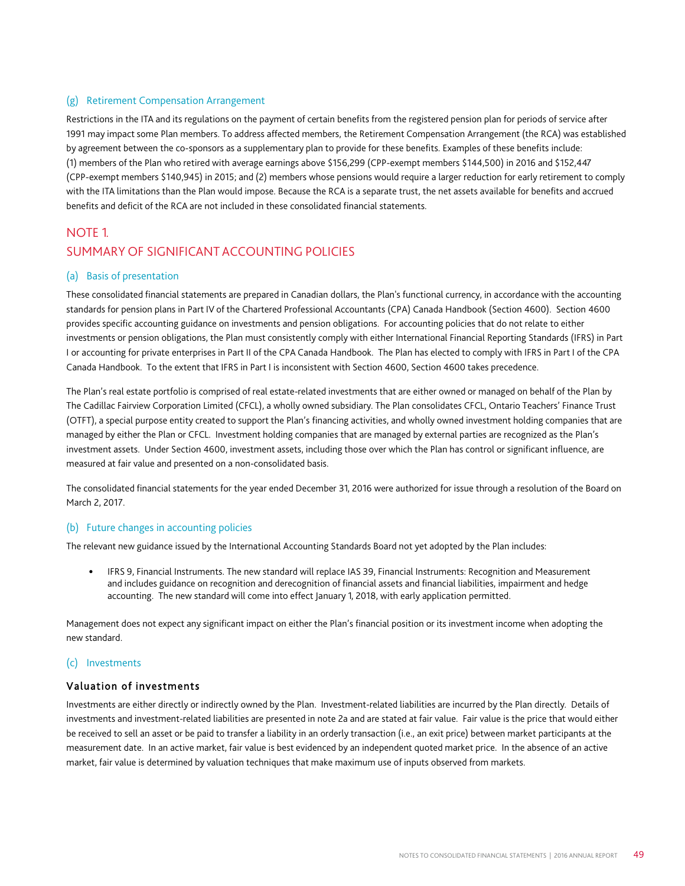### (g) Retirement Compensation Arrangement

Restrictions in the ITA and its regulations on the payment of certain benefits from the registered pension plan for periods of service after 1991 may impact some Plan members. To address affected members, the Retirement Compensation Arrangement (the RCA) was established by agreement between the co-sponsors as a supplementary plan to provide for these benefits. Examples of these benefits include: (1) members of the Plan who retired with average earnings above $156,299 (CPP-exempt members $144,500) in 2016 and $152,447 (CPP-exempt members $140,945) in 2015; and (2) members whose pensions would require a larger reduction for early retirement to comply with the ITA limitations than the Plan would impose. Because the RCA is a separate trust, the net assets available for benefits and accrued benefits and deficit of the RCA are not included in these consolidated financial statements.

## NOTE 1.
## SUMMARY OF SIGNIFICANT ACCOUNTING POLICIES

### (a) Basis of presentation

These consolidated financial statements are prepared in Canadian dollars, the Plan's functional currency, in accordance with the accounting standards for pension plans in Part IV of the Chartered Professional Accountants (CPA) Canada Handbook (Section 4600). Section 4600 provides specific accounting guidance on investments and pension obligations. For accounting policies that do not relate to either investments or pension obligations, the Plan must consistently comply with either International Financial Reporting Standards (IFRS) in Part I or accounting for private enterprises in Part II of the CPA Canada Handbook. The Plan has elected to comply with IFRS in Part I of the CPA Canada Handbook. To the extent that IFRS in Part I is inconsistent with Section 4600, Section 4600 takes precedence.

The Plan's real estate portfolio is comprised of real estate-related investments that are either owned or managed on behalf of the Plan by The Cadillac Fairview Corporation Limited (CFCL), a wholly owned subsidiary. The Plan consolidates CFCL, Ontario Teachers' Finance Trust (OTFT), a special purpose entity created to support the Plan's financing activities, and wholly owned investment holding companies that are managed by either the Plan or CFCL. Investment holding companies that are managed by external parties are recognized as the Plan's investment assets. Under Section 4600, investment assets, including those over which the Plan has control or significant influence, are measured at fair value and presented on a non-consolidated basis.

The consolidated financial statements for the year ended December 31, 2016 were authorized for issue through a resolution of the Board on March 2, 2017.

### (b) Future changes in accounting policies

The relevant new guidance issued by the International Accounting Standards Board not yet adopted by the Plan includes:

- IFRS 9, Financial Instruments. The new standard will replace IAS 39, Financial Instruments: Recognition and Measurement and includes guidance on recognition and derecognition of financial assets and financial liabilities, impairment and hedge accounting. The new standard will come into effect January 1, 2018, with early application permitted.

Management does not expect any significant impact on either the Plan's financial position or its investment income when adopting the new standard.

### (c) Investments

#### Valuation of investments

Investments are either directly or indirectly owned by the Plan. Investment-related liabilities are incurred by the Plan directly. Details of investments and investment-related liabilities are presented in note 2a and are stated at fair value. Fair value is the price that would either be received to sell an asset or be paid to transfer a liability in an orderly transaction (i.e., an exit price) between market participants at the measurement date. In an active market, fair value is best evidenced by an independent quoted market price. In the absence of an active market, fair value is determined by valuation techniques that make maximum use of inputs observed from markets.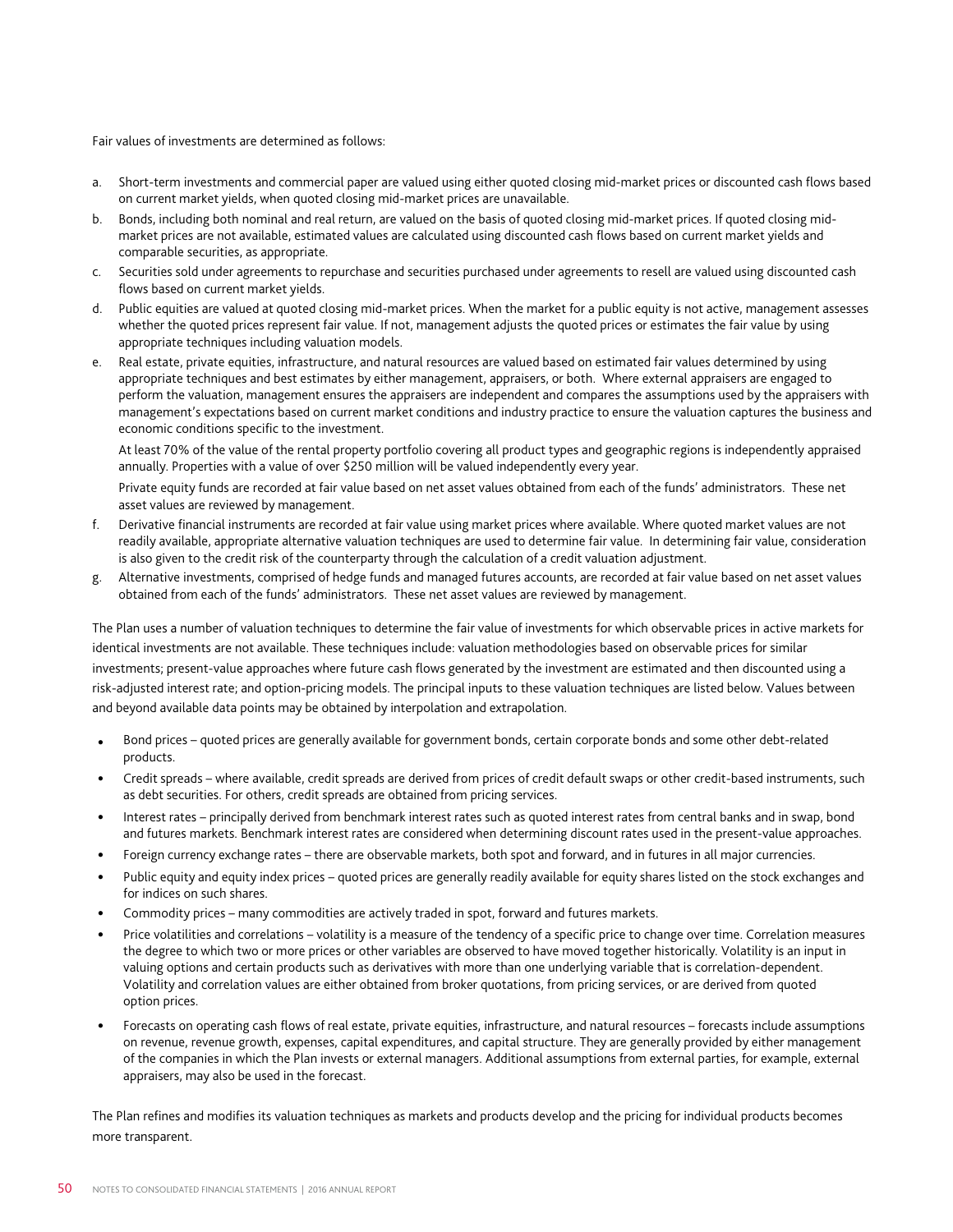Fair values of investments are determined as follows:

a. Short-term investments and commercial paper are valued using either quoted closing mid-market prices or discounted cash flows based on current market yields, when quoted closing mid-market prices are unavailable.
b. Bonds, including both nominal and real return, are valued on the basis of quoted closing mid-market prices. If quoted closing mid-market prices are not available, estimated values are calculated using discounted cash flows based on current market yields and comparable securities, as appropriate.
c. Securities sold under agreements to repurchase and securities purchased under agreements to resell are valued using discounted cash flows based on current market yields.
d. Public equities are valued at quoted closing mid-market prices. When the market for a public equity is not active, management assesses whether the quoted prices represent fair value. If not, management adjusts the quoted prices or estimates the fair value by using appropriate techniques including valuation models.
e. Real estate, private equities, infrastructure, and natural resources are valued based on estimated fair values determined by using appropriate techniques and best estimates by either management, appraisers, or both. Where external appraisers are engaged to perform the valuation, management ensures the appraisers are independent and compares the assumptions used by the appraisers with management's expectations based on current market conditions and industry practice to ensure the valuation captures the business and economic conditions specific to the investment.

   At least 70% of the value of the rental property portfolio covering all product types and geographic regions is independently appraised annually. Properties with a value of over $250 million will be valued independently every year.

   Private equity funds are recorded at fair value based on net asset values obtained from each of the funds' administrators. These net asset values are reviewed by management.
f. Derivative financial instruments are recorded at fair value using market prices where available. Where quoted market values are not readily available, appropriate alternative valuation techniques are used to determine fair value. In determining fair value, consideration is also given to the credit risk of the counterparty through the calculation of a credit valuation adjustment.
g. Alternative investments, comprised of hedge funds and managed futures accounts, are recorded at fair value based on net asset values obtained from each of the funds' administrators. These net asset values are reviewed by management.

The Plan uses a number of valuation techniques to determine the fair value of investments for which observable prices in active markets for identical investments are not available. These techniques include: valuation methodologies based on observable prices for similar investments; present-value approaches where future cash flows generated by the investment are estimated and then discounted using a risk-adjusted interest rate; and option-pricing models. The principal inputs to these valuation techniques are listed below. Values between and beyond available data points may be obtained by interpolation and extrapolation.

- Bond prices – quoted prices are generally available for government bonds, certain corporate bonds and some other debt-related products.
- Credit spreads – where available, credit spreads are derived from prices of credit default swaps or other credit-based instruments, such as debt securities. For others, credit spreads are obtained from pricing services.
- Interest rates – principally derived from benchmark interest rates such as quoted interest rates from central banks and in swap, bond and futures markets. Benchmark interest rates are considered when determining discount rates used in the present-value approaches.
- Foreign currency exchange rates – there are observable markets, both spot and forward, and in futures in all major currencies.
- Public equity and equity index prices – quoted prices are generally readily available for equity shares listed on the stock exchanges and for indices on such shares.
- Commodity prices – many commodities are actively traded in spot, forward and futures markets.
- Price volatilities and correlations – volatility is a measure of the tendency of a specific price to change over time. Correlation measures the degree to which two or more prices or other variables are observed to have moved together historically. Volatility is an input in valuing options and certain products such as derivatives with more than one underlying variable that is correlation-dependent. Volatility and correlation values are either obtained from broker quotations, from pricing services, or are derived from quoted option prices.
- Forecasts on operating cash flows of real estate, private equities, infrastructure, and natural resources – forecasts include assumptions on revenue, revenue growth, expenses, capital expenditures, and capital structure. They are generally provided by either management of the companies in which the Plan invests or external managers. Additional assumptions from external parties, for example, external appraisers, may also be used in the forecast.

The Plan refines and modifies its valuation techniques as markets and products develop and the pricing for individual products becomes more transparent.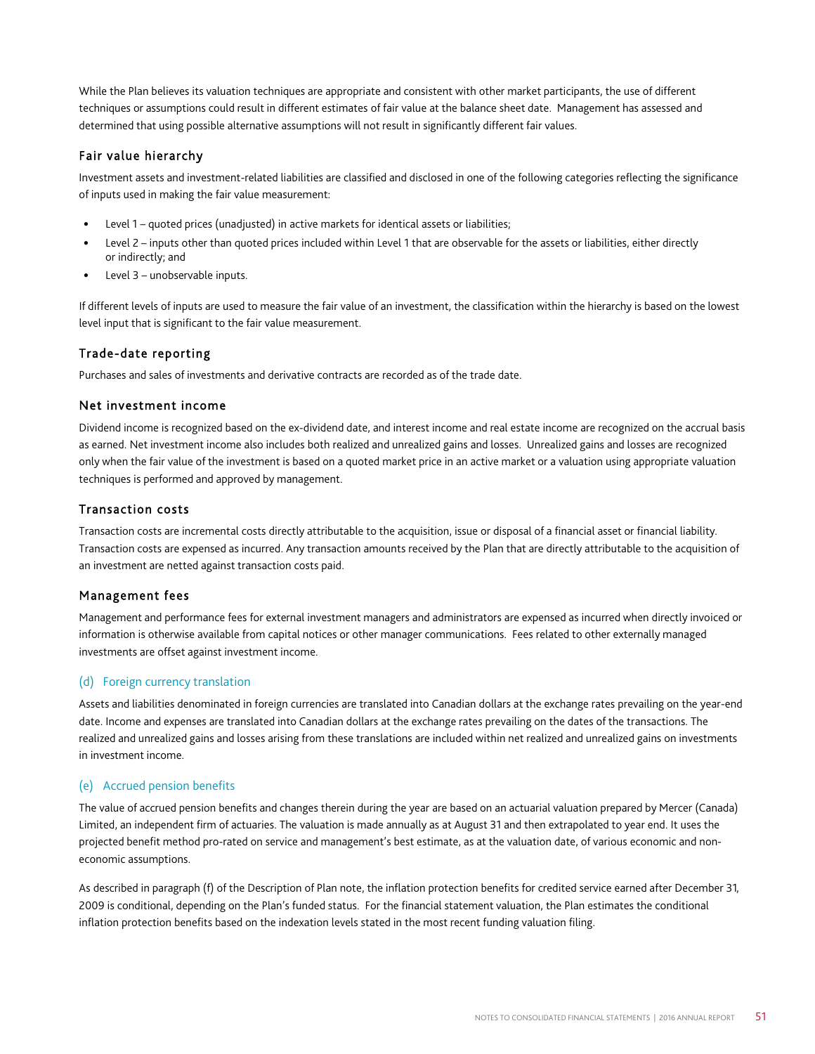While the Plan believes its valuation techniques are appropriate and consistent with other market participants, the use of different techniques or assumptions could result in different estimates of fair value at the balance sheet date. Management has assessed and determined that using possible alternative assumptions will not result in significantly different fair values.

### Fair value hierarchy

Investment assets and investment-related liabilities are classified and disclosed in one of the following categories reflecting the significance of inputs used in making the fair value measurement:

- Level 1 – quoted prices (unadjusted) in active markets for identical assets or liabilities;
- Level 2 – inputs other than quoted prices included within Level 1 that are observable for the assets or liabilities, either directly or indirectly; and
- Level 3 – unobservable inputs.

If different levels of inputs are used to measure the fair value of an investment, the classification within the hierarchy is based on the lowest level input that is significant to the fair value measurement.

### Trade-date reporting

Purchases and sales of investments and derivative contracts are recorded as of the trade date.

### Net investment income

Dividend income is recognized based on the ex-dividend date, and interest income and real estate income are recognized on the accrual basis as earned. Net investment income also includes both realized and unrealized gains and losses. Unrealized gains and losses are recognized only when the fair value of the investment is based on a quoted market price in an active market or a valuation using appropriate valuation techniques is performed and approved by management.

### Transaction costs

Transaction costs are incremental costs directly attributable to the acquisition, issue or disposal of a financial asset or financial liability. Transaction costs are expensed as incurred. Any transaction amounts received by the Plan that are directly attributable to the acquisition of an investment are netted against transaction costs paid.

### Management fees

Management and performance fees for external investment managers and administrators are expensed as incurred when directly invoiced or information is otherwise available from capital notices or other manager communications. Fees related to other externally managed investments are offset against investment income.

## (d) Foreign currency translation

Assets and liabilities denominated in foreign currencies are translated into Canadian dollars at the exchange rates prevailing on the year-end date. Income and expenses are translated into Canadian dollars at the exchange rates prevailing on the dates of the transactions. The realized and unrealized gains and losses arising from these translations are included within net realized and unrealized gains on investments in investment income.

## (e) Accrued pension benefits

The value of accrued pension benefits and changes therein during the year are based on an actuarial valuation prepared by Mercer (Canada) Limited, an independent firm of actuaries. The valuation is made annually as at August 31 and then extrapolated to year end. It uses the projected benefit method pro-rated on service and management's best estimate, as at the valuation date, of various economic and non-economic assumptions.

As described in paragraph (f) of the Description of Plan note, the inflation protection benefits for credited service earned after December 31, 2009 is conditional, depending on the Plan's funded status. For the financial statement valuation, the Plan estimates the conditional inflation protection benefits based on the indexation levels stated in the most recent funding valuation filing.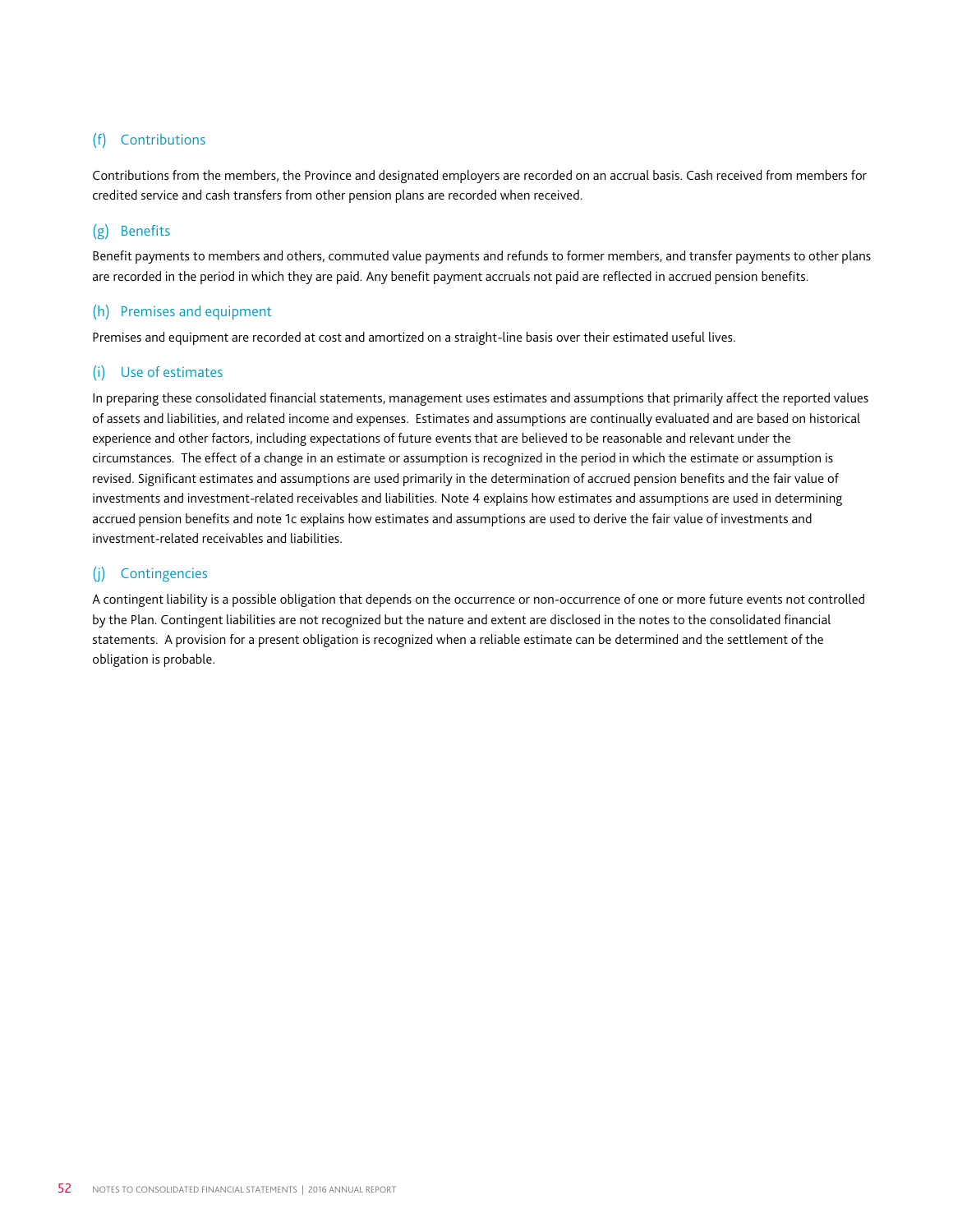### (f) Contributions

Contributions from the members, the Province and designated employers are recorded on an accrual basis. Cash received from members for credited service and cash transfers from other pension plans are recorded when received.

### (g) Benefits

Benefit payments to members and others, commuted value payments and refunds to former members, and transfer payments to other plans are recorded in the period in which they are paid. Any benefit payment accruals not paid are reflected in accrued pension benefits.

### (h) Premises and equipment

Premises and equipment are recorded at cost and amortized on a straight-line basis over their estimated useful lives.

### (i) Use of estimates

In preparing these consolidated financial statements, management uses estimates and assumptions that primarily affect the reported values of assets and liabilities, and related income and expenses. Estimates and assumptions are continually evaluated and are based on historical experience and other factors, including expectations of future events that are believed to be reasonable and relevant under the circumstances. The effect of a change in an estimate or assumption is recognized in the period in which the estimate or assumption is revised. Significant estimates and assumptions are used primarily in the determination of accrued pension benefits and the fair value of investments and investment-related receivables and liabilities. Note 4 explains how estimates and assumptions are used in determining accrued pension benefits and note 1c explains how estimates and assumptions are used to derive the fair value of investments and investment-related receivables and liabilities.

### (j) Contingencies

A contingent liability is a possible obligation that depends on the occurrence or non-occurrence of one or more future events not controlled by the Plan. Contingent liabilities are not recognized but the nature and extent are disclosed in the notes to the consolidated financial statements. A provision for a present obligation is recognized when a reliable estimate can be determined and the settlement of the obligation is probable.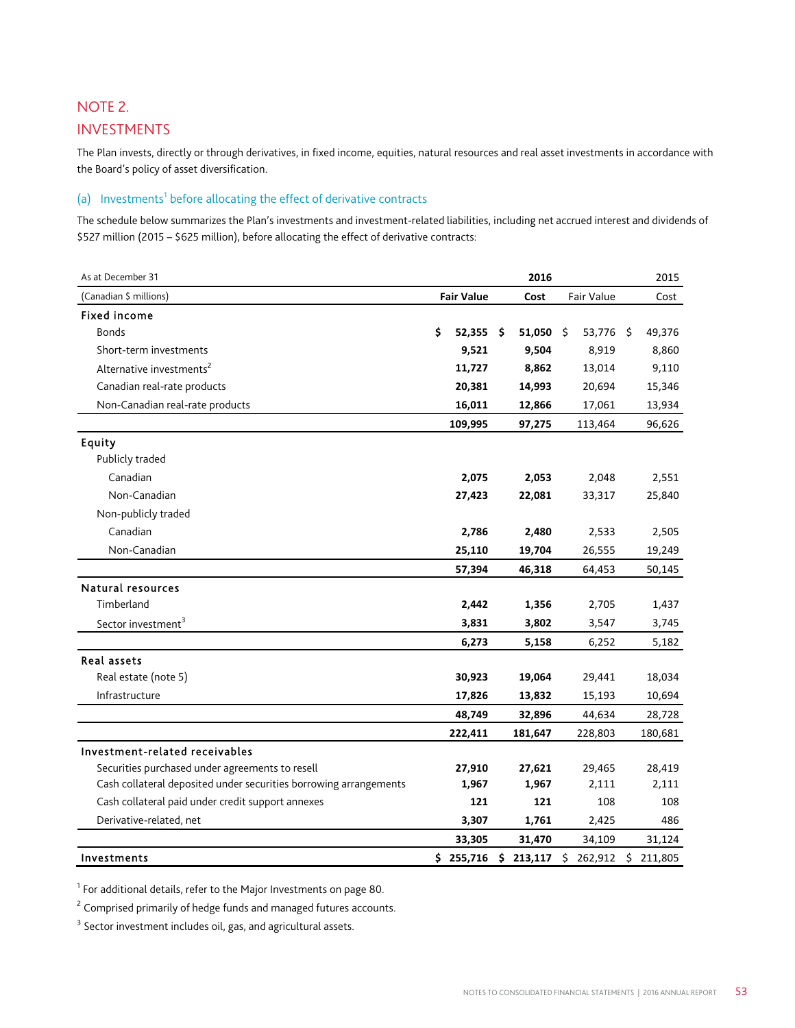## NOTE 2.

## INVESTMENTS

The Plan invests, directly or through derivatives, in fixed income, equities, natural resources and real asset investments in accordance with the Board's policy of asset diversification.

### (a) Investments[1] before allocating the effect of derivative contracts

The schedule below summarizes the Plan's investments and investment-related liabilities, including net accrued interest and dividends of $527 million (2015 – $625 million), before allocating the effect of derivative contracts:

| As at December 31 | 2016 | | 2015 | |
|---|---|---|---|---|
| (Canadian $ millions) | **Fair Value** | **Cost** | Fair Value | Cost |
| **Fixed income** | | | | |
| Bonds | **$ 52,355** | **$ 51,050** | $ 53,776 | $ 49,376 |
| Short-term investments | **9,521** | **9,504** | 8,919 | 8,860 |
| Alternative investments[2] | **11,727** | **8,862** | 13,014 | 9,110 |
| Canadian real-rate products | **20,381** | **14,993** | 20,694 | 15,346 |
| Non-Canadian real-rate products | **16,011** | **12,866** | 17,061 | 13,934 |
| | **109,995** | **97,275** | 113,464 | 96,626 |
| **Equity** | | | | |
| Publicly traded | | | | |
| Canadian | **2,075** | **2,053** | 2,048 | 2,551 |
| Non-Canadian | **27,423** | **22,081** | 33,317 | 25,840 |
| Non-publicly traded | | | | |
| Canadian | **2,786** | **2,480** | 2,533 | 2,505 |
| Non-Canadian | **25,110** | **19,704** | 26,555 | 19,249 |
| | **57,394** | **46,318** | 64,453 | 50,145 |
| **Natural resources** | | | | |
| Timberland | **2,442** | **1,356** | 2,705 | 1,437 |
| Sector investment[3] | **3,831** | **3,802** | 3,547 | 3,745 |
| | **6,273** | **5,158** | 6,252 | 5,182 |
| **Real assets** | | | | |
| Real estate (note 5) | **30,923** | **19,064** | 29,441 | 18,034 |
| Infrastructure | **17,826** | **13,832** | 15,193 | 10,694 |
| | **48,749** | **32,896** | 44,634 | 28,728 |
| | **222,411** | **181,647** | 228,803 | 180,681 |
| **Investment-related receivables** | | | | |
| Securities purchased under agreements to resell | **27,910** | **27,621** | 29,465 | 28,419 |
| Cash collateral deposited under securities borrowing arrangements | **1,967** | **1,967** | 2,111 | 2,111 |
| Cash collateral paid under credit support annexes | **121** | **121** | 108 | 108 |
| Derivative-related, net | **3,307** | **1,761** | 2,425 | 486 |
| | **33,305** | **31,470** | 34,109 | 31,124 |
| **Investments** | **$ 255,716** | **$ 213,117** | $ 262,912 | $ 211,805 |

[1] For additional details, refer to the Major Investments on page 80.

[2] Comprised primarily of hedge funds and managed futures accounts.

[3] Sector investment includes oil, gas, and agricultural assets.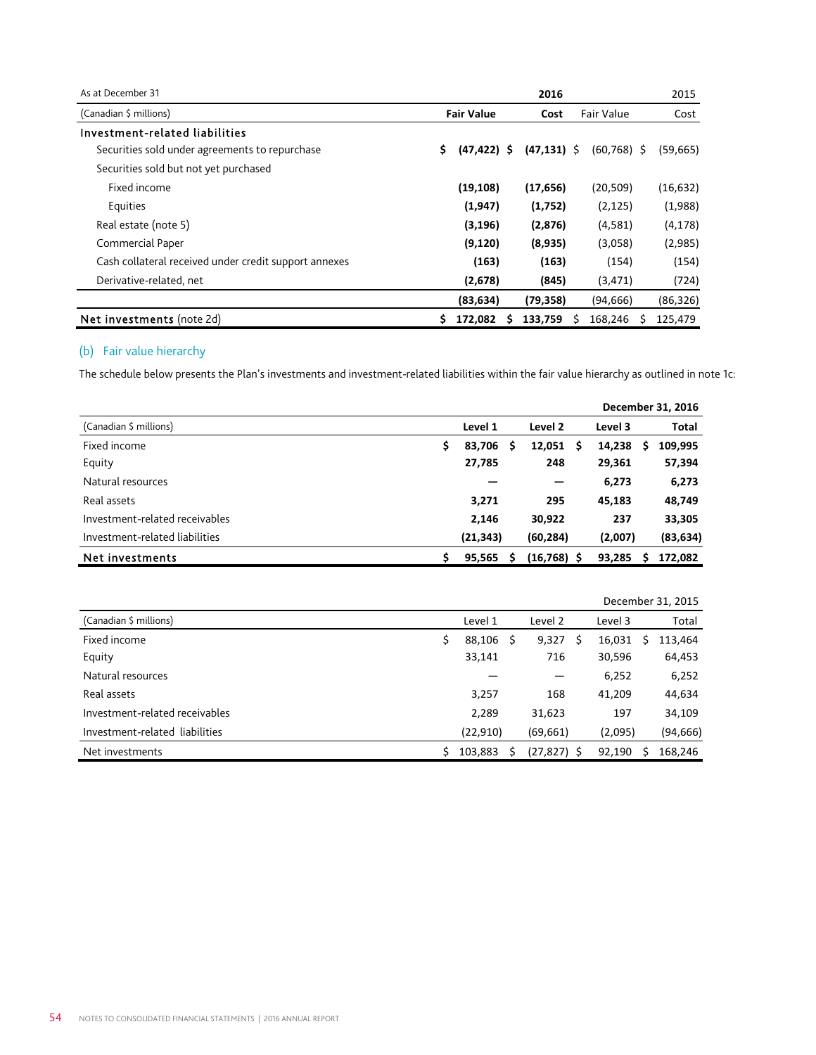| As at December 31 | | 2016 | | 2015 |
|---|---|---|---|---|
| (Canadian $ millions) | **Fair Value** | **Cost** | Fair Value | Cost |
| **Investment-related liabilities** | | | | |
| Securities sold under agreements to repurchase | **$ (47,422)** | **$ (47,131)** | $ (60,768) | $ (59,665) |
| Securities sold but not yet purchased | | | | |
| Fixed income | **(19,108)** | **(17,656)** | (20,509) | (16,632) |
| Equities | **(1,947)** | **(1,752)** | (2,125) | (1,988) |
| Real estate (note 5) | **(3,196)** | **(2,876)** | (4,581) | (4,178) |
| Commercial Paper | **(9,120)** | **(8,935)** | (3,058) | (2,985) |
| Cash collateral received under credit support annexes | **(163)** | **(163)** | (154) | (154) |
| Derivative-related, net | **(2,678)** | **(845)** | (3,471) | (724) |
| | **(83,634)** | **(79,358)** | (94,666) | (86,326) |
| **Net investments** (note 2d) | **$ 172,082** | **$ 133,759** | $ 168,246 | $ 125,479 |

## (b) Fair value hierarchy

The schedule below presents the Plan's investments and investment-related liabilities within the fair value hierarchy as outlined in note 1c:

| | | | | **December 31, 2016** |
|---|---|---|---|---|
| (Canadian $ millions) | **Level 1** | **Level 2** | **Level 3** | **Total** |
| Fixed income | **$ 83,706** | **$ 12,051** | **$ 14,238** | **$ 109,995** |
| Equity | **27,785** | **248** | **29,361** | **57,394** |
| Natural resources | **—** | **—** | **6,273** | **6,273** |
| Real assets | **3,271** | **295** | **45,183** | **48,749** |
| Investment-related receivables | **2,146** | **30,922** | **237** | **33,305** |
| Investment-related liabilities | **(21,343)** | **(60,284)** | **(2,007)** | **(83,634)** |
| **Net investments** | **$ 95,565** | **$ (16,768)** | **$ 93,285** | **$ 172,082** |

| | | | | December 31, 2015 |
|---|---|---|---|---|
| (Canadian $ millions) | Level 1 | Level 2 | Level 3 | Total |
| Fixed income | $ 88,106 | $ 9,327 | $ 16,031 | $ 113,464 |
| Equity | 33,141 | 716 | 30,596 | 64,453 |
| Natural resources | — | — | 6,252 | 6,252 |
| Real assets | 3,257 | 168 | 41,209 | 44,634 |
| Investment-related receivables | 2,289 | 31,623 | 197 | 34,109 |
| Investment-related liabilities | (22,910) | (69,661) | (2,095) | (94,666) |
| Net investments | $ 103,883 | $ (27,827) | $ 92,190 | $ 168,246 |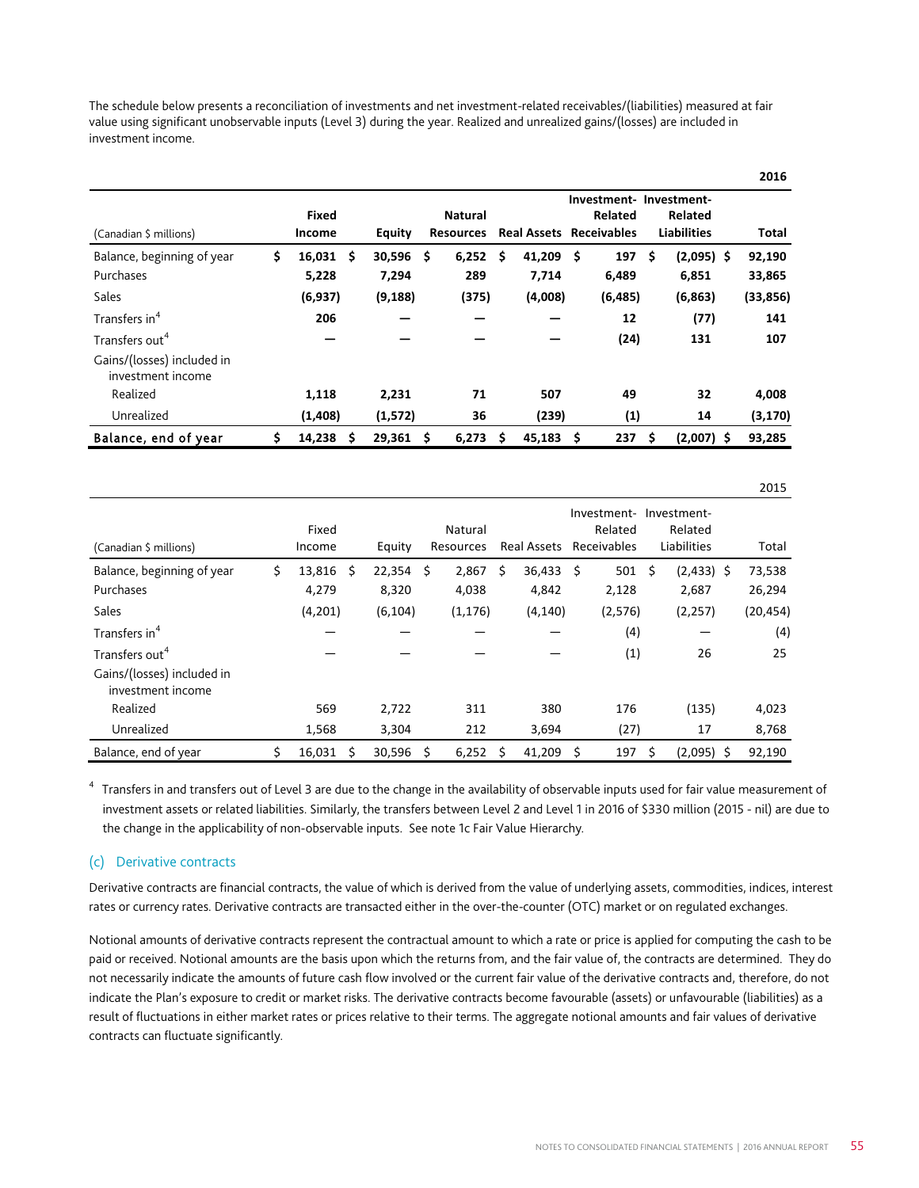The schedule below presents a reconciliation of investments and net investment-related receivables/(liabilities) measured at fair value using significant unobservable inputs (Level 3) during the year. Realized and unrealized gains/(losses) are included in investment income.

**2016**

| (Canadian $ millions) | Fixed Income | Equity | Natural Resources | Real Assets | Investment-Related Receivables | Investment-Related Liabilities | Total |
|---|---|---|---|---|---|---|---|
| **Balance, beginning of year** | **$ 16,031** | **$ 30,596** | **$ 6,252** | **$ 41,209** | **$ 197** | **$ (2,095)** | **$ 92,190** |
| Purchases | **5,228** | **7,294** | **289** | **7,714** | **6,489** | **6,851** | **33,865** |
| Sales | **(6,937)** | **(9,188)** | **(375)** | **(4,008)** | **(6,485)** | **(6,863)** | **(33,856)** |
| Transfers in[4] | **206** | **—** | **—** | **—** | **12** | **(77)** | **141** |
| Transfers out[4] | **—** | **—** | **—** | **—** | **(24)** | **131** | **107** |
| Gains/(losses) included in investment income | | | | | | | |
| Realized | **1,118** | **2,231** | **71** | **507** | **49** | **32** | **4,008** |
| Unrealized | **(1,408)** | **(1,572)** | **36** | **(239)** | **(1)** | **14** | **(3,170)** |
| **Balance, end of year** | **$ 14,238** | **$ 29,361** | **$ 6,273** | **$ 45,183** | **$ 237** | **$ (2,007)** | **$ 93,285** |

2015

| (Canadian $ millions) | Fixed Income | Equity | Natural Resources | Real Assets | Investment-Related Receivables | Investment-Related Liabilities | Total |
|---|---|---|---|---|---|---|---|
| Balance, beginning of year | $ 13,816 | $ 22,354 | $ 2,867 | $ 36,433 | $ 501 | $ (2,433) | $ 73,538 |
| Purchases | 4,279 | 8,320 | 4,038 | 4,842 | 2,128 | 2,687 | 26,294 |
| Sales | (4,201) | (6,104) | (1,176) | (4,140) | (2,576) | (2,257) | (20,454) |
| Transfers in[4] | — | — | — | — | (4) | — | (4) |
| Transfers out[4] | — | — | — | — | (1) | 26 | 25 |
| Gains/(losses) included in investment income | | | | | | | |
| Realized | 569 | 2,722 | 311 | 380 | 176 | (135) | 4,023 |
| Unrealized | 1,568 | 3,304 | 212 | 3,694 | (27) | 17 | 8,768 |
| Balance, end of year | $ 16,031 | $ 30,596 | $ 6,252 | $ 41,209 | $ 197 | $ (2,095) | $ 92,190 |

[4] Transfers in and transfers out of Level 3 are due to the change in the availability of observable inputs used for fair value measurement of investment assets or related liabilities. Similarly, the transfers between Level 2 and Level 1 in 2016 of $330 million (2015 - nil) are due to the change in the applicability of non-observable inputs. See note 1c Fair Value Hierarchy.

### (c) Derivative contracts

Derivative contracts are financial contracts, the value of which is derived from the value of underlying assets, commodities, indices, interest rates or currency rates. Derivative contracts are transacted either in the over-the-counter (OTC) market or on regulated exchanges.

Notional amounts of derivative contracts represent the contractual amount to which a rate or price is applied for computing the cash to be paid or received. Notional amounts are the basis upon which the returns from, and the fair value of, the contracts are determined. They do not necessarily indicate the amounts of future cash flow involved or the current fair value of the derivative contracts and, therefore, do not indicate the Plan's exposure to credit or market risks. The derivative contracts become favourable (assets) or unfavourable (liabilities) as a result of fluctuations in either market rates or prices relative to their terms. The aggregate notional amounts and fair values of derivative contracts can fluctuate significantly.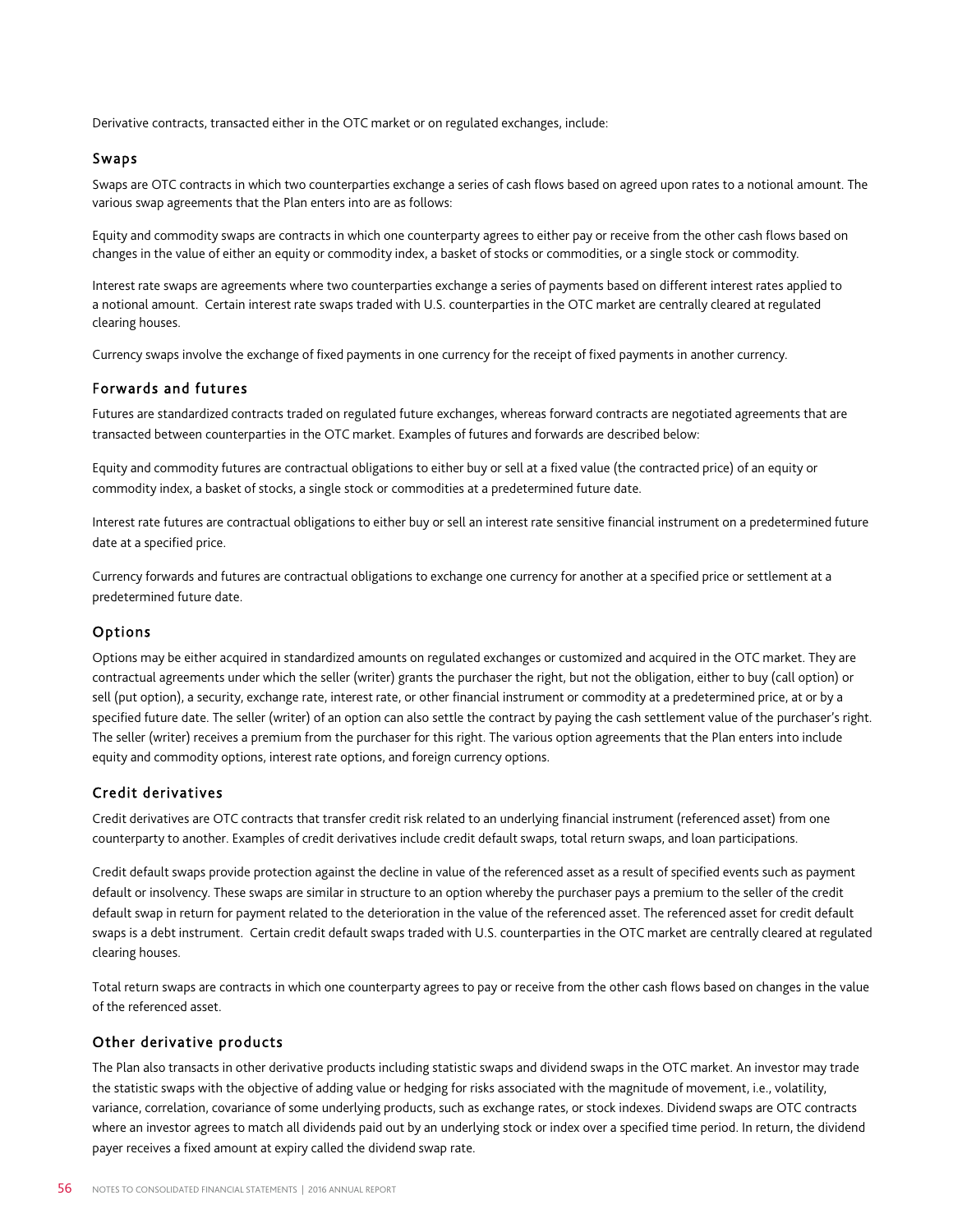Derivative contracts, transacted either in the OTC market or on regulated exchanges, include:

### Swaps

Swaps are OTC contracts in which two counterparties exchange a series of cash flows based on agreed upon rates to a notional amount. The various swap agreements that the Plan enters into are as follows:

Equity and commodity swaps are contracts in which one counterparty agrees to either pay or receive from the other cash flows based on changes in the value of either an equity or commodity index, a basket of stocks or commodities, or a single stock or commodity.

Interest rate swaps are agreements where two counterparties exchange a series of payments based on different interest rates applied to a notional amount. Certain interest rate swaps traded with U.S. counterparties in the OTC market are centrally cleared at regulated clearing houses.

Currency swaps involve the exchange of fixed payments in one currency for the receipt of fixed payments in another currency.

### Forwards and futures

Futures are standardized contracts traded on regulated future exchanges, whereas forward contracts are negotiated agreements that are transacted between counterparties in the OTC market. Examples of futures and forwards are described below:

Equity and commodity futures are contractual obligations to either buy or sell at a fixed value (the contracted price) of an equity or commodity index, a basket of stocks, a single stock or commodities at a predetermined future date.

Interest rate futures are contractual obligations to either buy or sell an interest rate sensitive financial instrument on a predetermined future date at a specified price.

Currency forwards and futures are contractual obligations to exchange one currency for another at a specified price or settlement at a predetermined future date.

### Options

Options may be either acquired in standardized amounts on regulated exchanges or customized and acquired in the OTC market. They are contractual agreements under which the seller (writer) grants the purchaser the right, but not the obligation, either to buy (call option) or sell (put option), a security, exchange rate, interest rate, or other financial instrument or commodity at a predetermined price, at or by a specified future date. The seller (writer) of an option can also settle the contract by paying the cash settlement value of the purchaser's right. The seller (writer) receives a premium from the purchaser for this right. The various option agreements that the Plan enters into include equity and commodity options, interest rate options, and foreign currency options.

### Credit derivatives

Credit derivatives are OTC contracts that transfer credit risk related to an underlying financial instrument (referenced asset) from one counterparty to another. Examples of credit derivatives include credit default swaps, total return swaps, and loan participations.

Credit default swaps provide protection against the decline in value of the referenced asset as a result of specified events such as payment default or insolvency. These swaps are similar in structure to an option whereby the purchaser pays a premium to the seller of the credit default swap in return for payment related to the deterioration in the value of the referenced asset. The referenced asset for credit default swaps is a debt instrument. Certain credit default swaps traded with U.S. counterparties in the OTC market are centrally cleared at regulated clearing houses.

Total return swaps are contracts in which one counterparty agrees to pay or receive from the other cash flows based on changes in the value of the referenced asset.

### Other derivative products

The Plan also transacts in other derivative products including statistic swaps and dividend swaps in the OTC market. An investor may trade the statistic swaps with the objective of adding value or hedging for risks associated with the magnitude of movement, i.e., volatility, variance, correlation, covariance of some underlying products, such as exchange rates, or stock indexes. Dividend swaps are OTC contracts where an investor agrees to match all dividends paid out by an underlying stock or index over a specified time period. In return, the dividend payer receives a fixed amount at expiry called the dividend swap rate.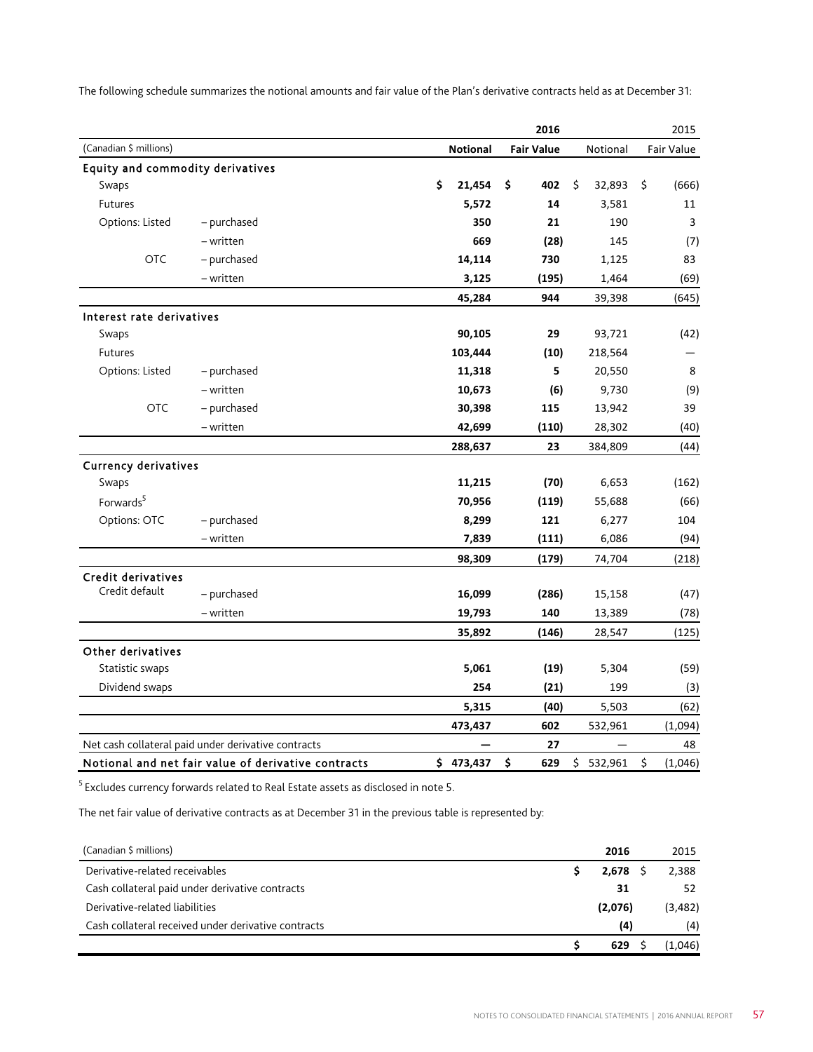The following schedule summarizes the notional amounts and fair value of the Plan's derivative contracts held as at December 31:

| (Canadian $ millions) | | 2016 Notional | 2016 Fair Value | 2015 Notional | 2015 Fair Value |
|---|---|---|---|---|---|
| **Equity and commodity derivatives** | | | | | |
| Swaps | | **$ 21,454** | **$ 402** | $ 32,893 | $ (666) |
| Futures | | **5,572** | **14** | 3,581 | 11 |
| Options: Listed | – purchased | **350** | **21** | 190 | 3 |
| | – written | **669** | **(28)** | 145 | (7) |
| OTC | – purchased | **14,114** | **730** | 1,125 | 83 |
| | – written | **3,125** | **(195)** | 1,464 | (69) |
| | | **45,284** | **944** | 39,398 | (645) |
| **Interest rate derivatives** | | | | | |
| Swaps | | **90,105** | **29** | 93,721 | (42) |
| Futures | | **103,444** | **(10)** | 218,564 | — |
| Options: Listed | – purchased | **11,318** | **5** | 20,550 | 8 |
| | – written | **10,673** | **(6)** | 9,730 | (9) |
| OTC | – purchased | **30,398** | **115** | 13,942 | 39 |
| | – written | **42,699** | **(110)** | 28,302 | (40) |
| | | **288,637** | **23** | 384,809 | (44) |
| **Currency derivatives** | | | | | |
| Swaps | | **11,215** | **(70)** | 6,653 | (162) |
| Forwards[5] | | **70,956** | **(119)** | 55,688 | (66) |
| Options: OTC | – purchased | **8,299** | **121** | 6,277 | 104 |
| | – written | **7,839** | **(111)** | 6,086 | (94) |
| | | **98,309** | **(179)** | 74,704 | (218) |
| **Credit derivatives** | | | | | |
| Credit default | – purchased | **16,099** | **(286)** | 15,158 | (47) |
| | – written | **19,793** | **140** | 13,389 | (78) |
| | | **35,892** | **(146)** | 28,547 | (125) |
| **Other derivatives** | | | | | |
| Statistic swaps | | **5,061** | **(19)** | 5,304 | (59) |
| Dividend swaps | | **254** | **(21)** | 199 | (3) |
| | | **5,315** | **(40)** | 5,503 | (62) |
| | | **473,437** | **602** | 532,961 | (1,094) |
| Net cash collateral paid under derivative contracts | | **—** | **27** | — | 48 |
| **Notional and net fair value of derivative contracts** | | **$ 473,437** | **$ 629** | $ 532,961 | $ (1,046) |

[5] Excludes currency forwards related to Real Estate assets as disclosed in note 5.

The net fair value of derivative contracts as at December 31 in the previous table is represented by:

| (Canadian $ millions) | 2016 | 2015 |
|---|---|---|
| Derivative-related receivables | **$ 2,678** | $ 2,388 |
| Cash collateral paid under derivative contracts | **31** | 52 |
| Derivative-related liabilities | **(2,076)** | (3,482) |
| Cash collateral received under derivative contracts | **(4)** | (4) |
| | **$ 629** | $ (1,046) |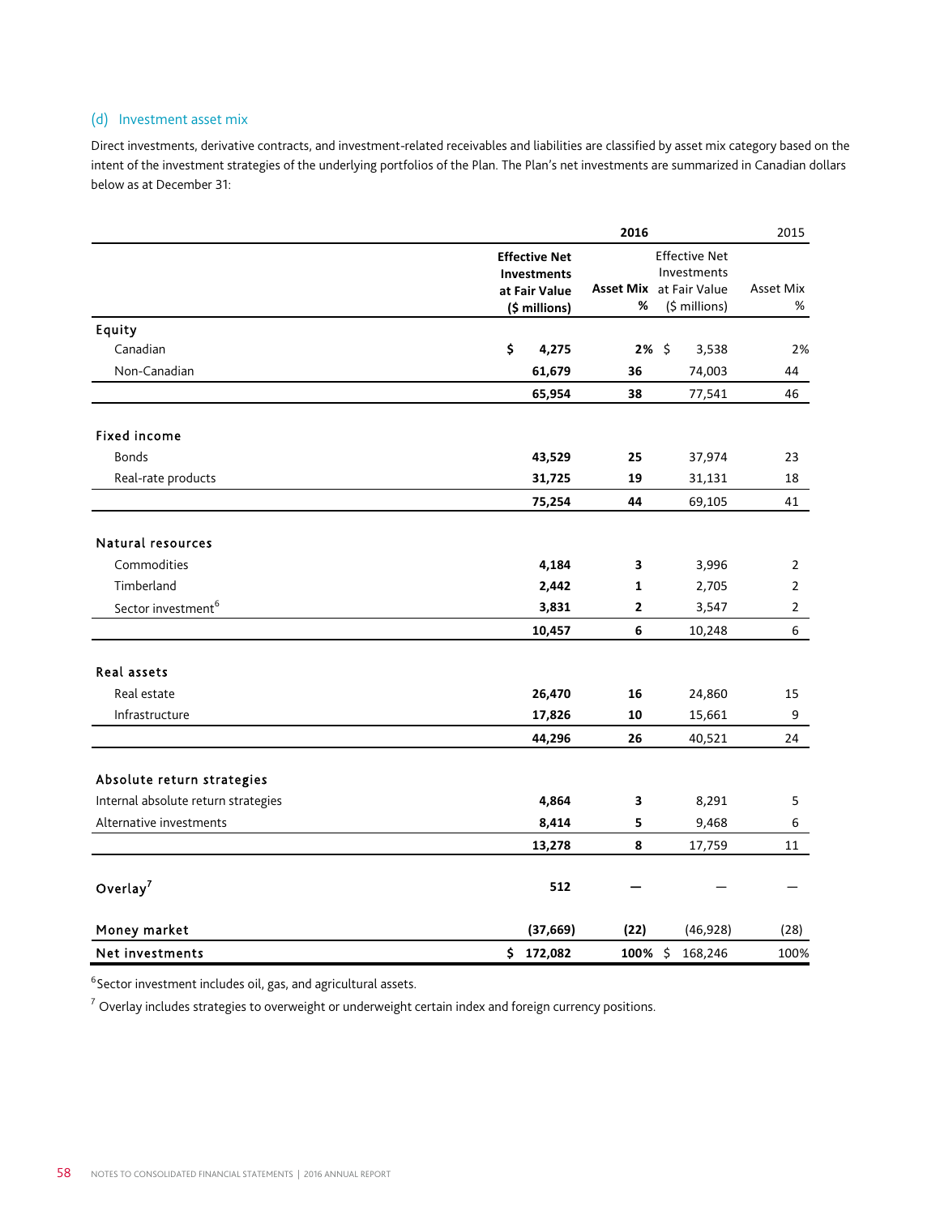### (d) Investment asset mix

Direct investments, derivative contracts, and investment-related receivables and liabilities are classified by asset mix category based on the intent of the investment strategies of the underlying portfolios of the Plan. The Plan's net investments are summarized in Canadian dollars below as at December 31:

| | 2016 | | 2015 | |
|---|---|---|---|---|
| | **Effective Net Investments at Fair Value ($ millions)** | **Asset Mix %** | Effective Net Investments at Fair Value ($ millions) | Asset Mix % |
| **Equity** | | | | |
| Canadian | **$ 4,275** | **2%** | $ 3,538 | 2% |
| Non-Canadian | **61,679** | **36** | 74,003 | 44 |
| | **65,954** | **38** | 77,541 | 46 |
| **Fixed income** | | | | |
| Bonds | **43,529** | **25** | 37,974 | 23 |
| Real-rate products | **31,725** | **19** | 31,131 | 18 |
| | **75,254** | **44** | 69,105 | 41 |
| **Natural resources** | | | | |
| Commodities | **4,184** | **3** | 3,996 | 2 |
| Timberland | **2,442** | **1** | 2,705 | 2 |
| Sector investment[6] | **3,831** | **2** | 3,547 | 2 |
| | **10,457** | **6** | 10,248 | 6 |
| **Real assets** | | | | |
| Real estate | **26,470** | **16** | 24,860 | 15 |
| Infrastructure | **17,826** | **10** | 15,661 | 9 |
| | **44,296** | **26** | 40,521 | 24 |
| **Absolute return strategies** | | | | |
| Internal absolute return strategies | **4,864** | **3** | 8,291 | 5 |
| Alternative investments | **8,414** | **5** | 9,468 | 6 |
| | **13,278** | **8** | 17,759 | 11 |
| **Overlay**[7] | **512** | **—** | — | — |
| **Money market** | **(37,669)** | **(22)** | (46,928) | (28) |
| **Net investments** | **$ 172,082** | **100%** | $ 168,246 | 100% |

[6] Sector investment includes oil, gas, and agricultural assets.

[7] Overlay includes strategies to overweight or underweight certain index and foreign currency positions.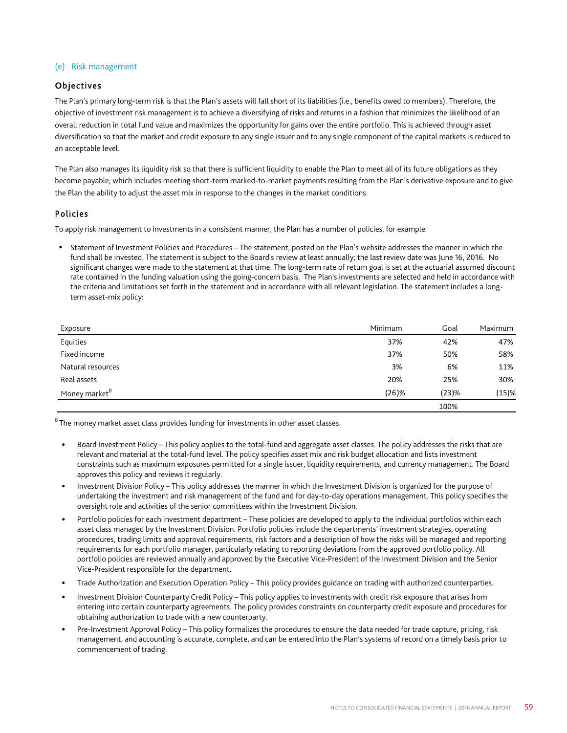### (e) Risk management

#### Objectives

The Plan's primary long-term risk is that the Plan's assets will fall short of its liabilities (i.e., benefits owed to members). Therefore, the objective of investment risk management is to achieve a diversifying of risks and returns in a fashion that minimizes the likelihood of an overall reduction in total fund value and maximizes the opportunity for gains over the entire portfolio. This is achieved through asset diversification so that the market and credit exposure to any single issuer and to any single component of the capital markets is reduced to an acceptable level.

The Plan also manages its liquidity risk so that there is sufficient liquidity to enable the Plan to meet all of its future obligations as they become payable, which includes meeting short-term marked-to-market payments resulting from the Plan's derivative exposure and to give the Plan the ability to adjust the asset mix in response to the changes in the market conditions.

#### Policies

To apply risk management to investments in a consistent manner, the Plan has a number of policies, for example:

- Statement of Investment Policies and Procedures – The statement, posted on the Plan's website addresses the manner in which the fund shall be invested. The statement is subject to the Board's review at least annually; the last review date was June 16, 2016. No significant changes were made to the statement at that time. The long-term rate of return goal is set at the actuarial assumed discount rate contained in the funding valuation using the going-concern basis. The Plan's investments are selected and held in accordance with the criteria and limitations set forth in the statement and in accordance with all relevant legislation. The statement includes a long-term asset-mix policy:

| Exposure | Minimum | Goal | Maximum |
|---|---|---|---|
| Equities | 37% | 42% | 47% |
| Fixed income | 37% | 50% | 58% |
| Natural resources | 3% | 6% | 11% |
| Real assets | 20% | 25% | 30% |
| Money market[8] | (26)% | (23)% | (15)% |
| | | 100% | |

[8] The money market asset class provides funding for investments in other asset classes.

- Board Investment Policy – This policy applies to the total-fund and aggregate asset classes. The policy addresses the risks that are relevant and material at the total-fund level. The policy specifies asset mix and risk budget allocation and lists investment constraints such as maximum exposures permitted for a single issuer, liquidity requirements, and currency management. The Board approves this policy and reviews it regularly.
- Investment Division Policy – This policy addresses the manner in which the Investment Division is organized for the purpose of undertaking the investment and risk management of the fund and for day-to-day operations management. This policy specifies the oversight role and activities of the senior committees within the Investment Division.
- Portfolio policies for each investment department – These policies are developed to apply to the individual portfolios within each asset class managed by the Investment Division. Portfolio policies include the departments' investment strategies, operating procedures, trading limits and approval requirements, risk factors and a description of how the risks will be managed and reporting requirements for each portfolio manager, particularly relating to reporting deviations from the approved portfolio policy. All portfolio policies are reviewed annually and approved by the Executive Vice-President of the Investment Division and the Senior Vice-President responsible for the department.
- Trade Authorization and Execution Operation Policy – This policy provides guidance on trading with authorized counterparties.
- Investment Division Counterparty Credit Policy – This policy applies to investments with credit risk exposure that arises from entering into certain counterparty agreements. The policy provides constraints on counterparty credit exposure and procedures for obtaining authorization to trade with a new counterparty.
- Pre-Investment Approval Policy – This policy formalizes the procedures to ensure the data needed for trade capture, pricing, risk management, and accounting is accurate, complete, and can be entered into the Plan's systems of record on a timely basis prior to commencement of trading.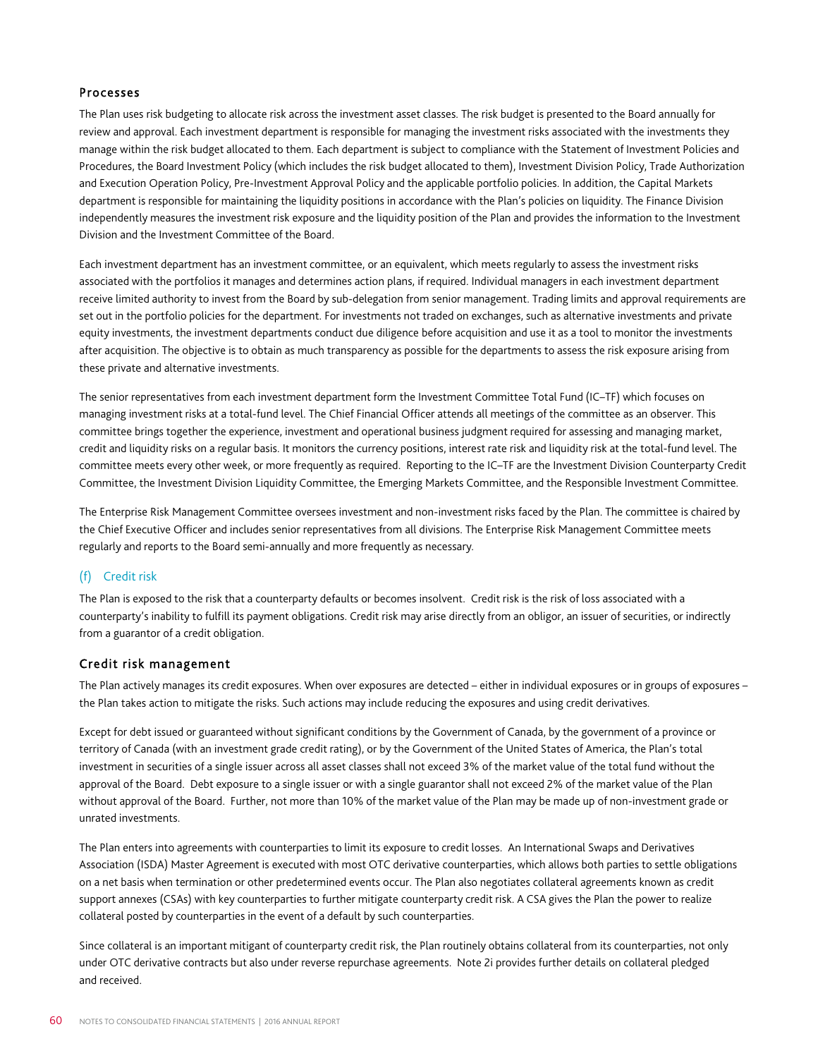### Processes

The Plan uses risk budgeting to allocate risk across the investment asset classes. The risk budget is presented to the Board annually for review and approval. Each investment department is responsible for managing the investment risks associated with the investments they manage within the risk budget allocated to them. Each department is subject to compliance with the Statement of Investment Policies and Procedures, the Board Investment Policy (which includes the risk budget allocated to them), Investment Division Policy, Trade Authorization and Execution Operation Policy, Pre-Investment Approval Policy and the applicable portfolio policies. In addition, the Capital Markets department is responsible for maintaining the liquidity positions in accordance with the Plan's policies on liquidity. The Finance Division independently measures the investment risk exposure and the liquidity position of the Plan and provides the information to the Investment Division and the Investment Committee of the Board.

Each investment department has an investment committee, or an equivalent, which meets regularly to assess the investment risks associated with the portfolios it manages and determines action plans, if required. Individual managers in each investment department receive limited authority to invest from the Board by sub-delegation from senior management. Trading limits and approval requirements are set out in the portfolio policies for the department. For investments not traded on exchanges, such as alternative investments and private equity investments, the investment departments conduct due diligence before acquisition and use it as a tool to monitor the investments after acquisition. The objective is to obtain as much transparency as possible for the departments to assess the risk exposure arising from these private and alternative investments.

The senior representatives from each investment department form the Investment Committee Total Fund (IC–TF) which focuses on managing investment risks at a total-fund level. The Chief Financial Officer attends all meetings of the committee as an observer. This committee brings together the experience, investment and operational business judgment required for assessing and managing market, credit and liquidity risks on a regular basis. It monitors the currency positions, interest rate risk and liquidity risk at the total-fund level. The committee meets every other week, or more frequently as required. Reporting to the IC–TF are the Investment Division Counterparty Credit Committee, the Investment Division Liquidity Committee, the Emerging Markets Committee, and the Responsible Investment Committee.

The Enterprise Risk Management Committee oversees investment and non-investment risks faced by the Plan. The committee is chaired by the Chief Executive Officer and includes senior representatives from all divisions. The Enterprise Risk Management Committee meets regularly and reports to the Board semi-annually and more frequently as necessary.

## (f) Credit risk

The Plan is exposed to the risk that a counterparty defaults or becomes insolvent. Credit risk is the risk of loss associated with a counterparty's inability to fulfill its payment obligations. Credit risk may arise directly from an obligor, an issuer of securities, or indirectly from a guarantor of a credit obligation.

### Credit risk management

The Plan actively manages its credit exposures. When over exposures are detected – either in individual exposures or in groups of exposures – the Plan takes action to mitigate the risks. Such actions may include reducing the exposures and using credit derivatives.

Except for debt issued or guaranteed without significant conditions by the Government of Canada, by the government of a province or territory of Canada (with an investment grade credit rating), or by the Government of the United States of America, the Plan's total investment in securities of a single issuer across all asset classes shall not exceed 3% of the market value of the total fund without the approval of the Board. Debt exposure to a single issuer or with a single guarantor shall not exceed 2% of the market value of the Plan without approval of the Board. Further, not more than 10% of the market value of the Plan may be made up of non-investment grade or unrated investments.

The Plan enters into agreements with counterparties to limit its exposure to credit losses. An International Swaps and Derivatives Association (ISDA) Master Agreement is executed with most OTC derivative counterparties, which allows both parties to settle obligations on a net basis when termination or other predetermined events occur. The Plan also negotiates collateral agreements known as credit support annexes (CSAs) with key counterparties to further mitigate counterparty credit risk. A CSA gives the Plan the power to realize collateral posted by counterparties in the event of a default by such counterparties.

Since collateral is an important mitigant of counterparty credit risk, the Plan routinely obtains collateral from its counterparties, not only under OTC derivative contracts but also under reverse repurchase agreements. Note 2i provides further details on collateral pledged and received.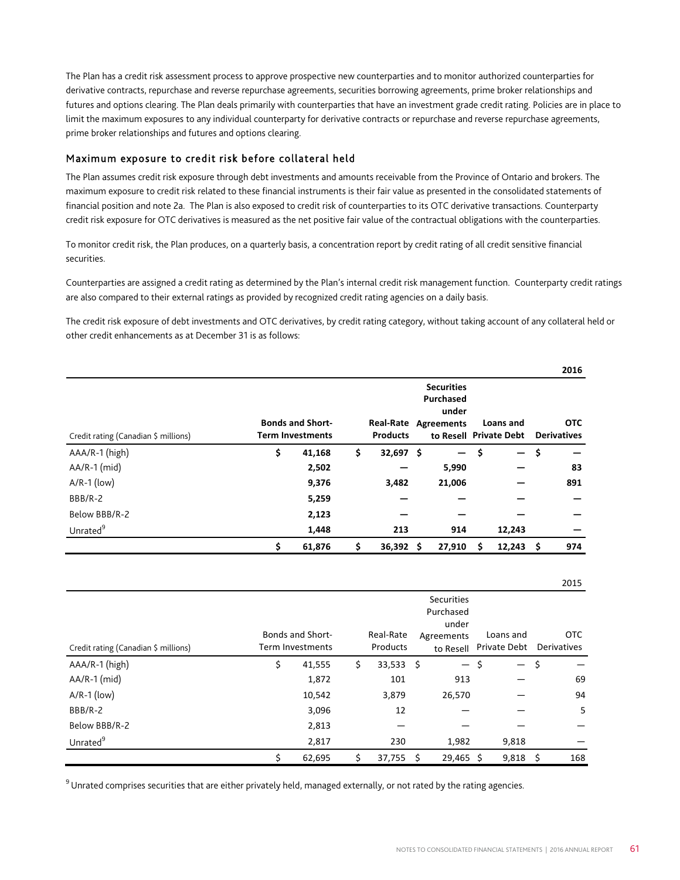The Plan has a credit risk assessment process to approve prospective new counterparties and to monitor authorized counterparties for derivative contracts, repurchase and reverse repurchase agreements, securities borrowing agreements, prime broker relationships and futures and options clearing. The Plan deals primarily with counterparties that have an investment grade credit rating. Policies are in place to limit the maximum exposures to any individual counterparty for derivative contracts or repurchase and reverse repurchase agreements, prime broker relationships and futures and options clearing.

### Maximum exposure to credit risk before collateral held

The Plan assumes credit risk exposure through debt investments and amounts receivable from the Province of Ontario and brokers. The maximum exposure to credit risk related to these financial instruments is their fair value as presented in the consolidated statements of financial position and note 2a. The Plan is also exposed to credit risk of counterparties to its OTC derivative transactions. Counterparty credit risk exposure for OTC derivatives is measured as the net positive fair value of the contractual obligations with the counterparties.

To monitor credit risk, the Plan produces, on a quarterly basis, a concentration report by credit rating of all credit sensitive financial securities.

Counterparties are assigned a credit rating as determined by the Plan's internal credit risk management function. Counterparty credit ratings are also compared to their external ratings as provided by recognized credit rating agencies on a daily basis.

The credit risk exposure of debt investments and OTC derivatives, by credit rating category, without taking account of any collateral held or other credit enhancements as at December 31 is as follows:

| | | | | | **2016** |
|---|---|---|---|---|---|
| Credit rating (Canadian $ millions) | **Bonds and Short-Term Investments** | **Real-Rate Products** | **Securities Purchased under Agreements to Resell** | **Loans and Private Debt** | **OTC Derivatives** |
| AAA/R-1 (high) | **$ 41,168** | **$ 32,697** | **$ —** | **$ —** | **$ —** |
| AA/R-1 (mid) | **2,502** | **—** | **5,990** | **—** | **83** |
| A/R-1 (low) | **9,376** | **3,482** | **21,006** | **—** | **891** |
| BBB/R-2 | **5,259** | **—** | **—** | **—** | **—** |
| Below BBB/R-2 | **2,123** | **—** | **—** | **—** | **—** |
| Unrated[9] | **1,448** | **213** | **914** | **12,243** | **—** |
| | **$ 61,876** | **$ 36,392** | **$ 27,910** | **$ 12,243** | **$ 974** |

| | | | | | 2015 |
|---|---|---|---|---|---|
| Credit rating (Canadian $ millions) | Bonds and Short-Term Investments | Real-Rate Products | Securities Purchased under Agreements to Resell | Loans and Private Debt | OTC Derivatives |
| AAA/R-1 (high) | $ 41,555 | $ 33,533 | $ — | $ — | $ — |
| AA/R-1 (mid) | 1,872 | 101 | 913 | — | 69 |
| A/R-1 (low) | 10,542 | 3,879 | 26,570 | — | 94 |
| BBB/R-2 | 3,096 | 12 | — | — | 5 |
| Below BBB/R-2 | 2,813 | — | — | — | — |
| Unrated[9] | 2,817 | 230 | 1,982 | 9,818 | — |
| | $ 62,695 | $ 37,755 | $ 29,465 | $ 9,818 | $ 168 |

[9] Unrated comprises securities that are either privately held, managed externally, or not rated by the rating agencies.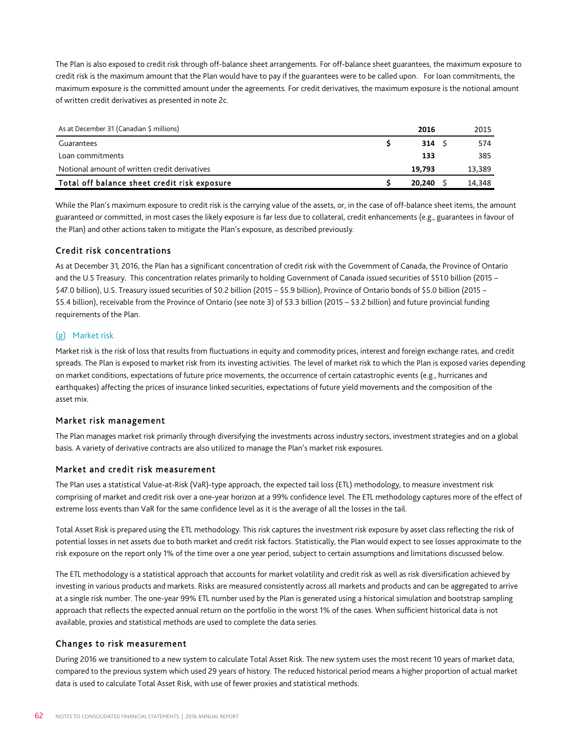The Plan is also exposed to credit risk through off-balance sheet arrangements. For off-balance sheet guarantees, the maximum exposure to credit risk is the maximum amount that the Plan would have to pay if the guarantees were to be called upon. For loan commitments, the maximum exposure is the committed amount under the agreements. For credit derivatives, the maximum exposure is the notional amount of written credit derivatives as presented in note 2c.

| As at December 31 (Canadian $ millions) | **2016** | 2015 |
|---|---|---|
| Guarantees | **$ 314** | $ 574 |
| Loan commitments | **133** | 385 |
| Notional amount of written credit derivatives | **19,793** | 13,389 |
| Total off balance sheet credit risk exposure | **$ 20,240** | $ 14,348 |

While the Plan's maximum exposure to credit risk is the carrying value of the assets, or, in the case of off-balance sheet items, the amount guaranteed or committed, in most cases the likely exposure is far less due to collateral, credit enhancements (e.g., guarantees in favour of the Plan) and other actions taken to mitigate the Plan's exposure, as described previously.

### Credit risk concentrations

As at December 31, 2016, the Plan has a significant concentration of credit risk with the Government of Canada, the Province of Ontario and the U.S Treasury. This concentration relates primarily to holding Government of Canada issued securities of $51.0 billion (2015 – $47.0 billion), U.S. Treasury issued securities of $0.2 billion (2015 – $5.9 billion), Province of Ontario bonds of $5.0 billion (2015 – $5.4 billion), receivable from the Province of Ontario (see note 3) of $3.3 billion (2015 – $3.2 billion) and future provincial funding requirements of the Plan.

## (g) Market risk

Market risk is the risk of loss that results from fluctuations in equity and commodity prices, interest and foreign exchange rates, and credit spreads. The Plan is exposed to market risk from its investing activities. The level of market risk to which the Plan is exposed varies depending on market conditions, expectations of future price movements, the occurrence of certain catastrophic events (e.g., hurricanes and earthquakes) affecting the prices of insurance linked securities, expectations of future yield movements and the composition of the asset mix.

### Market risk management

The Plan manages market risk primarily through diversifying the investments across industry sectors, investment strategies and on a global basis. A variety of derivative contracts are also utilized to manage the Plan's market risk exposures.

### Market and credit risk measurement

The Plan uses a statistical Value-at-Risk (VaR)-type approach, the expected tail loss (ETL) methodology, to measure investment risk comprising of market and credit risk over a one-year horizon at a 99% confidence level. The ETL methodology captures more of the effect of extreme loss events than VaR for the same confidence level as it is the average of all the losses in the tail.

Total Asset Risk is prepared using the ETL methodology. This risk captures the investment risk exposure by asset class reflecting the risk of potential losses in net assets due to both market and credit risk factors. Statistically, the Plan would expect to see losses approximate to the risk exposure on the report only 1% of the time over a one year period, subject to certain assumptions and limitations discussed below.

The ETL methodology is a statistical approach that accounts for market volatility and credit risk as well as risk diversification achieved by investing in various products and markets. Risks are measured consistently across all markets and products and can be aggregated to arrive at a single risk number. The one-year 99% ETL number used by the Plan is generated using a historical simulation and bootstrap sampling approach that reflects the expected annual return on the portfolio in the worst 1% of the cases. When sufficient historical data is not available, proxies and statistical methods are used to complete the data series.

### Changes to risk measurement

During 2016 we transitioned to a new system to calculate Total Asset Risk. The new system uses the most recent 10 years of market data, compared to the previous system which used 29 years of history. The reduced historical period means a higher proportion of actual market data is used to calculate Total Asset Risk, with use of fewer proxies and statistical methods.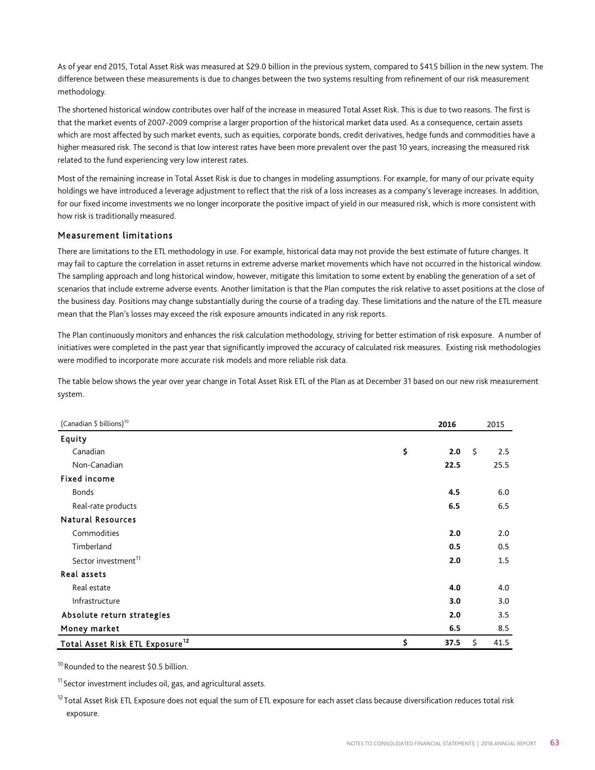As of year end 2015, Total Asset Risk was measured at $29.0 billion in the previous system, compared to $41.5 billion in the new system. The difference between these measurements is due to changes between the two systems resulting from refinement of our risk measurement methodology.

The shortened historical window contributes over half of the increase in measured Total Asset Risk. This is due to two reasons. The first is that the market events of 2007-2009 comprise a larger proportion of the historical market data used. As a consequence, certain assets which are most affected by such market events, such as equities, corporate bonds, credit derivatives, hedge funds and commodities have a higher measured risk. The second is that low interest rates have been more prevalent over the past 10 years, increasing the measured risk related to the fund experiencing very low interest rates.

Most of the remaining increase in Total Asset Risk is due to changes in modeling assumptions. For example, for many of our private equity holdings we have introduced a leverage adjustment to reflect that the risk of a loss increases as a company's leverage increases. In addition, for our fixed income investments we no longer incorporate the positive impact of yield in our measured risk, which is more consistent with how risk is traditionally measured.

### Measurement limitations

There are limitations to the ETL methodology in use. For example, historical data may not provide the best estimate of future changes. It may fail to capture the correlation in asset returns in extreme adverse market movements which have not occurred in the historical window. The sampling approach and long historical window, however, mitigate this limitation to some extent by enabling the generation of a set of scenarios that include extreme adverse events. Another limitation is that the Plan computes the risk relative to asset positions at the close of the business day. Positions may change substantially during the course of a trading day. These limitations and the nature of the ETL measure mean that the Plan's losses may exceed the risk exposure amounts indicated in any risk reports.

The Plan continuously monitors and enhances the risk calculation methodology, striving for better estimation of risk exposure. A number of initiatives were completed in the past year that significantly improved the accuracy of calculated risk measures. Existing risk methodologies were modified to incorporate more accurate risk models and more reliable risk data.

The table below shows the year over year change in Total Asset Risk ETL of the Plan as at December 31 based on our new risk measurement system.

| (Canadian $ billions)[10] | 2016 | 2015 |
|---|---|---|
| **Equity** | | |
| Canadian | $ 2.0 | $ 2.5 |
| Non-Canadian | 22.5 | 25.5 |
| **Fixed income** | | |
| Bonds | 4.5 | 6.0 |
| Real-rate products | 6.5 | 6.5 |
| **Natural Resources** | | |
| Commodities | 2.0 | 2.0 |
| Timberland | 0.5 | 0.5 |
| Sector investment[11] | 2.0 | 1.5 |
| **Real assets** | | |
| Real estate | 4.0 | 4.0 |
| Infrastructure | 3.0 | 3.0 |
| **Absolute return strategies** | 2.0 | 3.5 |
| **Money market** | 6.5 | 8.5 |
| **Total Asset Risk ETL Exposure[12]** | $ 37.5 | $ 41.5 |

[10] Rounded to the nearest $0.5 billion.

[11] Sector investment includes oil, gas, and agricultural assets.

[12] Total Asset Risk ETL Exposure does not equal the sum of ETL exposure for each asset class because diversification reduces total risk exposure.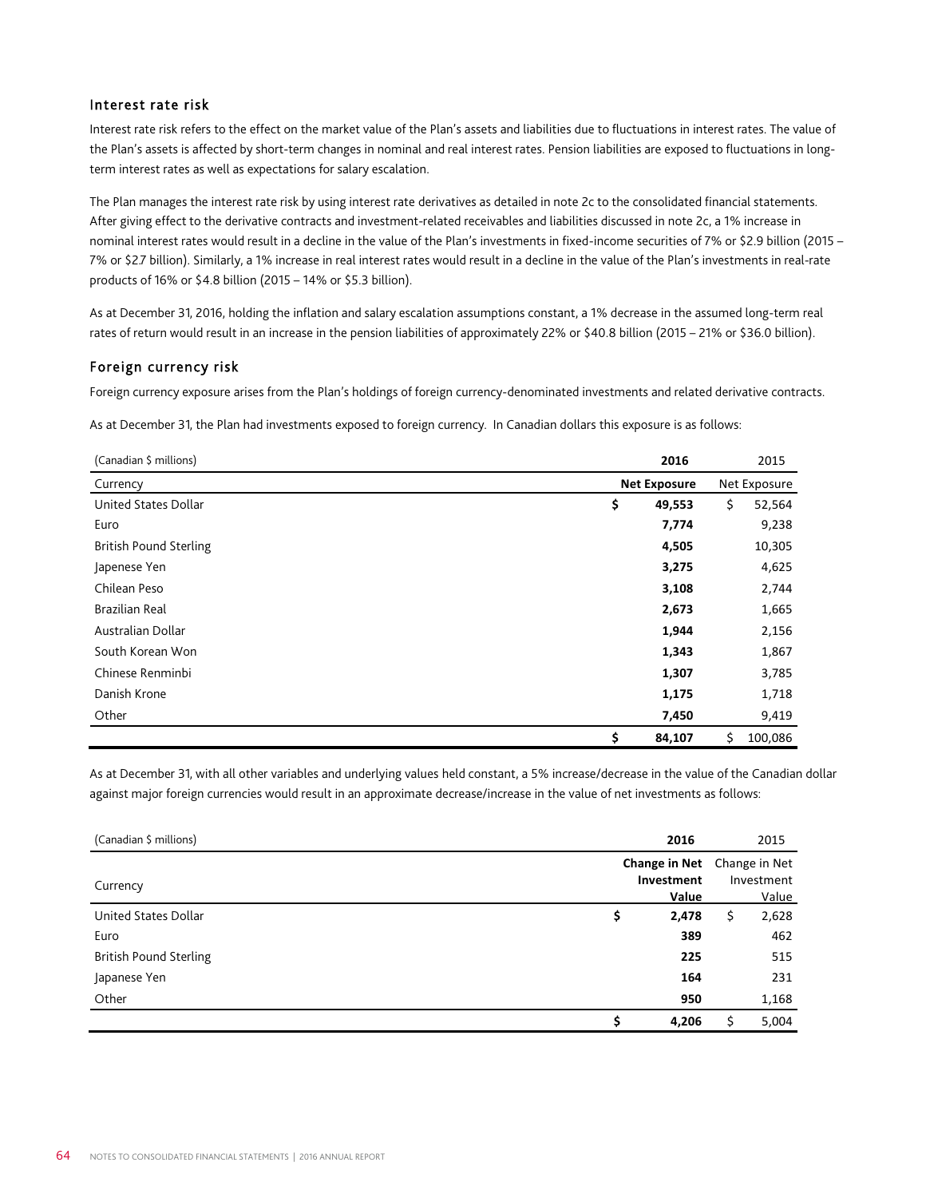### Interest rate risk

Interest rate risk refers to the effect on the market value of the Plan's assets and liabilities due to fluctuations in interest rates. The value of the Plan's assets is affected by short-term changes in nominal and real interest rates. Pension liabilities are exposed to fluctuations in long-term interest rates as well as expectations for salary escalation.

The Plan manages the interest rate risk by using interest rate derivatives as detailed in note 2c to the consolidated financial statements. After giving effect to the derivative contracts and investment-related receivables and liabilities discussed in note 2c, a 1% increase in nominal interest rates would result in a decline in the value of the Plan's investments in fixed-income securities of 7% or \$2.9 billion (2015 – 7% or \$2.7 billion). Similarly, a 1% increase in real interest rates would result in a decline in the value of the Plan's investments in real-rate products of 16% or \$4.8 billion (2015 – 14% or \$5.3 billion).

As at December 31, 2016, holding the inflation and salary escalation assumptions constant, a 1% decrease in the assumed long-term real rates of return would result in an increase in the pension liabilities of approximately 22% or \$40.8 billion (2015 – 21% or \$36.0 billion).

### Foreign currency risk

Foreign currency exposure arises from the Plan's holdings of foreign currency-denominated investments and related derivative contracts.

As at December 31, the Plan had investments exposed to foreign currency. In Canadian dollars this exposure is as follows:

| (Canadian $ millions) | **2016** | 2015 |
|---|---|---|
| Currency | **Net Exposure** | Net Exposure |
| United States Dollar | **$ 49,553** | $ 52,564 |
| Euro | **7,774** | 9,238 |
| British Pound Sterling | **4,505** | 10,305 |
| Japenese Yen | **3,275** | 4,625 |
| Chilean Peso | **3,108** | 2,744 |
| Brazilian Real | **2,673** | 1,665 |
| Australian Dollar | **1,944** | 2,156 |
| South Korean Won | **1,343** | 1,867 |
| Chinese Renminbi | **1,307** | 3,785 |
| Danish Krone | **1,175** | 1,718 |
| Other | **7,450** | 9,419 |
| | **$ 84,107** | $ 100,086 |

As at December 31, with all other variables and underlying values held constant, a 5% increase/decrease in the value of the Canadian dollar against major foreign currencies would result in an approximate decrease/increase in the value of net investments as follows:

| (Canadian $ millions) | **2016** | 2015 |
|---|---|---|
| Currency | **Change in Net Investment Value** | Change in Net Investment Value |
| United States Dollar | **$ 2,478** | $ 2,628 |
| Euro | **389** | 462 |
| British Pound Sterling | **225** | 515 |
| Japenese Yen | **164** | 231 |
| Other | **950** | 1,168 |
| | **$ 4,206** | $ 5,004 |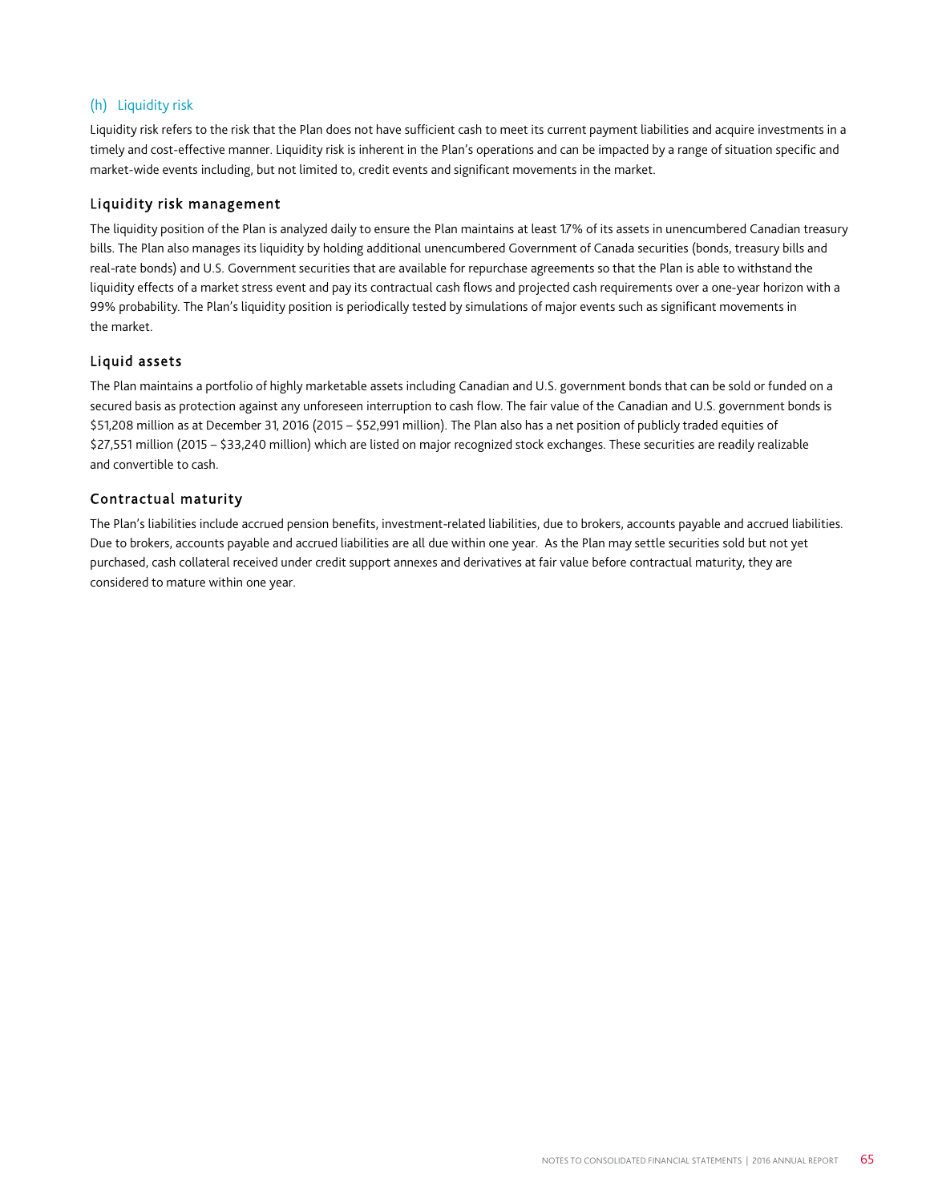### (h) Liquidity risk

Liquidity risk refers to the risk that the Plan does not have sufficient cash to meet its current payment liabilities and acquire investments in a timely and cost-effective manner. Liquidity risk is inherent in the Plan's operations and can be impacted by a range of situation specific and market-wide events including, but not limited to, credit events and significant movements in the market.

#### Liquidity risk management

The liquidity position of the Plan is analyzed daily to ensure the Plan maintains at least 1.7% of its assets in unencumbered Canadian treasury bills. The Plan also manages its liquidity by holding additional unencumbered Government of Canada securities (bonds, treasury bills and real-rate bonds) and U.S. Government securities that are available for repurchase agreements so that the Plan is able to withstand the liquidity effects of a market stress event and pay its contractual cash flows and projected cash requirements over a one-year horizon with a 99% probability. The Plan's liquidity position is periodically tested by simulations of major events such as significant movements in the market.

#### Liquid assets

The Plan maintains a portfolio of highly marketable assets including Canadian and U.S. government bonds that can be sold or funded on a secured basis as protection against any unforeseen interruption to cash flow. The fair value of the Canadian and U.S. government bonds is $51,208 million as at December 31, 2016 (2015 – $52,991 million). The Plan also has a net position of publicly traded equities of $27,551 million (2015 – $33,240 million) which are listed on major recognized stock exchanges. These securities are readily realizable and convertible to cash.

#### Contractual maturity

The Plan's liabilities include accrued pension benefits, investment-related liabilities, due to brokers, accounts payable and accrued liabilities. Due to brokers, accounts payable and accrued liabilities are all due within one year. As the Plan may settle securities sold but not yet purchased, cash collateral received under credit support annexes and derivatives at fair value before contractual maturity, they are considered to mature within one year.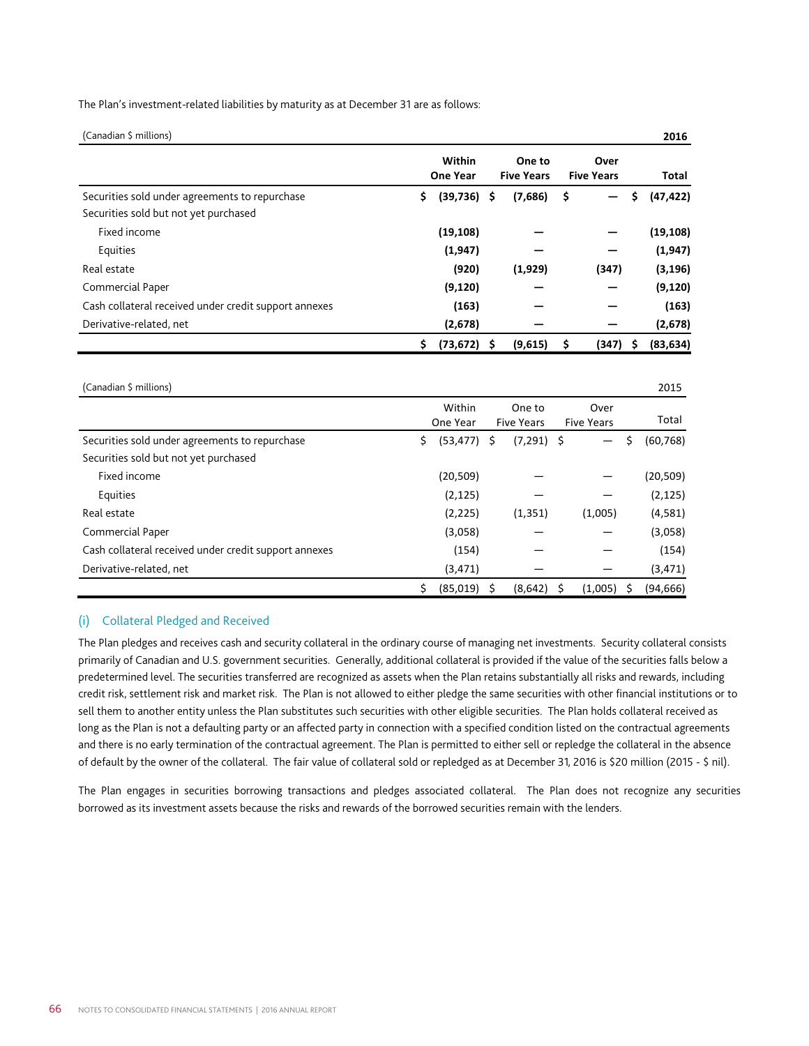The Plan's investment-related liabilities by maturity as at December 31 are as follows:

| (Canadian $ millions) | | | | **2016** |
|---|---|---|---|---|
| | **Within One Year** | **One to Five Years** | **Over Five Years** | **Total** |
| Securities sold under agreements to repurchase | **$ (39,736)** | **$ (7,686)** | **$ —** | **$ (47,422)** |
| Securities sold but not yet purchased | | | | |
| Fixed income | **(19,108)** | **—** | **—** | **(19,108)** |
| Equities | **(1,947)** | **—** | **—** | **(1,947)** |
| Real estate | **(920)** | **(1,929)** | **(347)** | **(3,196)** |
| Commercial Paper | **(9,120)** | **—** | **—** | **(9,120)** |
| Cash collateral received under credit support annexes | **(163)** | **—** | **—** | **(163)** |
| Derivative-related, net | **(2,678)** | **—** | **—** | **(2,678)** |
| | **$ (73,672)** | **$ (9,615)** | **$ (347)** | **$ (83,634)** |

| (Canadian $ millions) | | | | 2015 |
|---|---|---|---|---|
| | Within One Year | One to Five Years | Over Five Years | Total |
| Securities sold under agreements to repurchase | $ (53,477) | $ (7,291) | $ — | $ (60,768) |
| Securities sold but not yet purchased | | | | |
| Fixed income | (20,509) | — | — | (20,509) |
| Equities | (2,125) | — | — | (2,125) |
| Real estate | (2,225) | (1,351) | (1,005) | (4,581) |
| Commercial Paper | (3,058) | — | — | (3,058) |
| Cash collateral received under credit support annexes | (154) | — | — | (154) |
| Derivative-related, net | (3,471) | — | — | (3,471) |
| | $ (85,019) | $ (8,642) | $ (1,005) | $ (94,666) |

### (i) Collateral Pledged and Received

The Plan pledges and receives cash and security collateral in the ordinary course of managing net investments. Security collateral consists primarily of Canadian and U.S. government securities. Generally, additional collateral is provided if the value of the securities falls below a predetermined level. The securities transferred are recognized as assets when the Plan retains substantially all risks and rewards, including credit risk, settlement risk and market risk. The Plan is not allowed to either pledge the same securities with other financial institutions or to sell them to another entity unless the Plan substitutes such securities with other eligible securities. The Plan holds collateral received as long as the Plan is not a defaulting party or an affected party in connection with a specified condition listed on the contractual agreements and there is no early termination of the contractual agreement. The Plan is permitted to either sell or repledge the collateral in the absence of default by the owner of the collateral. The fair value of collateral sold or repledged as at December 31, 2016 is $20 million (2015 - $ nil).

The Plan engages in securities borrowing transactions and pledges associated collateral. The Plan does not recognize any securities borrowed as its investment assets because the risks and rewards of the borrowed securities remain with the lenders.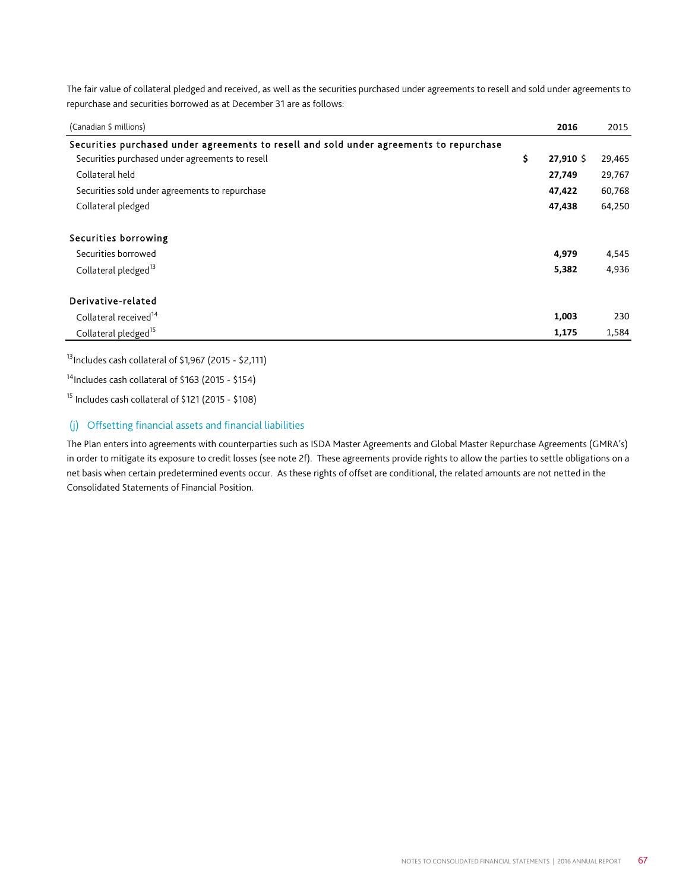The fair value of collateral pledged and received, as well as the securities purchased under agreements to resell and sold under agreements to repurchase and securities borrowed as at December 31 are as follows:

| (Canadian $ millions) | 2016 | 2015 |
|---|---|---|
| **Securities purchased under agreements to resell and sold under agreements to repurchase** | | |
| Securities purchased under agreements to resell | $ **27,910** | $ 29,465 |
| Collateral held | **27,749** | 29,767 |
| Securities sold under agreements to repurchase | **47,422** | 60,768 |
| Collateral pledged | **47,438** | 64,250 |
| **Securities borrowing** | | |
| Securities borrowed | **4,979** | 4,545 |
| Collateral pledged[13] | **5,382** | 4,936 |
| **Derivative-related** | | |
| Collateral received[14] | **1,003** | 230 |
| Collateral pledged[15] | **1,175** | 1,584 |

[13] Includes cash collateral of $1,967 (2015 - $2,111)

[14] Includes cash collateral of $163 (2015 - $154)

[15] Includes cash collateral of $121 (2015 - $108)

### (j) Offsetting financial assets and financial liabilities

The Plan enters into agreements with counterparties such as ISDA Master Agreements and Global Master Repurchase Agreements (GMRA's) in order to mitigate its exposure to credit losses (see note 2f). These agreements provide rights to allow the parties to settle obligations on a net basis when certain predetermined events occur. As these rights of offset are conditional, the related amounts are not netted in the Consolidated Statements of Financial Position.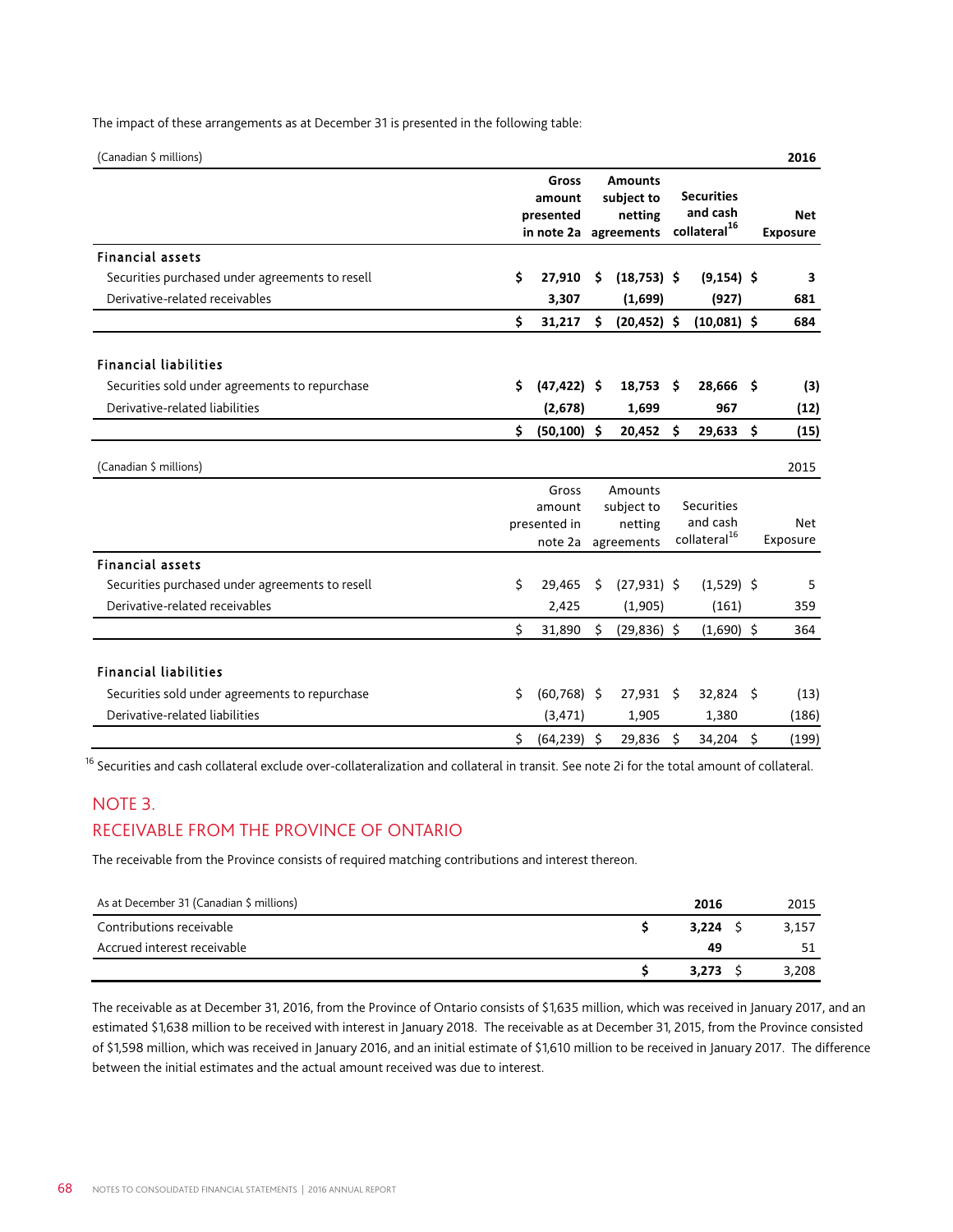The impact of these arrangements as at December 31 is presented in the following table:

| (Canadian $ millions) | | | | 2016 |
|---|---|---|---|---|
| | **Gross amount presented in note 2a** | **Amounts subject to netting agreements** | **Securities and cash collateral[16]** | **Net Exposure** |
| **Financial assets** | | | | |
| Securities purchased under agreements to resell | **$ 27,910** | **$ (18,753)** | **$ (9,154)** | **$ 3** |
| Derivative-related receivables | **3,307** | **(1,699)** | **(927)** | **681** |
| | **$ 31,217** | **$ (20,452)** | **$ (10,081)** | **$ 684** |
| **Financial liabilities** | | | | |
| Securities sold under agreements to repurchase | **$ (47,422)** | **$ 18,753** | **$ 28,666** | **$ (3)** |
| Derivative-related liabilities | **(2,678)** | **1,699** | **967** | **(12)** |
| | **$ (50,100)** | **$ 20,452** | **$ 29,633** | **$ (15)** |

| (Canadian $ millions) | | | | 2015 |
|---|---|---|---|---|
| | Gross amount presented in note 2a | Amounts subject to netting agreements | Securities and cash collateral[16] | Net Exposure |
| **Financial assets** | | | | |
| Securities purchased under agreements to resell | $ 29,465 | $ (27,931) | $ (1,529) | $ 5 |
| Derivative-related receivables | 2,425 | (1,905) | (161) | 359 |
| | $ 31,890 | $ (29,836) | $ (1,690) | $ 364 |
| **Financial liabilities** | | | | |
| Securities sold under agreements to repurchase | $ (60,768) | $ 27,931 | $ 32,824 | $ (13) |
| Derivative-related liabilities | (3,471) | 1,905 | 1,380 | (186) |
| | $ (64,239) | $ 29,836 | $ 34,204 | $ (199) |

[16] Securities and cash collateral exclude over-collateralization and collateral in transit. See note 2i for the total amount of collateral.

## NOTE 3.
## RECEIVABLE FROM THE PROVINCE OF ONTARIO

The receivable from the Province consists of required matching contributions and interest thereon.

| As at December 31 (Canadian $ millions) | 2016 | 2015 |
|---|---|---|
| Contributions receivable | **$ 3,224** | $ 3,157 |
| Accrued interest receivable | **49** | 51 |
| | **$ 3,273** | $ 3,208 |

The receivable as at December 31, 2016, from the Province of Ontario consists of $1,635 million, which was received in January 2017, and an estimated $1,638 million to be received with interest in January 2018. The receivable as at December 31, 2015, from the Province consisted of $1,598 million, which was received in January 2016, and an initial estimate of $1,610 million to be received in January 2017. The difference between the initial estimates and the actual amount received was due to interest.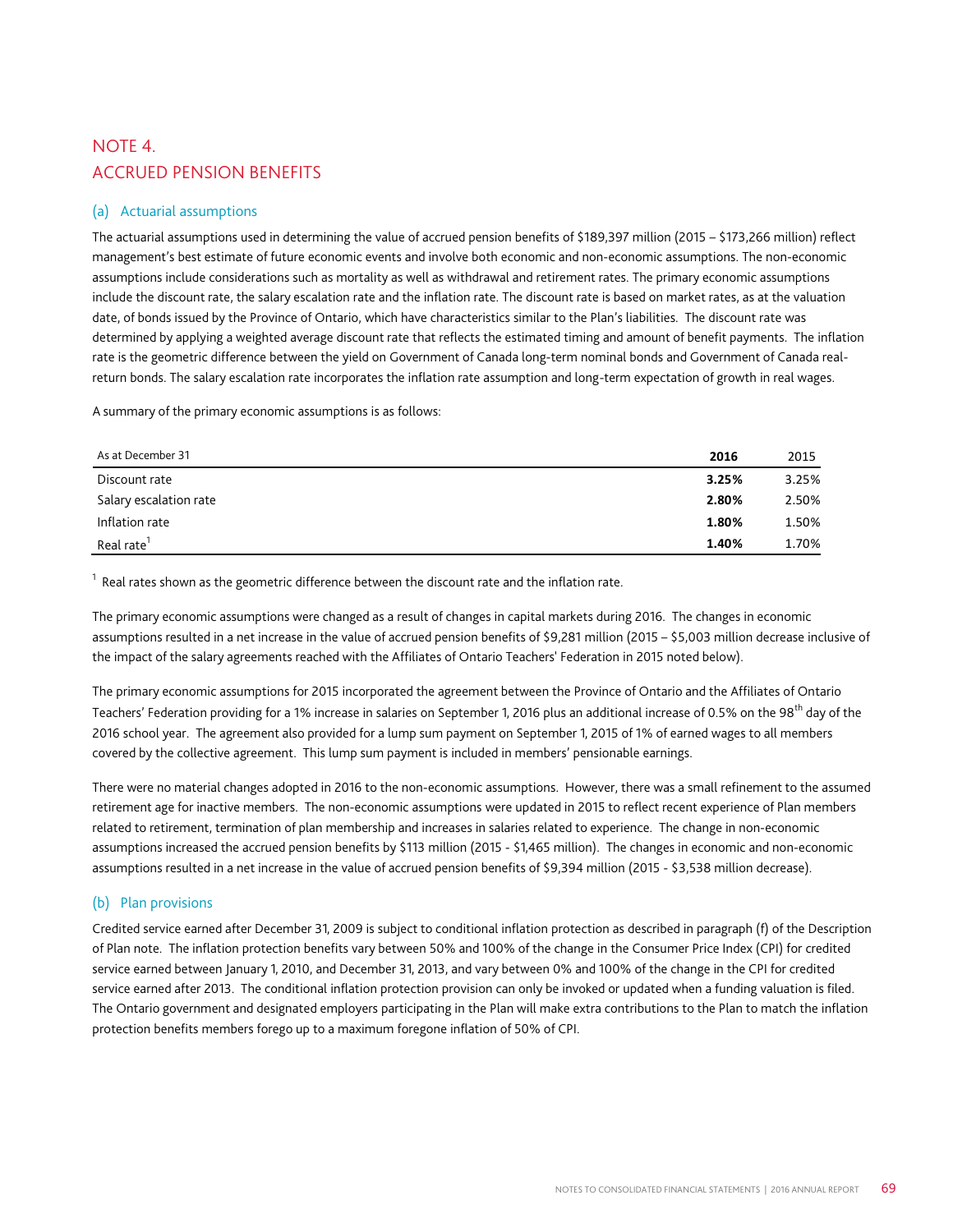# NOTE 4.
# ACCRUED PENSION BENEFITS

## (a) Actuarial assumptions

The actuarial assumptions used in determining the value of accrued pension benefits of $189,397 million (2015 – $173,266 million) reflect management's best estimate of future economic events and involve both economic and non-economic assumptions. The non-economic assumptions include considerations such as mortality as well as withdrawal and retirement rates. The primary economic assumptions include the discount rate, the salary escalation rate and the inflation rate. The discount rate is based on market rates, as at the valuation date, of bonds issued by the Province of Ontario, which have characteristics similar to the Plan's liabilities. The discount rate was determined by applying a weighted average discount rate that reflects the estimated timing and amount of benefit payments. The inflation rate is the geometric difference between the yield on Government of Canada long-term nominal bonds and Government of Canada real-return bonds. The salary escalation rate incorporates the inflation rate assumption and long-term expectation of growth in real wages.

A summary of the primary economic assumptions is as follows:

| As at December 31 | **2016** | 2015 |
|---|---|---|
| Discount rate | **3.25%** | 3.25% |
| Salary escalation rate | **2.80%** | 2.50% |
| Inflation rate | **1.80%** | 1.50% |
| Real rate[1] | **1.40%** | 1.70% |

[1] Real rates shown as the geometric difference between the discount rate and the inflation rate.

The primary economic assumptions were changed as a result of changes in capital markets during 2016. The changes in economic assumptions resulted in a net increase in the value of accrued pension benefits of $9,281 million (2015 – $5,003 million decrease inclusive of the impact of the salary agreements reached with the Affiliates of Ontario Teachers' Federation in 2015 noted below).

The primary economic assumptions for 2015 incorporated the agreement between the Province of Ontario and the Affiliates of Ontario Teachers' Federation providing for a 1% increase in salaries on September 1, 2016 plus an additional increase of 0.5% on the 98th day of the 2016 school year. The agreement also provided for a lump sum payment on September 1, 2015 of 1% of earned wages to all members covered by the collective agreement. This lump sum payment is included in members' pensionable earnings.

There were no material changes adopted in 2016 to the non-economic assumptions. However, there was a small refinement to the assumed retirement age for inactive members. The non-economic assumptions were updated in 2015 to reflect recent experience of Plan members related to retirement, termination of plan membership and increases in salaries related to experience. The change in non-economic assumptions increased the accrued pension benefits by $113 million (2015 - $1,465 million). The changes in economic and non-economic assumptions resulted in a net increase in the value of accrued pension benefits of $9,394 million (2015 - $3,538 million decrease).

## (b) Plan provisions

Credited service earned after December 31, 2009 is subject to conditional inflation protection as described in paragraph (f) of the Description of Plan note. The inflation protection benefits vary between 50% and 100% of the change in the Consumer Price Index (CPI) for credited service earned between January 1, 2010, and December 31, 2013, and vary between 0% and 100% of the change in the CPI for credited service earned after 2013. The conditional inflation protection provision can only be invoked or updated when a funding valuation is filed. The Ontario government and designated employers participating in the Plan will make extra contributions to the Plan to match the inflation protection benefits members forego up to a maximum foregone inflation of 50% of CPI.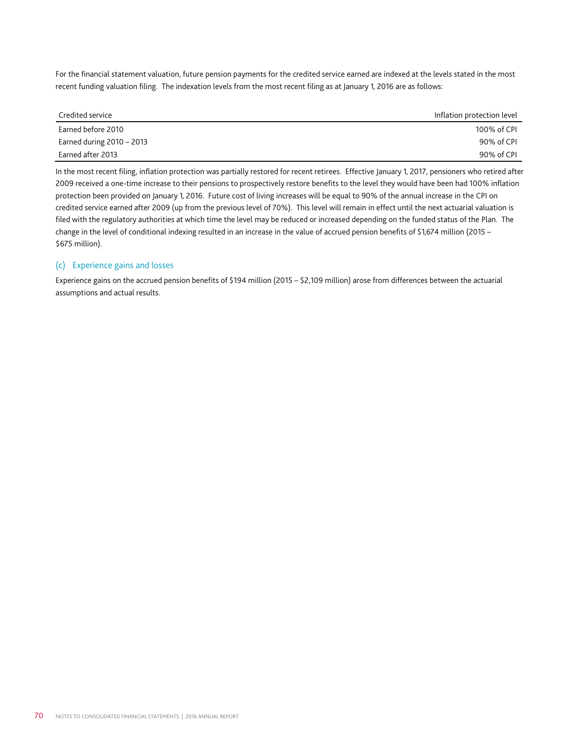For the financial statement valuation, future pension payments for the credited service earned are indexed at the levels stated in the most recent funding valuation filing. The indexation levels from the most recent filing as at January 1, 2016 are as follows:

| Credited service | Inflation protection level |
| --- | --- |
| Earned before 2010 | 100% of CPI |
| Earned during 2010 – 2013 | 90% of CPI |
| Earned after 2013 | 90% of CPI |

In the most recent filing, inflation protection was partially restored for recent retirees. Effective January 1, 2017, pensioners who retired after 2009 received a one-time increase to their pensions to prospectively restore benefits to the level they would have been had 100% inflation protection been provided on January 1, 2016. Future cost of living increases will be equal to 90% of the annual increase in the CPI on credited service earned after 2009 (up from the previous level of 70%). This level will remain in effect until the next actuarial valuation is filed with the regulatory authorities at which time the level may be reduced or increased depending on the funded status of the Plan. The change in the level of conditional indexing resulted in an increase in the value of accrued pension benefits of $1,674 million (2015 – $675 million).

### (c) Experience gains and losses

Experience gains on the accrued pension benefits of $194 million (2015 – $2,109 million) arose from differences between the actuarial assumptions and actual results.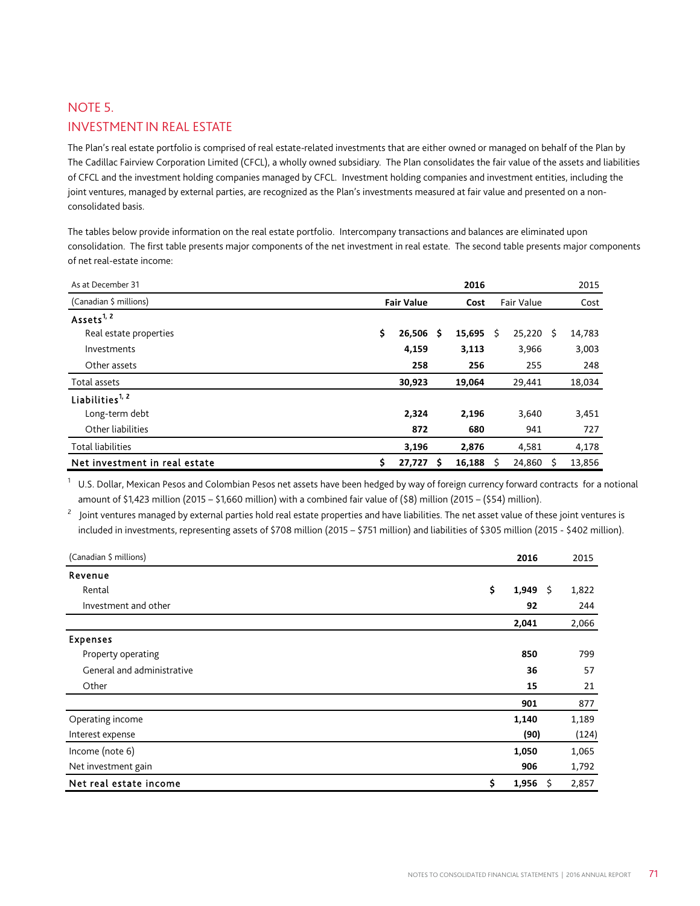## NOTE 5.
## INVESTMENT IN REAL ESTATE

The Plan's real estate portfolio is comprised of real estate-related investments that are either owned or managed on behalf of the Plan by The Cadillac Fairview Corporation Limited (CFCL), a wholly owned subsidiary. The Plan consolidates the fair value of the assets and liabilities of CFCL and the investment holding companies managed by CFCL. Investment holding companies and investment entities, including the joint ventures, managed by external parties, are recognized as the Plan's investments measured at fair value and presented on a non-consolidated basis.

The tables below provide information on the real estate portfolio. Intercompany transactions and balances are eliminated upon consolidation. The first table presents major components of the net investment in real estate. The second table presents major components of net real-estate income:

| As at December 31 | | **2016** | | 2015 |
|---|---|---|---|---|
| (Canadian $ millions) | **Fair Value** | **Cost** | Fair Value | Cost |
| **Assets**[1, 2] | | | | |
| Real estate properties | **$ 26,506** | **$ 15,695** | $ 25,220 | $ 14,783 |
| Investments | **4,159** | **3,113** | 3,966 | 3,003 |
| Other assets | **258** | **256** | 255 | 248 |
| Total assets | **30,923** | **19,064** | 29,441 | 18,034 |
| **Liabilities**[1, 2] | | | | |
| Long-term debt | **2,324** | **2,196** | 3,640 | 3,451 |
| Other liabilities | **872** | **680** | 941 | 727 |
| Total liabilities | **3,196** | **2,876** | 4,581 | 4,178 |
| **Net investment in real estate** | **$ 27,727** | **$ 16,188** | $ 24,860 | $ 13,856 |

[1] U.S. Dollar, Mexican Pesos and Colombian Pesos net assets have been hedged by way of foreign currency forward contracts for a notional amount of $1,423 million (2015 – $1,660 million) with a combined fair value of ($8) million (2015 – ($54) million).

[2] Joint ventures managed by external parties hold real estate properties and have liabilities. The net asset value of these joint ventures is included in investments, representing assets of $708 million (2015 – $751 million) and liabilities of $305 million (2015 - $402 million).

| (Canadian $ millions) | **2016** | 2015 |
|---|---|---|
| **Revenue** | | |
| Rental | **$ 1,949** | $ 1,822 |
| Investment and other | **92** | 244 |
| | **2,041** | 2,066 |
| **Expenses** | | |
| Property operating | **850** | 799 |
| General and administrative | **36** | 57 |
| Other | **15** | 21 |
| | **901** | 877 |
| Operating income | **1,140** | 1,189 |
| Interest expense | **(90)** | (124) |
| Income (note 6) | **1,050** | 1,065 |
| Net investment gain | **906** | 1,792 |
| **Net real estate income** | **$ 1,956** | $ 2,857 |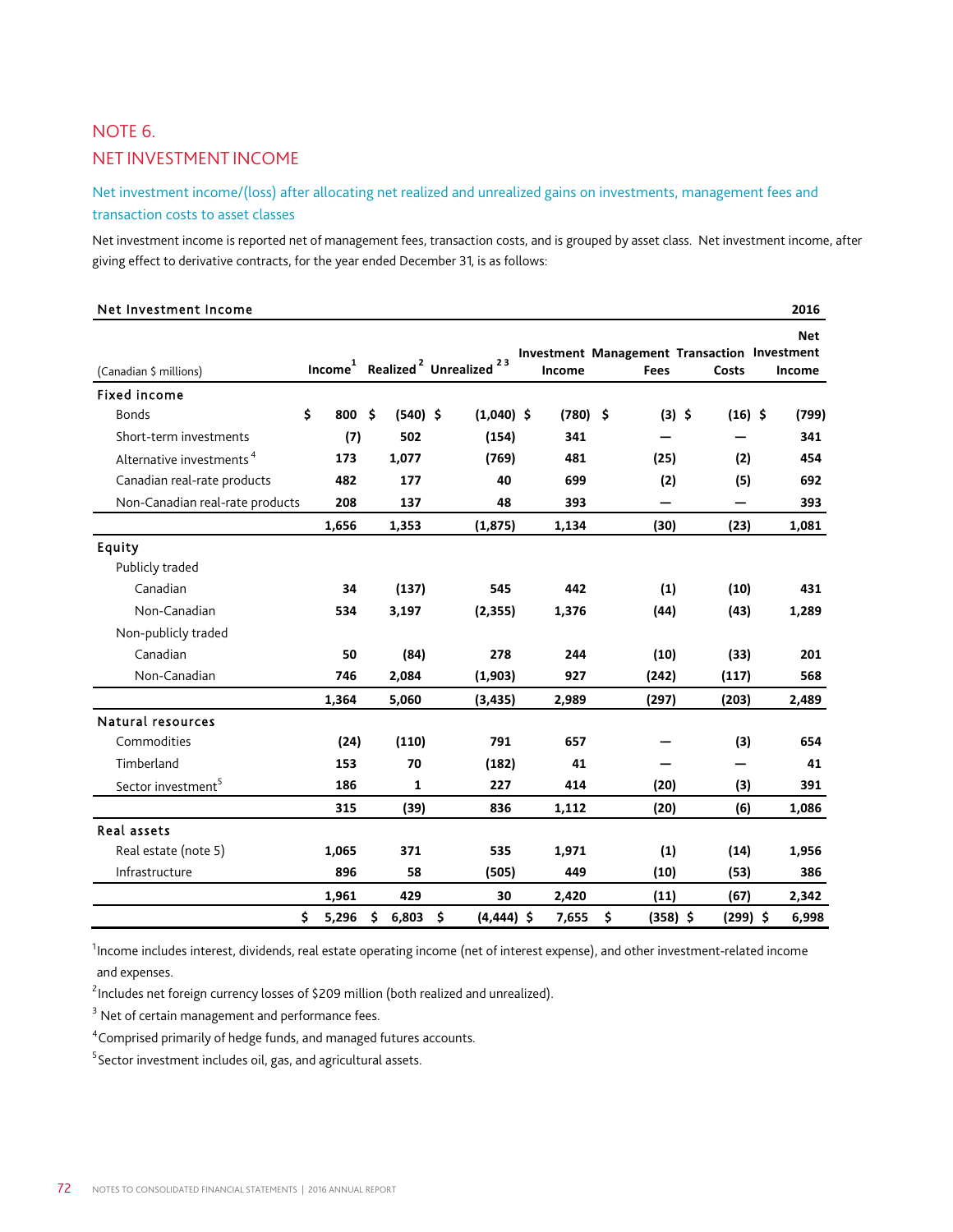## NOTE 6.

## NET INVESTMENT INCOME

### Net investment income/(loss) after allocating net realized and unrealized gains on investments, management fees and transaction costs to asset classes

Net investment income is reported net of management fees, transaction costs, and is grouped by asset class. Net investment income, after giving effect to derivative contracts, for the year ended December 31, is as follows:

| Net Investment Income | | | | | | | 2016 |
|---|---|---|---|---|---|---|---|
| (Canadian $ millions) | Income[1] | Realized[2] | Unrealized[2 3] | Investment Income | Management Fees | Transaction Costs | Net Investment Income |
| **Fixed income** | | | | | | | |
| Bonds | $ 800 | $ (540) | $ (1,040) | $ (780) | $ (3) | $ (16) | $ (799) |
| Short-term investments | (7) | 502 | (154) | 341 | — | — | 341 |
| Alternative investments[4] | 173 | 1,077 | (769) | 481 | (25) | (2) | 454 |
| Canadian real-rate products | 482 | 177 | 40 | 699 | (2) | (5) | 692 |
| Non-Canadian real-rate products | 208 | 137 | 48 | 393 | — | — | 393 |
| | 1,656 | 1,353 | (1,875) | 1,134 | (30) | (23) | 1,081 |
| **Equity** | | | | | | | |
| Publicly traded | | | | | | | |
| Canadian | 34 | (137) | 545 | 442 | (1) | (10) | 431 |
| Non-Canadian | 534 | 3,197 | (2,355) | 1,376 | (44) | (43) | 1,289 |
| Non-publicly traded | | | | | | | |
| Canadian | 50 | (84) | 278 | 244 | (10) | (33) | 201 |
| Non-Canadian | 746 | 2,084 | (1,903) | 927 | (242) | (117) | 568 |
| | 1,364 | 5,060 | (3,435) | 2,989 | (297) | (203) | 2,489 |
| **Natural resources** | | | | | | | |
| Commodities | (24) | (110) | 791 | 657 | — | (3) | 654 |
| Timberland | 153 | 70 | (182) | 41 | — | — | 41 |
| Sector investment[5] | 186 | 1 | 227 | 414 | (20) | (3) | 391 |
| | 315 | (39) | 836 | 1,112 | (20) | (6) | 1,086 |
| **Real assets** | | | | | | | |
| Real estate (note 5) | 1,065 | 371 | 535 | 1,971 | (1) | (14) | 1,956 |
| Infrastructure | 896 | 58 | (505) | 449 | (10) | (53) | 386 |
| | 1,961 | 429 | 30 | 2,420 | (11) | (67) | 2,342 |
| | $ 5,296 | $ 6,803 | $ (4,444) | $ 7,655 | $ (358) | $ (299) | $ 6,998 |

[1] Income includes interest, dividends, real estate operating income (net of interest expense), and other investment-related income and expenses.

[2] Includes net foreign currency losses of $209 million (both realized and unrealized).

[3] Net of certain management and performance fees.

[4] Comprised primarily of hedge funds, and managed futures accounts.

[5] Sector investment includes oil, gas, and agricultural assets.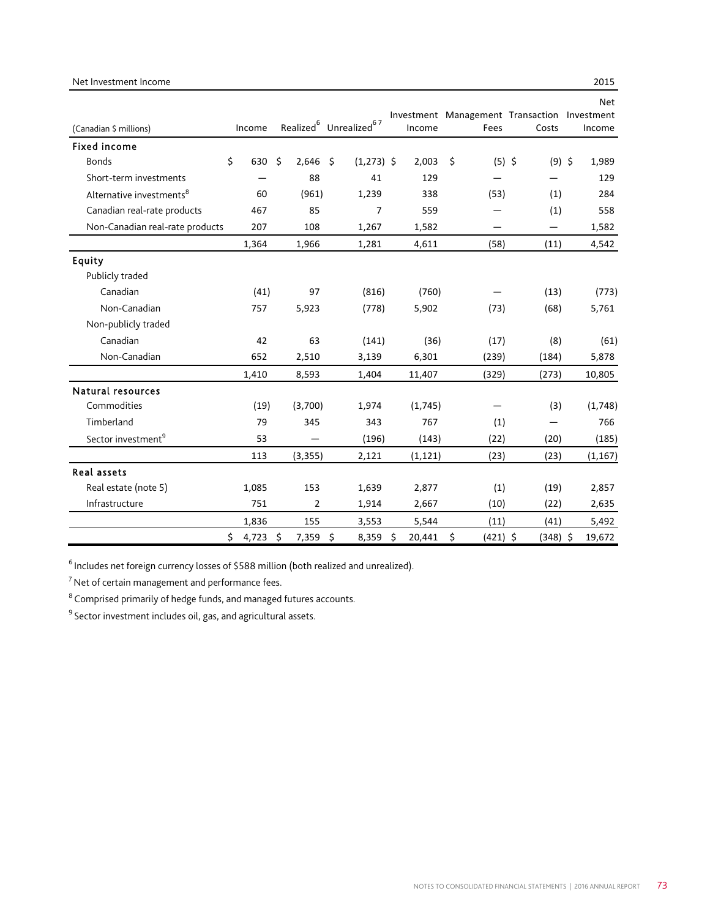| Net Investment Income | | | | | | | 2015 |
|---|---|---|---|---|---|---|---|
| (Canadian $ millions) | Income | Realized[6] | Unrealized[6 7] | Investment Income | Management Fees | Transaction Costs | Net Investment Income |
| **Fixed income** | | | | | | | |
| Bonds | $ 630 | $ 2,646 | $ (1,273) | $ 2,003 | $ (5) | $ (9) | $ 1,989 |
| Short-term investments | — | 88 | 41 | 129 | — | — | 129 |
| Alternative investments[8] | 60 | (961) | 1,239 | 338 | (53) | (1) | 284 |
| Canadian real-rate products | 467 | 85 | 7 | 559 | — | (1) | 558 |
| Non-Canadian real-rate products | 207 | 108 | 1,267 | 1,582 | — | — | 1,582 |
| | 1,364 | 1,966 | 1,281 | 4,611 | (58) | (11) | 4,542 |
| **Equity** | | | | | | | |
| Publicly traded | | | | | | | |
| Canadian | (41) | 97 | (816) | (760) | — | (13) | (773) |
| Non-Canadian | 757 | 5,923 | (778) | 5,902 | (73) | (68) | 5,761 |
| Non-publicly traded | | | | | | | |
| Canadian | 42 | 63 | (141) | (36) | (17) | (8) | (61) |
| Non-Canadian | 652 | 2,510 | 3,139 | 6,301 | (239) | (184) | 5,878 |
| | 1,410 | 8,593 | 1,404 | 11,407 | (329) | (273) | 10,805 |
| **Natural resources** | | | | | | | |
| Commodities | (19) | (3,700) | 1,974 | (1,745) | — | (3) | (1,748) |
| Timberland | 79 | 345 | 343 | 767 | (1) | — | 766 |
| Sector investment[9] | 53 | — | (196) | (143) | (22) | (20) | (185) |
| | 113 | (3,355) | 2,121 | (1,121) | (23) | (23) | (1,167) |
| **Real assets** | | | | | | | |
| Real estate (note 5) | 1,085 | 153 | 1,639 | 2,877 | (1) | (19) | 2,857 |
| Infrastructure | 751 | 2 | 1,914 | 2,667 | (10) | (22) | 2,635 |
| | 1,836 | 155 | 3,553 | 5,544 | (11) | (41) | 5,492 |
| | $ 4,723 | $ 7,359 | $ 8,359 | $ 20,441 | $ (421) | $ (348) | $ 19,672 |

[6] Includes net foreign currency losses of $588 million (both realized and unrealized).

[7] Net of certain management and performance fees.

[8] Comprised primarily of hedge funds, and managed futures accounts.

[9] Sector investment includes oil, gas, and agricultural assets.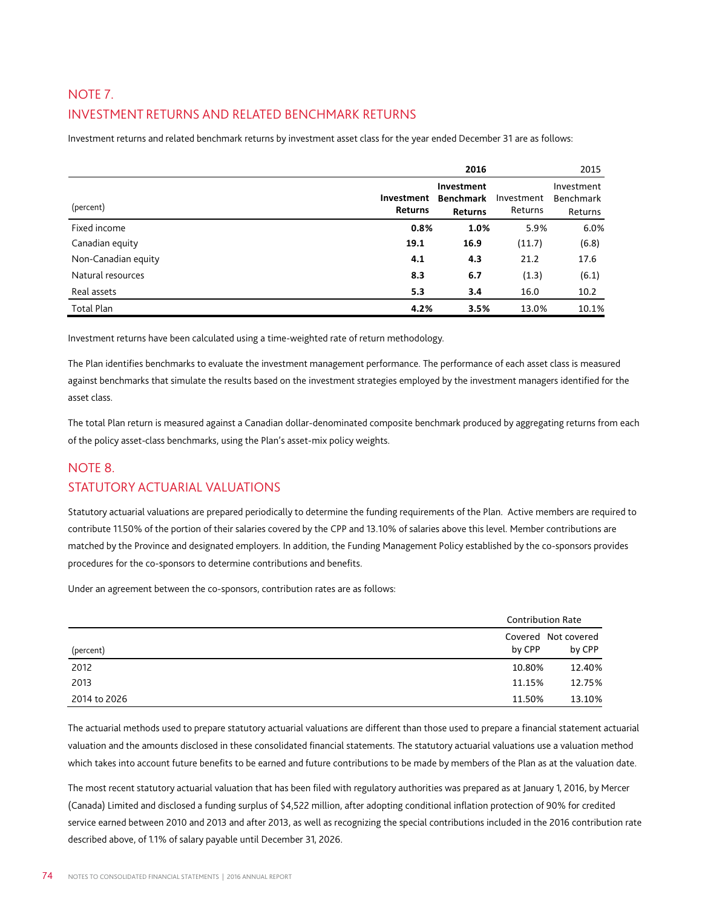## NOTE 7.
## INVESTMENT RETURNS AND RELATED BENCHMARK RETURNS

Investment returns and related benchmark returns by investment asset class for the year ended December 31 are as follows:

| | **2016** | | 2015 | |
|---|---|---|---|---|
| (percent) | **Investment Returns** | **Investment Benchmark Returns** | Investment Returns | Investment Benchmark Returns |
| Fixed income | **0.8%** | **1.0%** | 5.9% | 6.0% |
| Canadian equity | **19.1** | **16.9** | (11.7) | (6.8) |
| Non-Canadian equity | **4.1** | **4.3** | 21.2 | 17.6 |
| Natural resources | **8.3** | **6.7** | (1.3) | (6.1) |
| Real assets | **5.3** | **3.4** | 16.0 | 10.2 |
| Total Plan | **4.2%** | **3.5%** | 13.0% | 10.1% |

Investment returns have been calculated using a time-weighted rate of return methodology.

The Plan identifies benchmarks to evaluate the investment management performance. The performance of each asset class is measured against benchmarks that simulate the results based on the investment strategies employed by the investment managers identified for the asset class.

The total Plan return is measured against a Canadian dollar-denominated composite benchmark produced by aggregating returns from each of the policy asset-class benchmarks, using the Plan's asset-mix policy weights.

## NOTE 8.
## STATUTORY ACTUARIAL VALUATIONS

Statutory actuarial valuations are prepared periodically to determine the funding requirements of the Plan. Active members are required to contribute 11.50% of the portion of their salaries covered by the CPP and 13.10% of salaries above this level. Member contributions are matched by the Province and designated employers. In addition, the Funding Management Policy established by the co-sponsors provides procedures for the co-sponsors to determine contributions and benefits.

Under an agreement between the co-sponsors, contribution rates are as follows:

| | Contribution Rate | |
|---|---|---|
| (percent) | Covered by CPP | Not covered by CPP |
| 2012 | 10.80% | 12.40% |
| 2013 | 11.15% | 12.75% |
| 2014 to 2026 | 11.50% | 13.10% |

The actuarial methods used to prepare statutory actuarial valuations are different than those used to prepare a financial statement actuarial valuation and the amounts disclosed in these consolidated financial statements. The statutory actuarial valuations use a valuation method which takes into account future benefits to be earned and future contributions to be made by members of the Plan as at the valuation date.

The most recent statutory actuarial valuation that has been filed with regulatory authorities was prepared as at January 1, 2016, by Mercer (Canada) Limited and disclosed a funding surplus of $4,522 million, after adopting conditional inflation protection of 90% for credited service earned between 2010 and 2013 and after 2013, as well as recognizing the special contributions included in the 2016 contribution rate described above, of 1.1% of salary payable until December 31, 2026.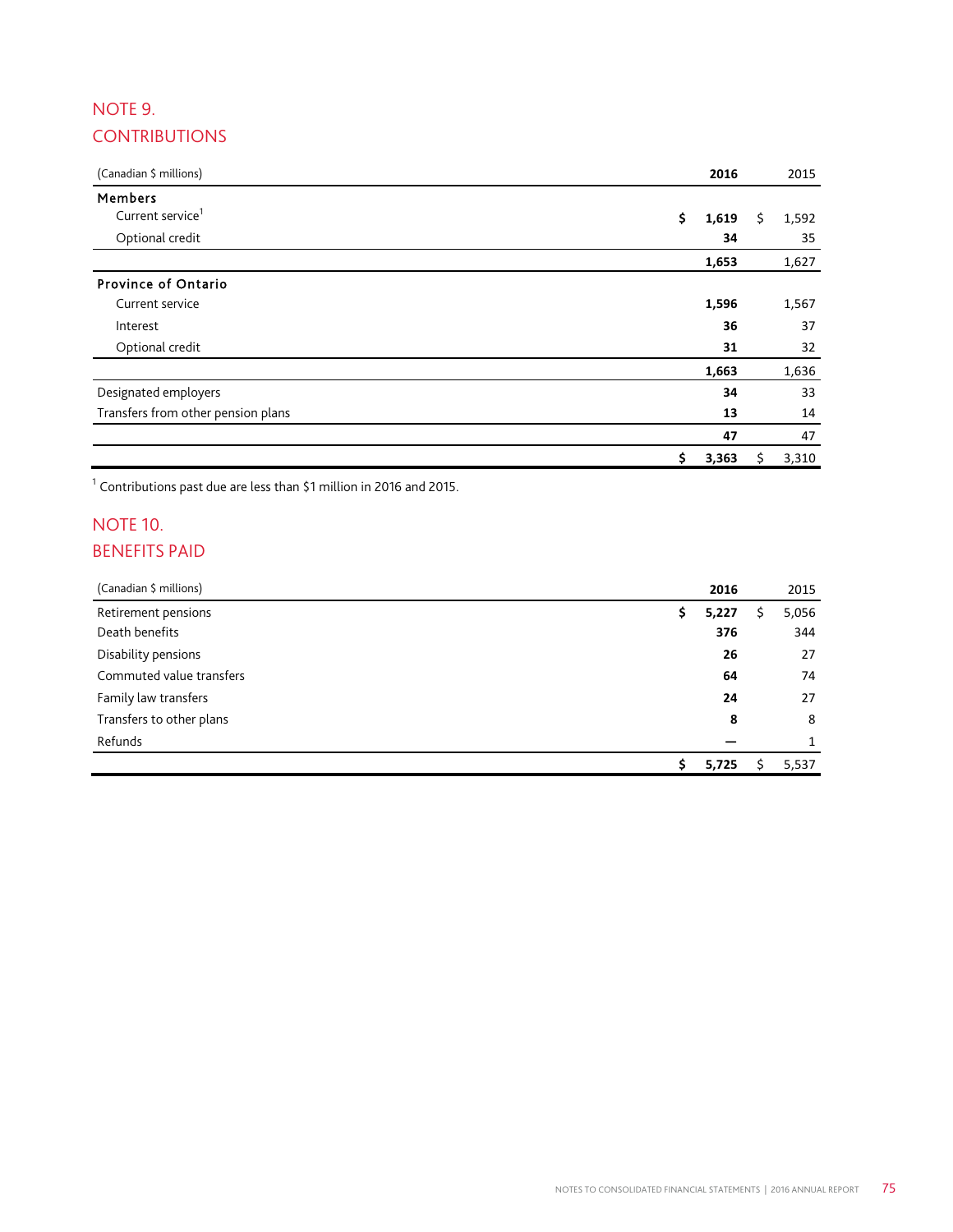## NOTE 9.
## CONTRIBUTIONS

| (Canadian $ millions) | 2016 | 2015 |
|---|---|---|
| **Members** | | |
| Current service[1] | $ 1,619 | $ 1,592 |
| Optional credit | 34 | 35 |
| | 1,653 | 1,627 |
| **Province of Ontario** | | |
| Current service | 1,596 | 1,567 |
| Interest | 36 | 37 |
| Optional credit | 31 | 32 |
| | 1,663 | 1,636 |
| Designated employers | 34 | 33 |
| Transfers from other pension plans | 13 | 14 |
| | 47 | 47 |
| | $ 3,363 | $ 3,310 |

[1] Contributions past due are less than $1 million in 2016 and 2015.

## NOTE 10.
## BENEFITS PAID

| (Canadian $ millions) | 2016 | 2015 |
|---|---|---|
| Retirement pensions | $ 5,227 | $ 5,056 |
| Death benefits | 376 | 344 |
| Disability pensions | 26 | 27 |
| Commuted value transfers | 64 | 74 |
| Family law transfers | 24 | 27 |
| Transfers to other plans | 8 | 8 |
| Refunds | — | 1 |
| | $ 5,725 | $ 5,537 |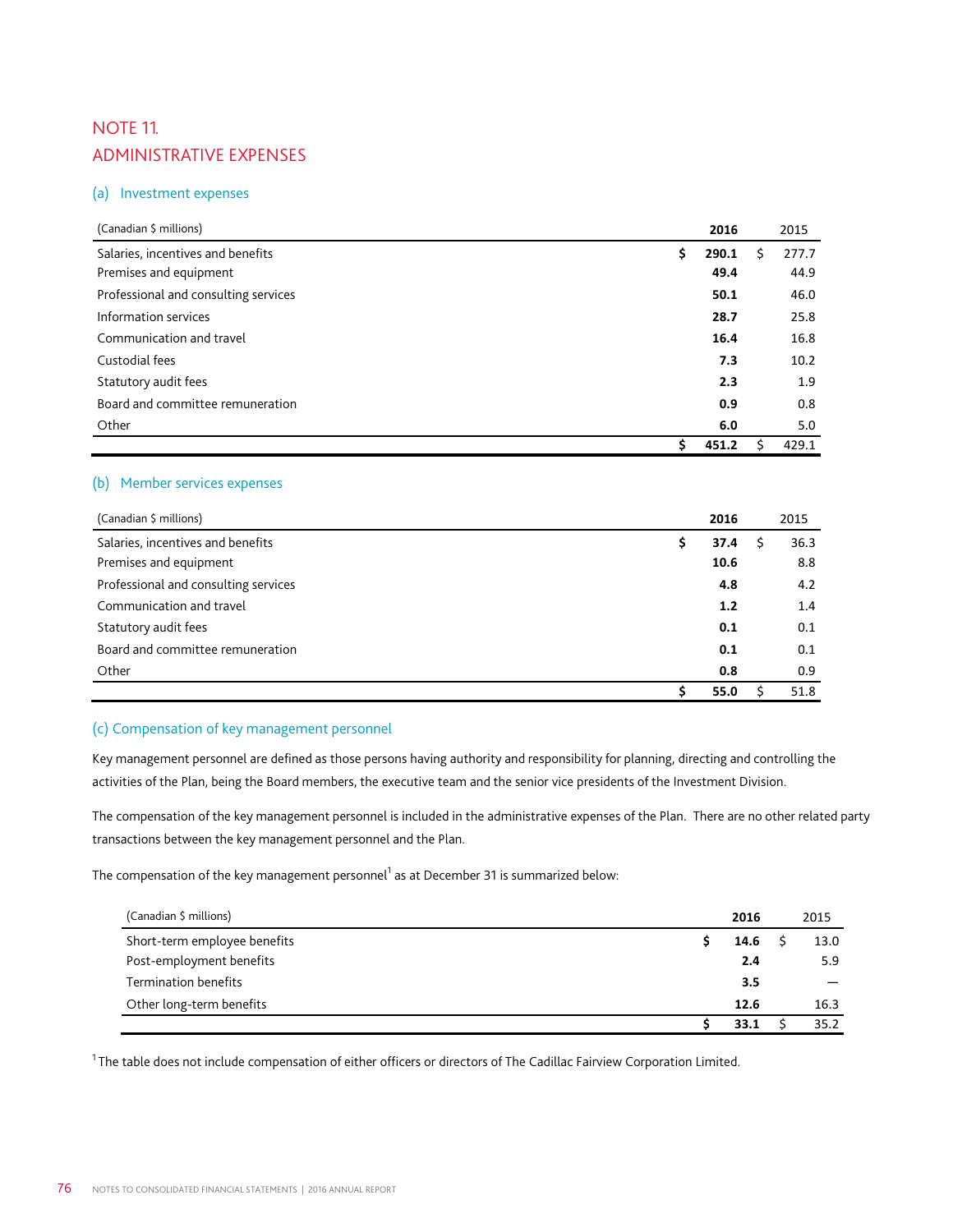# NOTE 11.
# ADMINISTRATIVE EXPENSES

## (a) Investment expenses

| (Canadian $ millions) | 2016 | 2015 |
|---|---|---|
| Salaries, incentives and benefits | $ 290.1 | $ 277.7 |
| Premises and equipment | 49.4 | 44.9 |
| Professional and consulting services | 50.1 | 46.0 |
| Information services | 28.7 | 25.8 |
| Communication and travel | 16.4 | 16.8 |
| Custodial fees | 7.3 | 10.2 |
| Statutory audit fees | 2.3 | 1.9 |
| Board and committee remuneration | 0.9 | 0.8 |
| Other | 6.0 | 5.0 |
| | $ 451.2 | $ 429.1 |

## (b) Member services expenses

| (Canadian $ millions) | 2016 | 2015 |
|---|---|---|
| Salaries, incentives and benefits | $ 37.4 | $ 36.3 |
| Premises and equipment | 10.6 | 8.8 |
| Professional and consulting services | 4.8 | 4.2 |
| Communication and travel | 1.2 | 1.4 |
| Statutory audit fees | 0.1 | 0.1 |
| Board and committee remuneration | 0.1 | 0.1 |
| Other | 0.8 | 0.9 |
| | $ 55.0 | $ 51.8 |

## (c) Compensation of key management personnel

Key management personnel are defined as those persons having authority and responsibility for planning, directing and controlling the activities of the Plan, being the Board members, the executive team and the senior vice presidents of the Investment Division.

The compensation of the key management personnel is included in the administrative expenses of the Plan. There are no other related party transactions between the key management personnel and the Plan.

The compensation of the key management personnel[1] as at December 31 is summarized below:

| (Canadian $ millions) | 2016 | 2015 |
|---|---|---|
| Short-term employee benefits | $ 14.6 | $ 13.0 |
| Post-employment benefits | 2.4 | 5.9 |
| Termination benefits | 3.5 | — |
| Other long-term benefits | 12.6 | 16.3 |
| | $ 33.1 | $ 35.2 |

[1] The table does not include compensation of either officers or directors of The Cadillac Fairview Corporation Limited.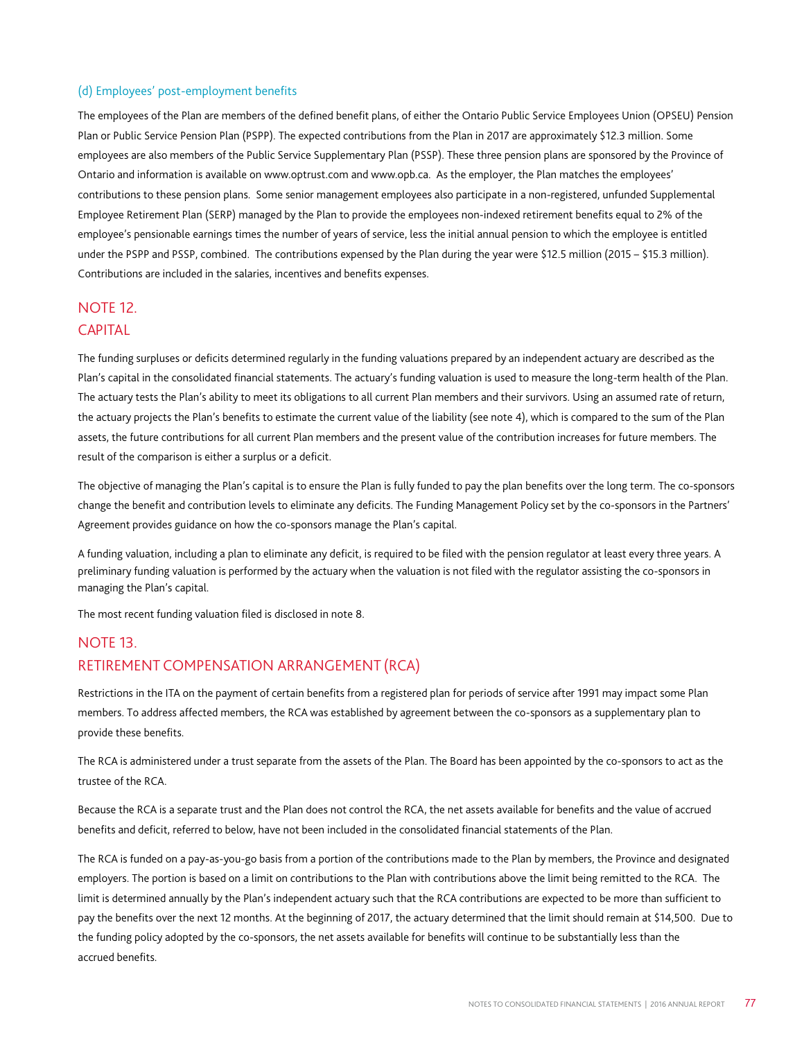### (d) Employees' post-employment benefits

The employees of the Plan are members of the defined benefit plans, of either the Ontario Public Service Employees Union (OPSEU) Pension Plan or Public Service Pension Plan (PSPP). The expected contributions from the Plan in 2017 are approximately $12.3 million. Some employees are also members of the Public Service Supplementary Plan (PSSP). These three pension plans are sponsored by the Province of Ontario and information is available on www.optrust.com and www.opb.ca. As the employer, the Plan matches the employees' contributions to these pension plans. Some senior management employees also participate in a non-registered, unfunded Supplemental Employee Retirement Plan (SERP) managed by the Plan to provide the employees non-indexed retirement benefits equal to 2% of the employee's pensionable earnings times the number of years of service, less the initial annual pension to which the employee is entitled under the PSPP and PSSP, combined. The contributions expensed by the Plan during the year were $12.5 million (2015 – $15.3 million). Contributions are included in the salaries, incentives and benefits expenses.

## NOTE 12.
## CAPITAL

The funding surpluses or deficits determined regularly in the funding valuations prepared by an independent actuary are described as the Plan's capital in the consolidated financial statements. The actuary's funding valuation is used to measure the long-term health of the Plan. The actuary tests the Plan's ability to meet its obligations to all current Plan members and their survivors. Using an assumed rate of return, the actuary projects the Plan's benefits to estimate the current value of the liability (see note 4), which is compared to the sum of the Plan assets, the future contributions for all current Plan members and the present value of the contribution increases for future members. The result of the comparison is either a surplus or a deficit.

The objective of managing the Plan's capital is to ensure the Plan is fully funded to pay the plan benefits over the long term. The co-sponsors change the benefit and contribution levels to eliminate any deficits. The Funding Management Policy set by the co-sponsors in the Partners' Agreement provides guidance on how the co-sponsors manage the Plan's capital.

A funding valuation, including a plan to eliminate any deficit, is required to be filed with the pension regulator at least every three years. A preliminary funding valuation is performed by the actuary when the valuation is not filed with the regulator assisting the co-sponsors in managing the Plan's capital.

The most recent funding valuation filed is disclosed in note 8.

## NOTE 13.
## RETIREMENT COMPENSATION ARRANGEMENT (RCA)

Restrictions in the ITA on the payment of certain benefits from a registered plan for periods of service after 1991 may impact some Plan members. To address affected members, the RCA was established by agreement between the co-sponsors as a supplementary plan to provide these benefits.

The RCA is administered under a trust separate from the assets of the Plan. The Board has been appointed by the co-sponsors to act as the trustee of the RCA.

Because the RCA is a separate trust and the Plan does not control the RCA, the net assets available for benefits and the value of accrued benefits and deficit, referred to below, have not been included in the consolidated financial statements of the Plan.

The RCA is funded on a pay-as-you-go basis from a portion of the contributions made to the Plan by members, the Province and designated employers. The portion is based on a limit on contributions to the Plan with contributions above the limit being remitted to the RCA. The limit is determined annually by the Plan's independent actuary such that the RCA contributions are expected to be more than sufficient to pay the benefits over the next 12 months. At the beginning of 2017, the actuary determined that the limit should remain at $14,500. Due to the funding policy adopted by the co-sponsors, the net assets available for benefits will continue to be substantially less than the accrued benefits.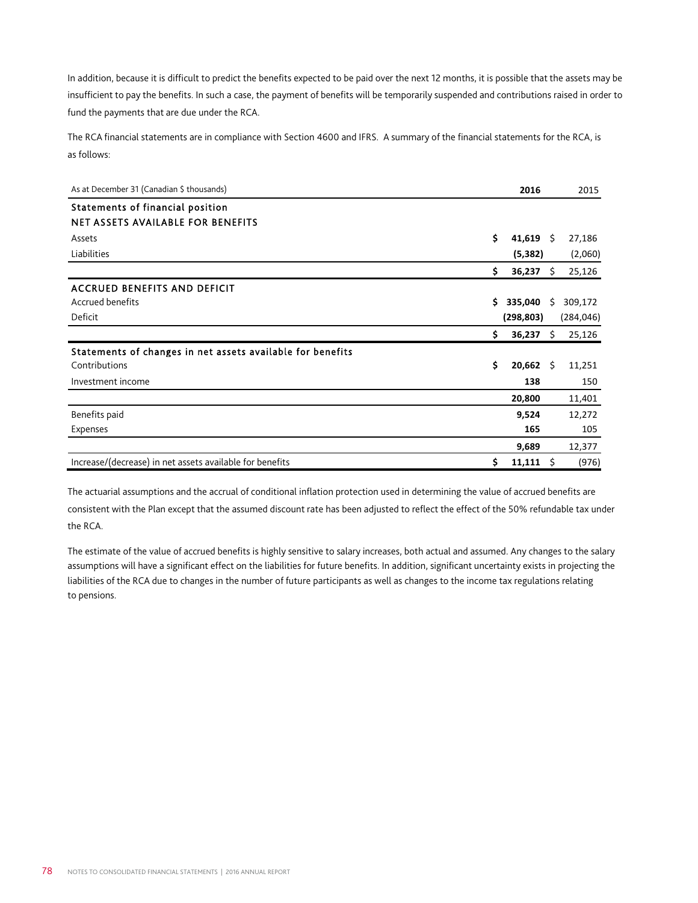In addition, because it is difficult to predict the benefits expected to be paid over the next 12 months, it is possible that the assets may be insufficient to pay the benefits. In such a case, the payment of benefits will be temporarily suspended and contributions raised in order to fund the payments that are due under the RCA.

The RCA financial statements are in compliance with Section 4600 and IFRS. A summary of the financial statements for the RCA, is as follows:

| As at December 31 (Canadian $ thousands) | 2016 | 2015 |
|---|---|---|
| **Statements of financial position** | | |
| **NET ASSETS AVAILABLE FOR BENEFITS** | | |
| Assets | $ **41,619** | $ 27,186 |
| Liabilities | **(5,382)** | (2,060) |
| | $ **36,237** | $ 25,126 |
| **ACCRUED BENEFITS AND DEFICIT** | | |
| Accrued benefits | $ **335,040** | $ 309,172 |
| Deficit | **(298,803)** | (284,046) |
| | $ **36,237** | $ 25,126 |
| **Statements of changes in net assets available for benefits** | | |
| Contributions | $ **20,662** | $ 11,251 |
| Investment income | **138** | 150 |
| | **20,800** | 11,401 |
| Benefits paid | **9,524** | 12,272 |
| Expenses | **165** | 105 |
| | **9,689** | 12,377 |
| Increase/(decrease) in net assets available for benefits | $ **11,111** | $ (976) |

The actuarial assumptions and the accrual of conditional inflation protection used in determining the value of accrued benefits are consistent with the Plan except that the assumed discount rate has been adjusted to reflect the effect of the 50% refundable tax under the RCA.

The estimate of the value of accrued benefits is highly sensitive to salary increases, both actual and assumed. Any changes to the salary assumptions will have a significant effect on the liabilities for future benefits. In addition, significant uncertainty exists in projecting the liabilities of the RCA due to changes in the number of future participants as well as changes to the income tax regulations relating to pensions.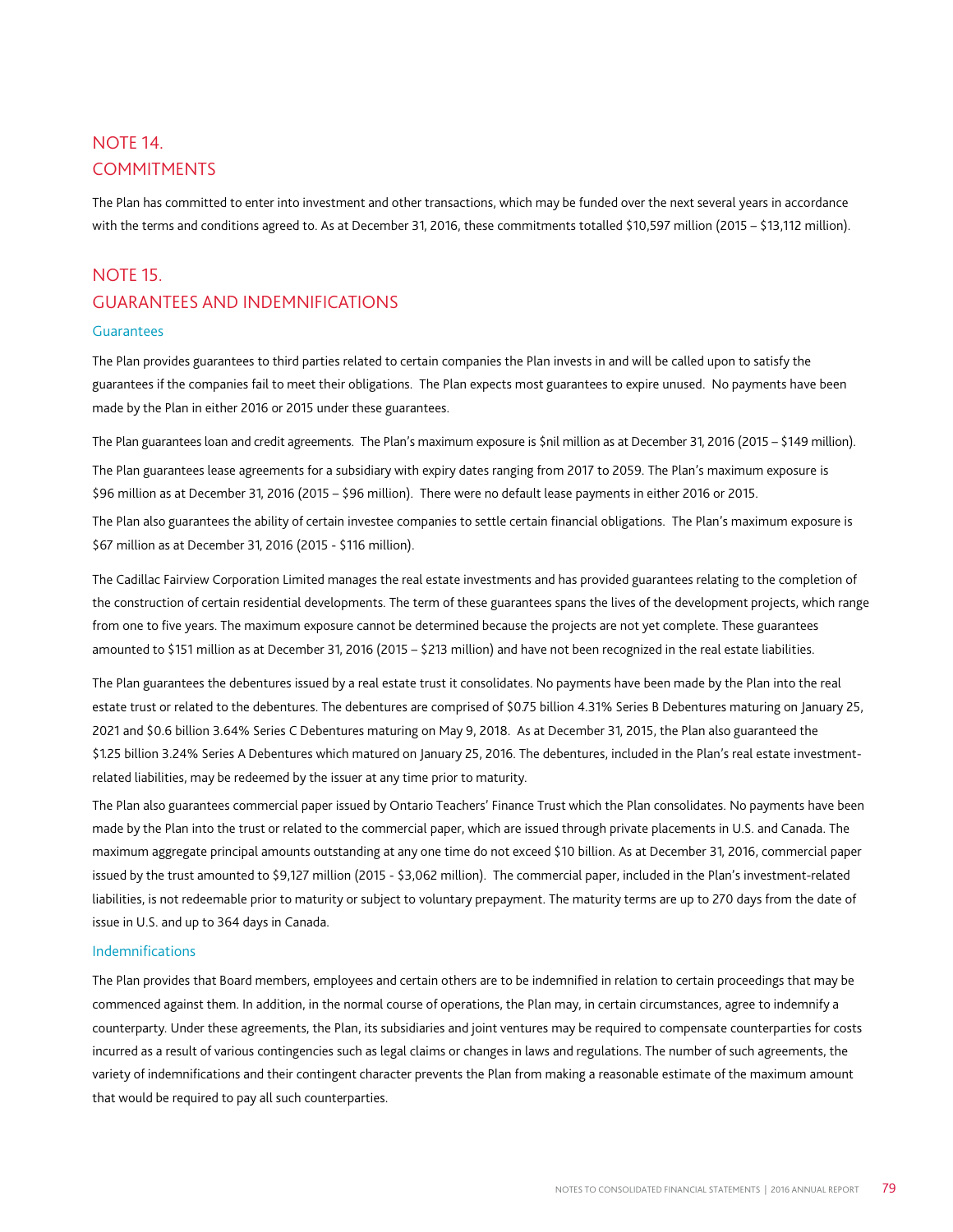## NOTE 14. COMMITMENTS

The Plan has committed to enter into investment and other transactions, which may be funded over the next several years in accordance with the terms and conditions agreed to. As at December 31, 2016, these commitments totalled $10,597 million (2015 – $13,112 million).

## NOTE 15. GUARANTEES AND INDEMNIFICATIONS

### Guarantees

The Plan provides guarantees to third parties related to certain companies the Plan invests in and will be called upon to satisfy the guarantees if the companies fail to meet their obligations. The Plan expects most guarantees to expire unused. No payments have been made by the Plan in either 2016 or 2015 under these guarantees.

The Plan guarantees loan and credit agreements. The Plan's maximum exposure is $nil million as at December 31, 2016 (2015 – $149 million).

The Plan guarantees lease agreements for a subsidiary with expiry dates ranging from 2017 to 2059. The Plan's maximum exposure is $96 million as at December 31, 2016 (2015 – $96 million). There were no default lease payments in either 2016 or 2015.

The Plan also guarantees the ability of certain investee companies to settle certain financial obligations. The Plan's maximum exposure is $67 million as at December 31, 2016 (2015 - $116 million).

The Cadillac Fairview Corporation Limited manages the real estate investments and has provided guarantees relating to the completion of the construction of certain residential developments. The term of these guarantees spans the lives of the development projects, which range from one to five years. The maximum exposure cannot be determined because the projects are not yet complete. These guarantees amounted to $151 million as at December 31, 2016 (2015 – $213 million) and have not been recognized in the real estate liabilities.

The Plan guarantees the debentures issued by a real estate trust it consolidates. No payments have been made by the Plan into the real estate trust or related to the debentures. The debentures are comprised of $0.75 billion 4.31% Series B Debentures maturing on January 25, 2021 and $0.6 billion 3.64% Series C Debentures maturing on May 9, 2018. As at December 31, 2015, the Plan also guaranteed the $1.25 billion 3.24% Series A Debentures which matured on January 25, 2016. The debentures, included in the Plan's real estate investment-related liabilities, may be redeemed by the issuer at any time prior to maturity.

The Plan also guarantees commercial paper issued by Ontario Teachers' Finance Trust which the Plan consolidates. No payments have been made by the Plan into the trust or related to the commercial paper, which are issued through private placements in U.S. and Canada. The maximum aggregate principal amounts outstanding at any one time do not exceed $10 billion. As at December 31, 2016, commercial paper issued by the trust amounted to $9,127 million (2015 - $3,062 million). The commercial paper, included in the Plan's investment-related liabilities, is not redeemable prior to maturity or subject to voluntary prepayment. The maturity terms are up to 270 days from the date of issue in U.S. and up to 364 days in Canada.

### Indemnifications

The Plan provides that Board members, employees and certain others are to be indemnified in relation to certain proceedings that may be commenced against them. In addition, in the normal course of operations, the Plan may, in certain circumstances, agree to indemnify a counterparty. Under these agreements, the Plan, its subsidiaries and joint ventures may be required to compensate counterparties for costs incurred as a result of various contingencies such as legal claims or changes in laws and regulations. The number of such agreements, the variety of indemnifications and their contingent character prevents the Plan from making a reasonable estimate of the maximum amount that would be required to pay all such counterparties.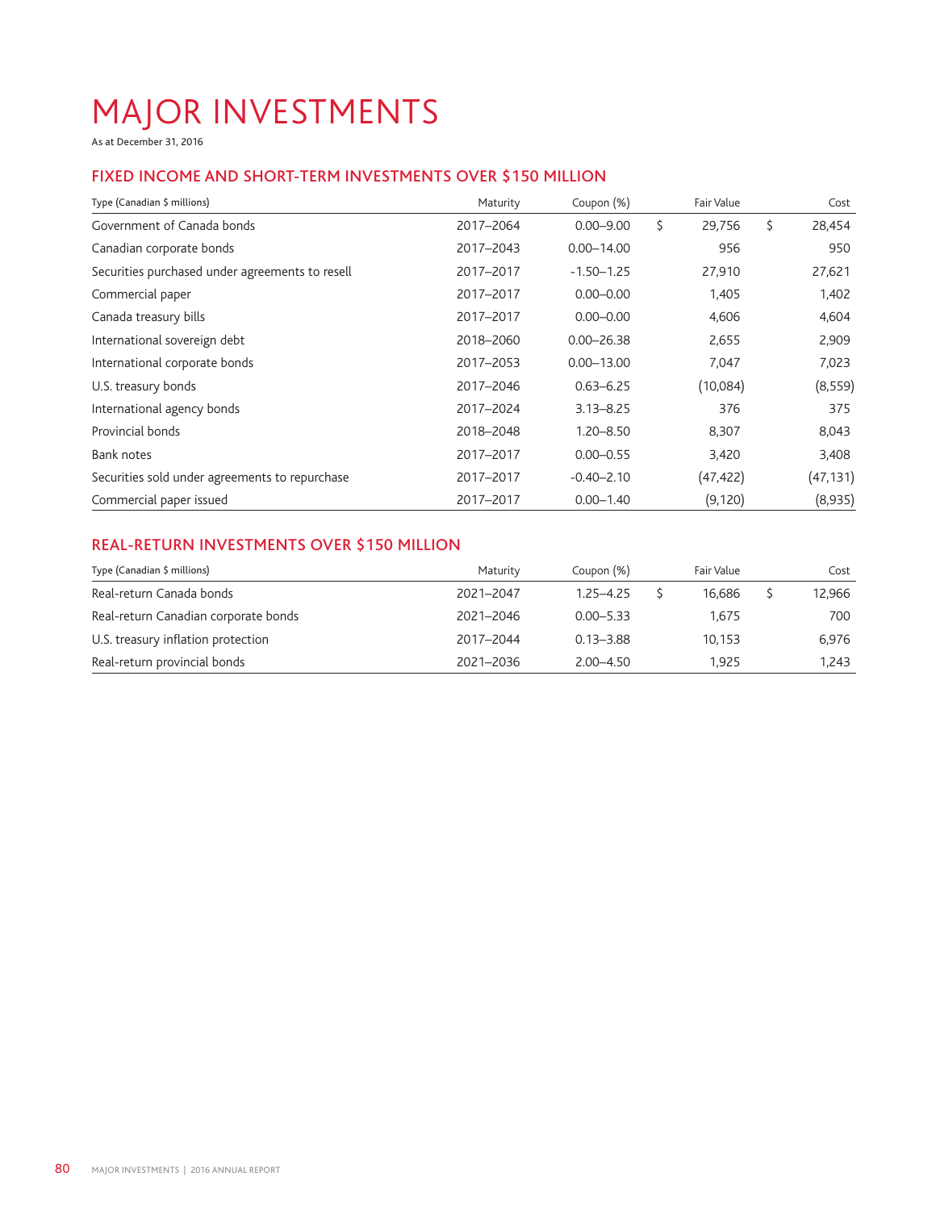# MAJOR INVESTMENTS

As at December 31, 2016

## FIXED INCOME AND SHORT-TERM INVESTMENTS OVER $150 MILLION

| Type (Canadian $ millions) | Maturity | Coupon (%) | Fair Value | Cost |
|---|---|---|---|---|
| Government of Canada bonds | 2017–2064 | 0.00–9.00 | $ 29,756 | $ 28,454 |
| Canadian corporate bonds | 2017–2043 | 0.00–14.00 | 956 | 950 |
| Securities purchased under agreements to resell | 2017–2017 | -1.50–1.25 | 27,910 | 27,621 |
| Commercial paper | 2017–2017 | 0.00–0.00 | 1,405 | 1,402 |
| Canada treasury bills | 2017–2017 | 0.00–0.00 | 4,606 | 4,604 |
| International sovereign debt | 2018–2060 | 0.00–26.38 | 2,655 | 2,909 |
| International corporate bonds | 2017–2053 | 0.00–13.00 | 7,047 | 7,023 |
| U.S. treasury bonds | 2017–2046 | 0.63–6.25 | (10,084) | (8,559) |
| International agency bonds | 2017–2024 | 3.13–8.25 | 376 | 375 |
| Provincial bonds | 2018–2048 | 1.20–8.50 | 8,307 | 8,043 |
| Bank notes | 2017–2017 | 0.00–0.55 | 3,420 | 3,408 |
| Securities sold under agreements to repurchase | 2017–2017 | -0.40–2.10 | (47,422) | (47,131) |
| Commercial paper issued | 2017–2017 | 0.00–1.40 | (9,120) | (8,935) |

## REAL-RETURN INVESTMENTS OVER $150 MILLION

| Type (Canadian $ millions) | Maturity | Coupon (%) | Fair Value | Cost |
|---|---|---|---|---|
| Real-return Canada bonds | 2021–2047 | 1.25–4.25 | $ 16,686 | $ 12,966 |
| Real-return Canadian corporate bonds | 2021–2046 | 0.00–5.33 | 1,675 | 700 |
| U.S. treasury inflation protection | 2017–2044 | 0.13–3.88 | 10,153 | 6,976 |
| Real-return provincial bonds | 2021–2036 | 2.00–4.50 | 1,925 | 1,243 |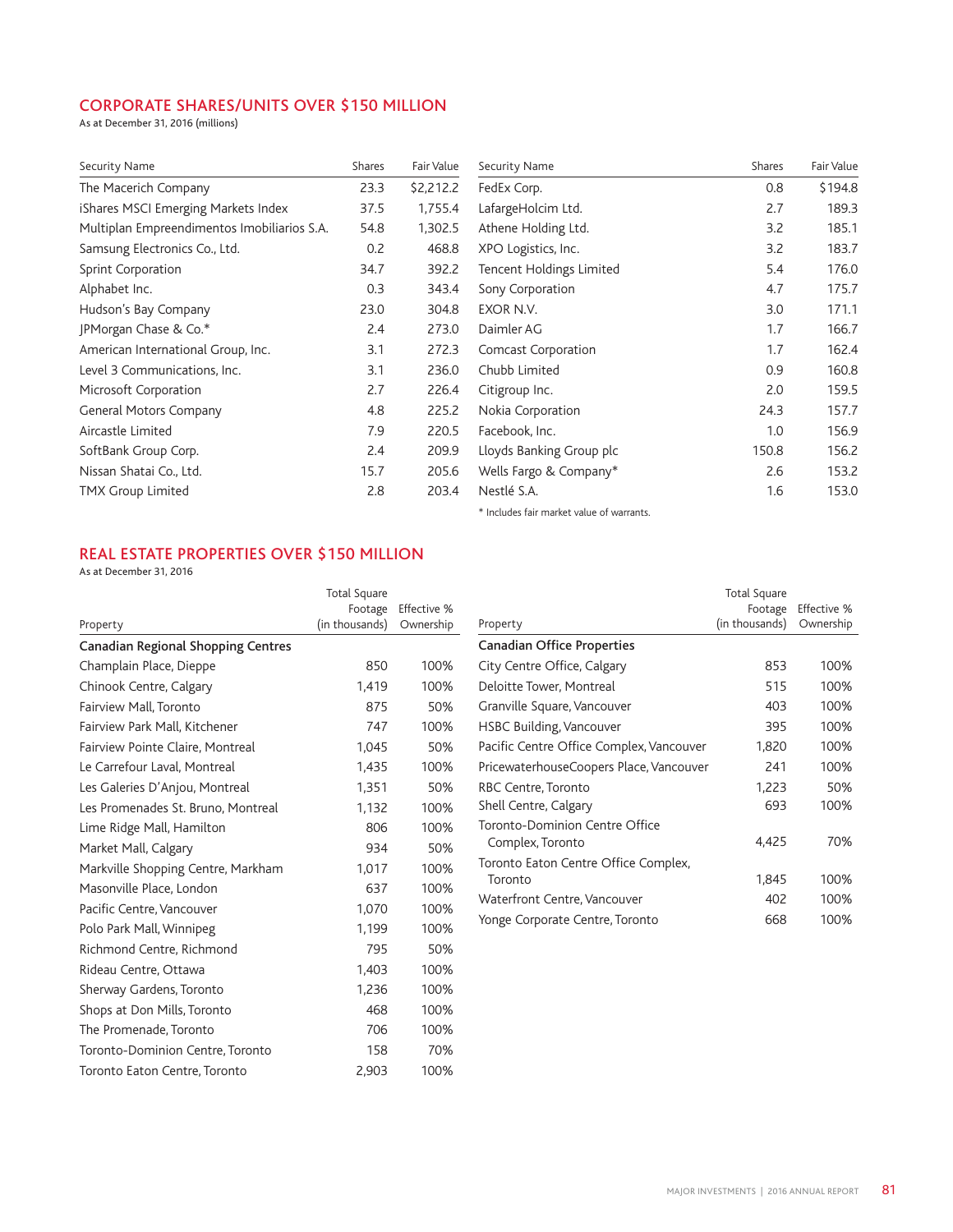## CORPORATE SHARES/UNITS OVER $150 MILLION

As at December 31, 2016 (millions)

| Security Name | Shares | Fair Value |
|---|---|---|
| The Macerich Company | 23.3 | $2,212.2 |
| iShares MSCI Emerging Markets Index | 37.5 | 1,755.4 |
| Multiplan Empreendimentos Imobiliarios S.A. | 54.8 | 1,302.5 |
| Samsung Electronics Co., Ltd. | 0.2 | 468.8 |
| Sprint Corporation | 34.7 | 392.2 |
| Alphabet Inc. | 0.3 | 343.4 |
| Hudson's Bay Company | 23.0 | 304.8 |
| JPMorgan Chase & Co.* | 2.4 | 273.0 |
| American International Group, Inc. | 3.1 | 272.3 |
| Level 3 Communications, Inc. | 3.1 | 236.0 |
| Microsoft Corporation | 2.7 | 226.4 |
| General Motors Company | 4.8 | 225.2 |
| Aircastle Limited | 7.9 | 220.5 |
| SoftBank Group Corp. | 2.4 | 209.9 |
| Nissan Shatai Co., Ltd. | 15.7 | 205.6 |
| TMX Group Limited | 2.8 | 203.4 |
| FedEx Corp. | 0.8 | $194.8 |
| LafargeHolcim Ltd. | 2.7 | 189.3 |
| Athene Holding Ltd. | 3.2 | 185.1 |
| XPO Logistics, Inc. | 3.2 | 183.7 |
| Tencent Holdings Limited | 5.4 | 176.0 |
| Sony Corporation | 4.7 | 175.7 |
| EXOR N.V. | 3.0 | 171.1 |
| Daimler AG | 1.7 | 166.7 |
| Comcast Corporation | 1.7 | 162.4 |
| Chubb Limited | 0.9 | 160.8 |
| Citigroup Inc. | 2.0 | 159.5 |
| Nokia Corporation | 24.3 | 157.7 |
| Facebook, Inc. | 1.0 | 156.9 |
| Lloyds Banking Group plc | 150.8 | 156.2 |
| Wells Fargo & Company* | 2.6 | 153.2 |
| Nestlé S.A. | 1.6 | 153.0 |

* Includes fair market value of warrants.

## REAL ESTATE PROPERTIES OVER $150 MILLION

As at December 31, 2016

| Property | Total Square Footage (in thousands) | Effective % Ownership |
|---|---|---|
| **Canadian Regional Shopping Centres** | | |
| Champlain Place, Dieppe | 850 | 100% |
| Chinook Centre, Calgary | 1,419 | 100% |
| Fairview Mall, Toronto | 875 | 50% |
| Fairview Park Mall, Kitchener | 747 | 100% |
| Fairview Pointe Claire, Montreal | 1,045 | 50% |
| Le Carrefour Laval, Montreal | 1,435 | 100% |
| Les Galeries D'Anjou, Montreal | 1,351 | 50% |
| Les Promenades St. Bruno, Montreal | 1,132 | 100% |
| Lime Ridge Mall, Hamilton | 806 | 100% |
| Market Mall, Calgary | 934 | 50% |
| Markville Shopping Centre, Markham | 1,017 | 100% |
| Masonville Place, London | 637 | 100% |
| Pacific Centre, Vancouver | 1,070 | 100% |
| Polo Park Mall, Winnipeg | 1,199 | 100% |
| Richmond Centre, Richmond | 795 | 50% |
| Rideau Centre, Ottawa | 1,403 | 100% |
| Sherway Gardens, Toronto | 1,236 | 100% |
| Shops at Don Mills, Toronto | 468 | 100% |
| The Promenade, Toronto | 706 | 100% |
| Toronto-Dominion Centre, Toronto | 158 | 70% |
| Toronto Eaton Centre, Toronto | 2,903 | 100% |
| **Canadian Office Properties** | | |
| City Centre Office, Calgary | 853 | 100% |
| Deloitte Tower, Montreal | 515 | 100% |
| Granville Square, Vancouver | 403 | 100% |
| HSBC Building, Vancouver | 395 | 100% |
| Pacific Centre Office Complex, Vancouver | 1,820 | 100% |
| PricewaterhouseCoopers Place, Vancouver | 241 | 100% |
| RBC Centre, Toronto | 1,223 | 50% |
| Shell Centre, Calgary | 693 | 100% |
| Toronto-Dominion Centre Office Complex, Toronto | 4,425 | 70% |
| Toronto Eaton Centre Office Complex, Toronto | 1,845 | 100% |
| Waterfront Centre, Vancouver | 402 | 100% |
| Yonge Corporate Centre, Toronto | 668 | 100% |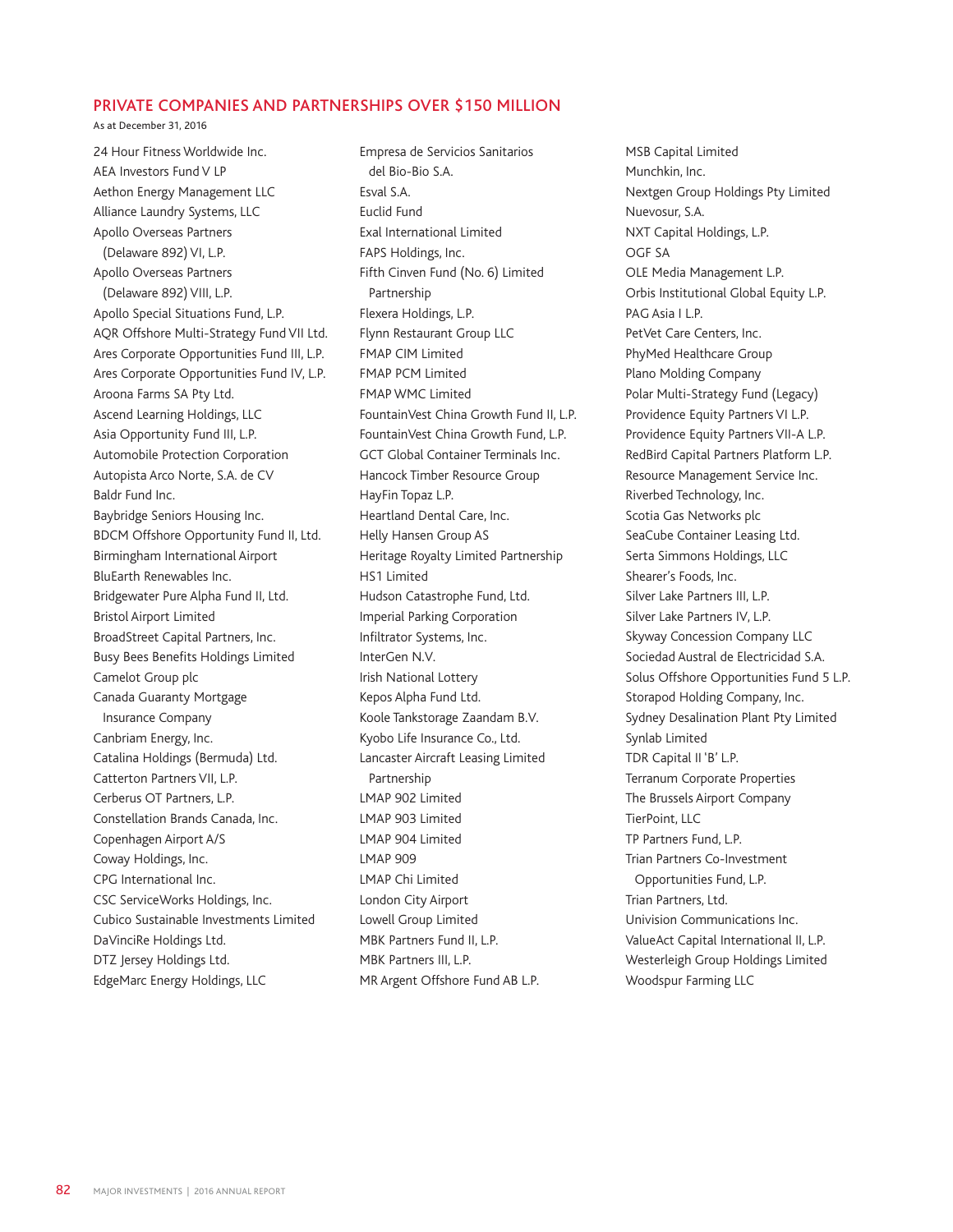## PRIVATE COMPANIES AND PARTNERSHIPS OVER $150 MILLION

As at December 31, 2016

24 Hour Fitness Worldwide Inc.
AEA Investors Fund V LP
Aethon Energy Management LLC
Alliance Laundry Systems, LLC
Apollo Overseas Partners (Delaware 892) VI, L.P.
Apollo Overseas Partners (Delaware 892) VIII, L.P.
Apollo Special Situations Fund, L.P.
AQR Offshore Multi-Strategy Fund VII Ltd.
Ares Corporate Opportunities Fund III, L.P.
Ares Corporate Opportunities Fund IV, L.P.
Aroona Farms SA Pty Ltd.
Ascend Learning Holdings, LLC
Asia Opportunity Fund III, L.P.
Automobile Protection Corporation
Autopista Arco Norte, S.A. de CV
Baldr Fund Inc.
Baybridge Seniors Housing Inc.
BDCM Offshore Opportunity Fund II, Ltd.
Birmingham International Airport
BluEarth Renewables Inc.
Bridgewater Pure Alpha Fund II, Ltd.
Bristol Airport Limited
BroadStreet Capital Partners, Inc.
Busy Bees Benefits Holdings Limited
Camelot Group plc
Canada Guaranty Mortgage Insurance Company
Canbriam Energy, Inc.
Catalina Holdings (Bermuda) Ltd.
Catterton Partners VII, L.P.
Cerberus OT Partners, L.P.
Constellation Brands Canada, Inc.
Copenhagen Airport A/S
Coway Holdings, Inc.
CPG International Inc.
CSC ServiceWorks Holdings, Inc.
Cubico Sustainable Investments Limited
DaVinciRe Holdings Ltd.
DTZ Jersey Holdings Ltd.
EdgeMarc Energy Holdings, LLC
Empresa de Servicios Sanitarios del Bio-Bio S.A.
Esval S.A.
Euclid Fund
Exal International Limited
FAPS Holdings, Inc.
Fifth Cinven Fund (No. 6) Limited Partnership
Flexera Holdings, L.P.
Flynn Restaurant Group LLC
FMAP CIM Limited
FMAP PCM Limited
FMAP WMC Limited
FountainVest China Growth Fund II, L.P.
FountainVest China Growth Fund, L.P.
GCT Global Container Terminals Inc.
Hancock Timber Resource Group
HayFin Topaz L.P.
Heartland Dental Care, Inc.
Helly Hansen Group AS
Heritage Royalty Limited Partnership
HS1 Limited
Hudson Catastrophe Fund, Ltd.
Imperial Parking Corporation
Infiltrator Systems, Inc.
InterGen N.V.
Irish National Lottery
Kepos Alpha Fund Ltd.
Koole Tankstorage Zaandam B.V.
Kyobo Life Insurance Co., Ltd.
Lancaster Aircraft Leasing Limited Partnership
LMAP 902 Limited
LMAP 903 Limited
LMAP 904 Limited
LMAP 909
LMAP Chi Limited
London City Airport
Lowell Group Limited
MBK Partners Fund II, L.P.
MBK Partners III, L.P.
MR Argent Offshore Fund AB L.P.
MSB Capital Limited
Munchkin, Inc.
Nextgen Group Holdings Pty Limited
Nuevosur, S.A.
NXT Capital Holdings, L.P.
OGF SA
OLE Media Management L.P.
Orbis Institutional Global Equity L.P.
PAG Asia I L.P.
PetVet Care Centers, Inc.
PhyMed Healthcare Group
Plano Molding Company
Polar Multi-Strategy Fund (Legacy)
Providence Equity Partners VI L.P.
Providence Equity Partners VII-A L.P.
RedBird Capital Partners Platform L.P.
Resource Management Service Inc.
Riverbed Technology, Inc.
Scotia Gas Networks plc
SeaCube Container Leasing Ltd.
Serta Simmons Holdings, LLC
Shearer's Foods, Inc.
Silver Lake Partners III, L.P.
Silver Lake Partners IV, L.P.
Skyway Concession Company LLC
Sociedad Austral de Electricidad S.A.
Solus Offshore Opportunities Fund 5 L.P.
Storapod Holding Company, Inc.
Sydney Desalination Plant Pty Limited
Synlab Limited
TDR Capital II 'B' L.P.
Terranum Corporate Properties
The Brussels Airport Company
TierPoint, LLC
TP Partners Fund, L.P.
Trian Partners Co-Investment Opportunities Fund, L.P.
Trian Partners, Ltd.
Univision Communications Inc.
ValueAct Capital International II, L.P.
Westerleigh Group Holdings Limited
Woodspur Farming LLC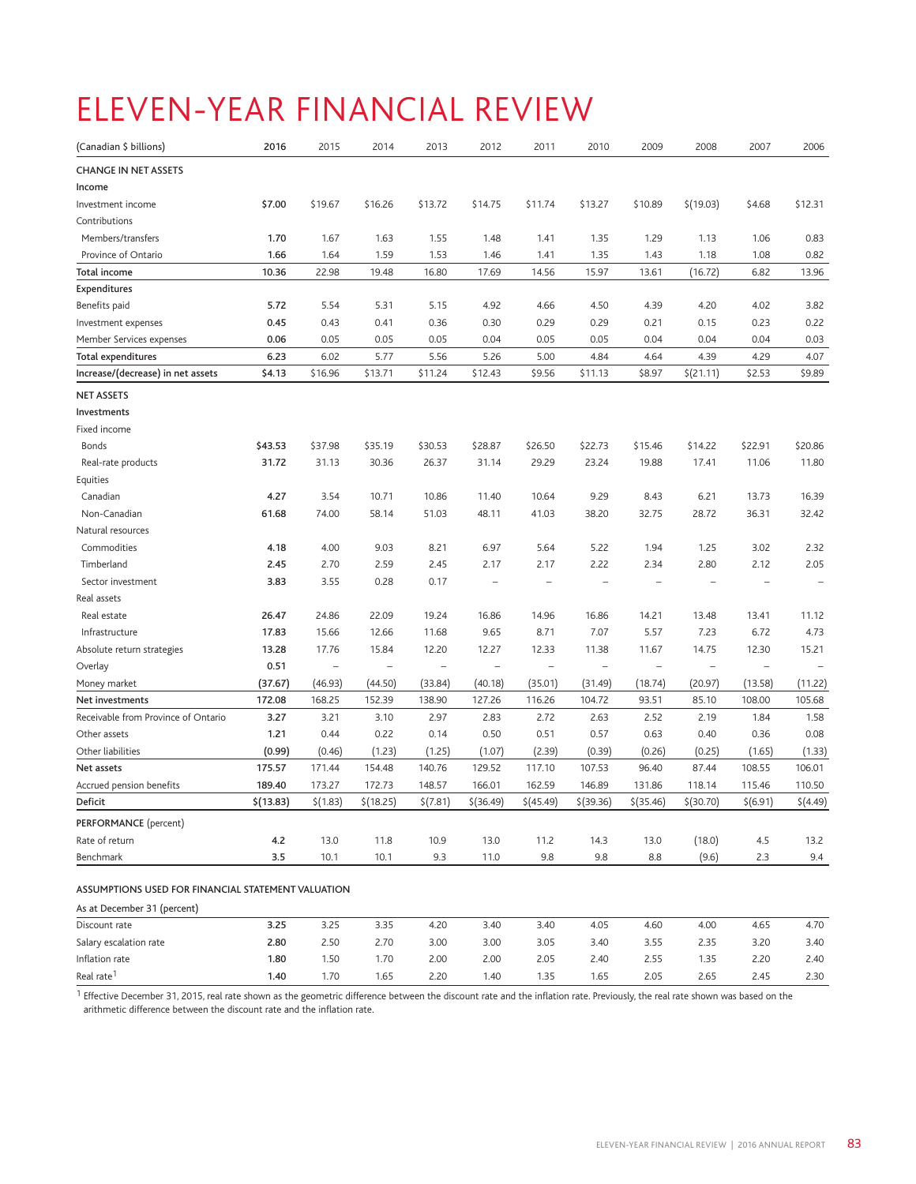# ELEVEN-YEAR FINANCIAL REVIEW

| (Canadian $ billions) | 2016 | 2015 | 2014 | 2013 | 2012 | 2011 | 2010 | 2009 | 2008 | 2007 | 2006 |
|---|---|---|---|---|---|---|---|---|---|---|---|
| **CHANGE IN NET ASSETS** | | | | | | | | | | | |
| **Income** | | | | | | | | | | | |
| Investment income | **$7.00** | $19.67 | $16.26 | $13.72 | $14.75 | $11.74 | $13.27 | $10.89 | $(19.03) | $4.68 | $12.31 |
| Contributions | | | | | | | | | | | |
| Members/transfers | **1.70** | 1.67 | 1.63 | 1.55 | 1.48 | 1.41 | 1.35 | 1.29 | 1.13 | 1.06 | 0.83 |
| Province of Ontario | **1.66** | 1.64 | 1.59 | 1.53 | 1.46 | 1.41 | 1.35 | 1.43 | 1.18 | 1.08 | 0.82 |
| **Total income** | **10.36** | 22.98 | 19.48 | 16.80 | 17.69 | 14.56 | 15.97 | 13.61 | (16.72) | 6.82 | 13.96 |
| **Expenditures** | | | | | | | | | | | |
| Benefits paid | **5.72** | 5.54 | 5.31 | 5.15 | 4.92 | 4.66 | 4.50 | 4.39 | 4.20 | 4.02 | 3.82 |
| Investment expenses | **0.45** | 0.43 | 0.41 | 0.36 | 0.30 | 0.29 | 0.29 | 0.21 | 0.15 | 0.23 | 0.22 |
| Member Services expenses | **0.06** | 0.05 | 0.05 | 0.05 | 0.04 | 0.05 | 0.05 | 0.04 | 0.04 | 0.04 | 0.03 |
| **Total expenditures** | **6.23** | 6.02 | 5.77 | 5.56 | 5.26 | 5.00 | 4.84 | 4.64 | 4.39 | 4.29 | 4.07 |
| **Increase/(decrease) in net assets** | **$4.13** | $16.96 | $13.71 | $11.24 | $12.43 | $9.56 | $11.13 | $8.97 | $(21.11) | $2.53 | $9.89 |
| **NET ASSETS** | | | | | | | | | | | |
| **Investments** | | | | | | | | | | | |
| Fixed income | | | | | | | | | | | |
| Bonds | **$43.53** | $37.98 | $35.19 | $30.53 | $28.87 | $26.50 | $22.73 | $15.46 | $14.22 | $22.91 | $20.86 |
| Real-rate products | **31.72** | 31.13 | 30.36 | 26.37 | 31.14 | 29.29 | 23.24 | 19.88 | 17.41 | 11.06 | 11.80 |
| Equities | | | | | | | | | | | |
| Canadian | **4.27** | 3.54 | 10.71 | 10.86 | 11.40 | 10.64 | 9.29 | 8.43 | 6.21 | 13.73 | 16.39 |
| Non-Canadian | **61.68** | 74.00 | 58.14 | 51.03 | 48.11 | 41.03 | 38.20 | 32.75 | 28.72 | 36.31 | 32.42 |
| Natural resources | | | | | | | | | | | |
| Commodities | **4.18** | 4.00 | 9.03 | 8.21 | 6.97 | 5.64 | 5.22 | 1.94 | 1.25 | 3.02 | 2.32 |
| Timberland | **2.45** | 2.70 | 2.59 | 2.45 | 2.17 | 2.17 | 2.22 | 2.34 | 2.80 | 2.12 | 2.05 |
| Sector investment | **3.83** | 3.55 | 0.28 | 0.17 | – | – | – | – | – | – | – |
| Real assets | | | | | | | | | | | |
| Real estate | **26.47** | 24.86 | 22.09 | 19.24 | 16.86 | 14.96 | 16.86 | 14.21 | 13.48 | 13.41 | 11.12 |
| Infrastructure | **17.83** | 15.66 | 12.66 | 11.68 | 9.65 | 8.71 | 7.07 | 5.57 | 7.23 | 6.72 | 4.73 |
| Absolute return strategies | **13.28** | 17.76 | 15.84 | 12.20 | 12.27 | 12.33 | 11.38 | 11.67 | 14.75 | 12.30 | 15.21 |
| Overlay | **0.51** | – | – | – | – | – | – | – | – | – | – |
| Money market | **(37.67)** | (46.93) | (44.50) | (33.84) | (40.18) | (35.01) | (31.49) | (18.74) | (20.97) | (13.58) | (11.22) |
| **Net investments** | **172.08** | 168.25 | 152.39 | 138.90 | 127.26 | 116.26 | 104.72 | 93.51 | 85.10 | 108.00 | 105.68 |
| Receivable from Province of Ontario | **3.27** | 3.21 | 3.10 | 2.97 | 2.83 | 2.72 | 2.63 | 2.52 | 2.19 | 1.84 | 1.58 |
| Other assets | **1.21** | 0.44 | 0.22 | 0.14 | 0.50 | 0.51 | 0.57 | 0.63 | 0.40 | 0.36 | 0.08 |
| Other liabilities | **(0.99)** | (0.46) | (1.23) | (1.25) | (1.07) | (2.39) | (0.39) | (0.26) | (0.25) | (1.65) | (1.33) |
| **Net assets** | **175.57** | 171.44 | 154.48 | 140.76 | 129.52 | 117.10 | 107.53 | 96.40 | 87.44 | 108.55 | 106.01 |
| Accrued pension benefits | **189.40** | 173.27 | 172.73 | 148.57 | 166.01 | 162.59 | 146.89 | 131.86 | 118.14 | 115.46 | 110.50 |
| **Deficit** | **$(13.83)** | $(1.83) | $(18.25) | $(7.81) | $(36.49) | $(45.49) | $(39.36) | $(35.46) | $(30.70) | $(6.91) | $(4.49) |
| **PERFORMANCE** (percent) | | | | | | | | | | | |
| Rate of return | **4.2** | 13.0 | 11.8 | 10.9 | 13.0 | 11.2 | 14.3 | 13.0 | (18.0) | 4.5 | 13.2 |
| Benchmark | **3.5** | 10.1 | 10.1 | 9.3 | 11.0 | 9.8 | 9.8 | 8.8 | (9.6) | 2.3 | 9.4 |

**ASSUMPTIONS USED FOR FINANCIAL STATEMENT VALUATION**

| As at December 31 (percent) | 2016 | 2015 | 2014 | 2013 | 2012 | 2011 | 2010 | 2009 | 2008 | 2007 | 2006 |
|---|---|---|---|---|---|---|---|---|---|---|---|
| Discount rate | **3.25** | 3.25 | 3.35 | 4.20 | 3.40 | 3.40 | 4.05 | 4.60 | 4.00 | 4.65 | 4.70 |
| Salary escalation rate | **2.80** | 2.50 | 2.70 | 3.00 | 3.00 | 3.05 | 3.40 | 3.55 | 2.35 | 3.20 | 3.40 |
| Inflation rate | **1.80** | 1.50 | 1.70 | 2.00 | 2.00 | 2.05 | 2.40 | 2.55 | 1.35 | 2.20 | 2.40 |
| Real rate[1] | **1.40** | 1.70 | 1.65 | 2.20 | 1.40 | 1.35 | 1.65 | 2.05 | 2.65 | 2.45 | 2.30 |

[1] Effective December 31, 2015, real rate shown as the geometric difference between the discount rate and the inflation rate. Previously, the real rate shown was based on the arithmetic difference between the discount rate and the inflation rate.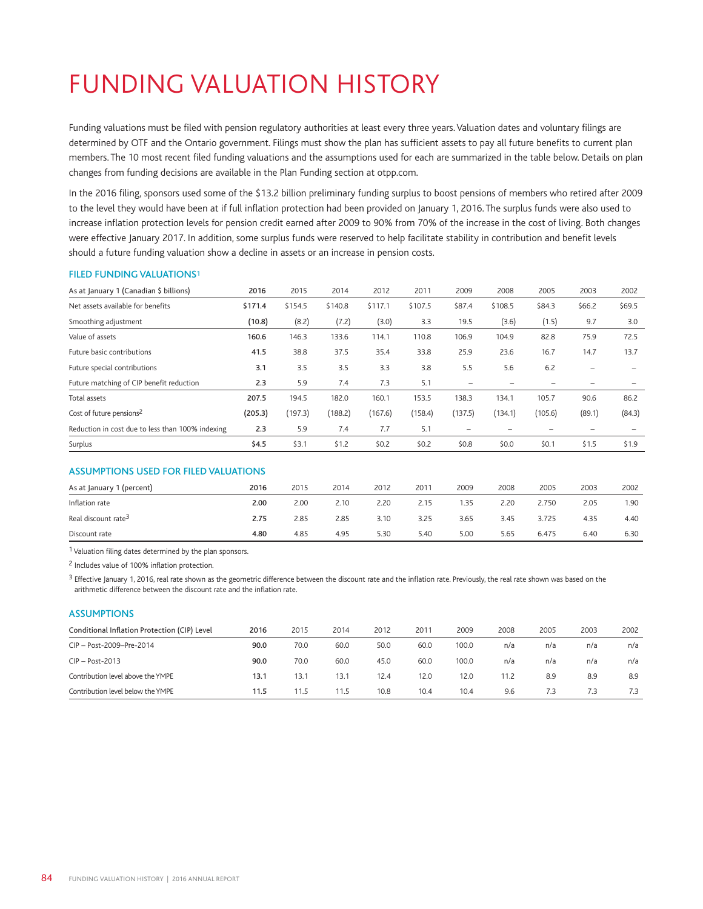# FUNDING VALUATION HISTORY

Funding valuations must be filed with pension regulatory authorities at least every three years. Valuation dates and voluntary filings are determined by OTF and the Ontario government. Filings must show the plan has sufficient assets to pay all future benefits to current plan members. The 10 most recent filed funding valuations and the assumptions used for each are summarized in the table below. Details on plan changes from funding decisions are available in the Plan Funding section at otpp.com.

In the 2016 filing, sponsors used some of the $13.2 billion preliminary funding surplus to boost pensions of members who retired after 2009 to the level they would have been at if full inflation protection had been provided on January 1, 2016. The surplus funds were also used to increase inflation protection levels for pension credit earned after 2009 to 90% from 70% of the increase in the cost of living. Both changes were effective January 2017. In addition, some surplus funds were reserved to help facilitate stability in contribution and benefit levels should a future funding valuation show a decline in assets or an increase in pension costs.

## FILED FUNDING VALUATIONS[1]

| As at January 1 (Canadian $ billions) | 2016 | 2015 | 2014 | 2012 | 2011 | 2009 | 2008 | 2005 | 2003 | 2002 |
|---|---|---|---|---|---|---|---|---|---|---|
| Net assets available for benefits | **$171.4** | $154.5 | $140.8 | $117.1 | $107.5 | $87.4 | $108.5 | $84.3 | $66.2 | $69.5 |
| Smoothing adjustment | **(10.8)** | (8.2) | (7.2) | (3.0) | 3.3 | 19.5 | (3.6) | (1.5) | 9.7 | 3.0 |
| Value of assets | **160.6** | 146.3 | 133.6 | 114.1 | 110.8 | 106.9 | 104.9 | 82.8 | 75.9 | 72.5 |
| Future basic contributions | **41.5** | 38.8 | 37.5 | 35.4 | 33.8 | 25.9 | 23.6 | 16.7 | 14.7 | 13.7 |
| Future special contributions | **3.1** | 3.5 | 3.5 | 3.3 | 3.8 | 5.5 | 5.6 | 6.2 | – | – |
| Future matching of CIP benefit reduction | **2.3** | 5.9 | 7.4 | 7.3 | 5.1 | – | – | – | – | – |
| Total assets | **207.5** | 194.5 | 182.0 | 160.1 | 153.5 | 138.3 | 134.1 | 105.7 | 90.6 | 86.2 |
| Cost of future pensions[2] | **(205.3)** | (197.3) | (188.2) | (167.6) | (158.4) | (137.5) | (134.1) | (105.6) | (89.1) | (84.3) |
| Reduction in cost due to less than 100% indexing | **2.3** | 5.9 | 7.4 | 7.7 | 5.1 | – | – | – | – | – |
| Surplus | **$4.5** | $3.1 | $1.2 | $0.2 | $0.2 | $0.8 | $0.0 | $0.1 | $1.5 | $1.9 |

## ASSUMPTIONS USED FOR FILED VALUATIONS

| As at January 1 (percent) | 2016 | 2015 | 2014 | 2012 | 2011 | 2009 | 2008 | 2005 | 2003 | 2002 |
|---|---|---|---|---|---|---|---|---|---|---|
| Inflation rate | **2.00** | 2.00 | 2.10 | 2.20 | 2.15 | 1.35 | 2.20 | 2.750 | 2.05 | 1.90 |
| Real discount rate[3] | **2.75** | 2.85 | 2.85 | 3.10 | 3.25 | 3.65 | 3.45 | 3.725 | 4.35 | 4.40 |
| Discount rate | **4.80** | 4.85 | 4.95 | 5.30 | 5.40 | 5.00 | 5.65 | 6.475 | 6.40 | 6.30 |

[1] Valuation filing dates determined by the plan sponsors.

[2] Includes value of 100% inflation protection.

[3] Effective January 1, 2016, real rate shown as the geometric difference between the discount rate and the inflation rate. Previously, the real rate shown was based on the arithmetic difference between the discount rate and the inflation rate.

## ASSUMPTIONS

| Conditional Inflation Protection (CIP) Level | 2016 | 2015 | 2014 | 2012 | 2011 | 2009 | 2008 | 2005 | 2003 | 2002 |
|---|---|---|---|---|---|---|---|---|---|---|
| CIP – Post-2009–Pre-2014 | **90.0** | 70.0 | 60.0 | 50.0 | 60.0 | 100.0 | n/a | n/a | n/a | n/a |
| CIP – Post-2013 | **90.0** | 70.0 | 60.0 | 45.0 | 60.0 | 100.0 | n/a | n/a | n/a | n/a |
| Contribution level above the YMPE | **13.1** | 13.1 | 13.1 | 12.4 | 12.0 | 12.0 | 11.2 | 8.9 | 8.9 | 8.9 |
| Contribution level below the YMPE | **11.5** | 11.5 | 11.5 | 10.8 | 10.4 | 10.4 | 9.6 | 7.3 | 7.3 | 7.3 |